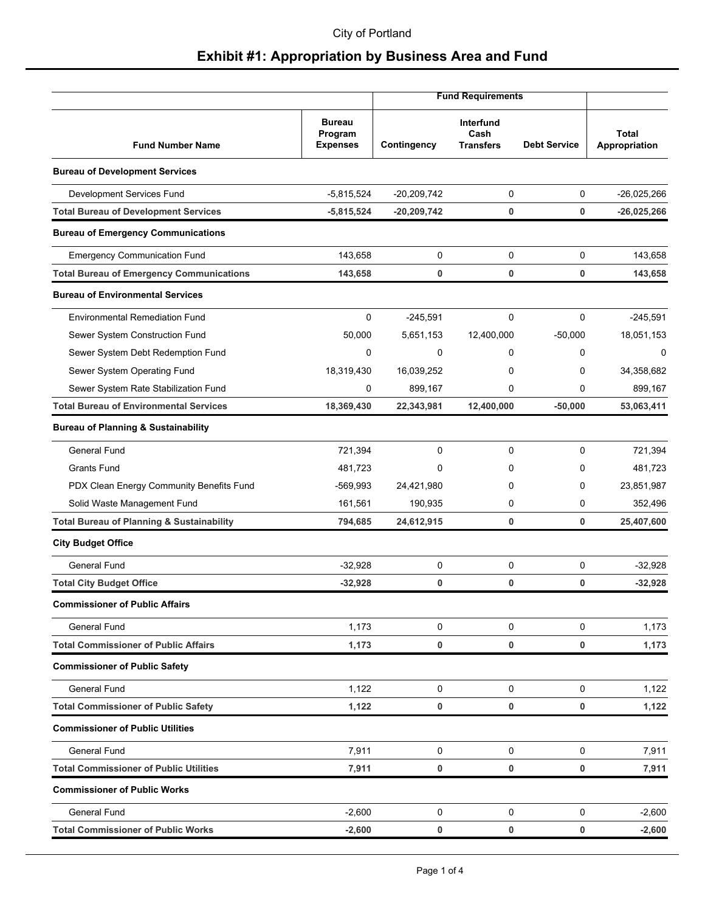City of Portland

# Exhibit #1: Appropriation by Business Area and Fund

| | | Fund Requirements | | | |
|---|---|---|---|---|---|
| **Fund Number Name** | **Bureau Program Expenses** | **Contingency** | **Interfund Cash Transfers** | **Debt Service** | **Total Appropriation** |
| **Bureau of Development Services** | | | | | |
| Development Services Fund | -5,815,524 | -20,209,742 | 0 | 0 | -26,025,266 |
| **Total Bureau of Development Services** | **-5,815,524** | **-20,209,742** | **0** | **0** | **-26,025,266** |
| **Bureau of Emergency Communications** | | | | | |
| Emergency Communication Fund | 143,658 | 0 | 0 | 0 | 143,658 |
| **Total Bureau of Emergency Communications** | **143,658** | **0** | **0** | **0** | **143,658** |
| **Bureau of Environmental Services** | | | | | |
| Environmental Remediation Fund | 0 | -245,591 | 0 | 0 | -245,591 |
| Sewer System Construction Fund | 50,000 | 5,651,153 | 12,400,000 | -50,000 | 18,051,153 |
| Sewer System Debt Redemption Fund | 0 | 0 | 0 | 0 | 0 |
| Sewer System Operating Fund | 18,319,430 | 16,039,252 | 0 | 0 | 34,358,682 |
| Sewer System Rate Stabilization Fund | 0 | 899,167 | 0 | 0 | 899,167 |
| **Total Bureau of Environmental Services** | **18,369,430** | **22,343,981** | **12,400,000** | **-50,000** | **53,063,411** |
| **Bureau of Planning & Sustainability** | | | | | |
| General Fund | 721,394 | 0 | 0 | 0 | 721,394 |
| Grants Fund | 481,723 | 0 | 0 | 0 | 481,723 |
| PDX Clean Energy Community Benefits Fund | -569,993 | 24,421,980 | 0 | 0 | 23,851,987 |
| Solid Waste Management Fund | 161,561 | 190,935 | 0 | 0 | 352,496 |
| **Total Bureau of Planning & Sustainability** | **794,685** | **24,612,915** | **0** | **0** | **25,407,600** |
| **City Budget Office** | | | | | |
| General Fund | -32,928 | 0 | 0 | 0 | -32,928 |
| **Total City Budget Office** | **-32,928** | **0** | **0** | **0** | **-32,928** |
| **Commissioner of Public Affairs** | | | | | |
| General Fund | 1,173 | 0 | 0 | 0 | 1,173 |
| **Total Commissioner of Public Affairs** | **1,173** | **0** | **0** | **0** | **1,173** |
| **Commissioner of Public Safety** | | | | | |
| General Fund | 1,122 | 0 | 0 | 0 | 1,122 |
| **Total Commissioner of Public Safety** | **1,122** | **0** | **0** | **0** | **1,122** |
| **Commissioner of Public Utilities** | | | | | |
| General Fund | 7,911 | 0 | 0 | 0 | 7,911 |
| **Total Commissioner of Public Utilities** | **7,911** | **0** | **0** | **0** | **7,911** |
| **Commissioner of Public Works** | | | | | |
| General Fund | -2,600 | 0 | 0 | 0 | -2,600 |
| **Total Commissioner of Public Works** | **-2,600** | **0** | **0** | **0** | **-2,600** |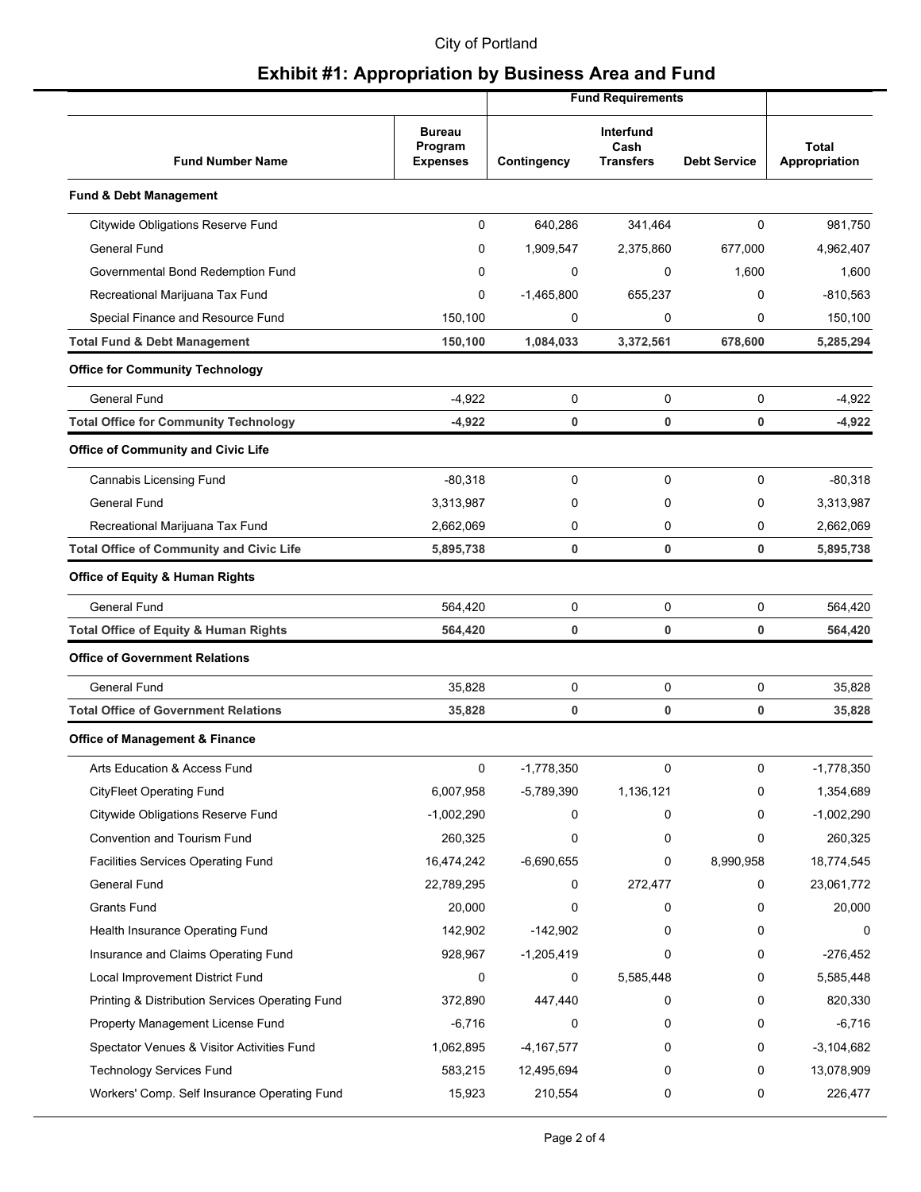City of Portland

# Exhibit #1: Appropriation by Business Area and Fund

| Fund Number Name | Bureau Program Expenses | Contingency | Interfund Cash Transfers | Debt Service | Total Appropriation |
|---|---|---|---|---|---|
| | | Fund Requirements | | | |
| **Fund & Debt Management** | | | | | |
| Citywide Obligations Reserve Fund | 0 | 640,286 | 341,464 | 0 | 981,750 |
| General Fund | 0 | 1,909,547 | 2,375,860 | 677,000 | 4,962,407 |
| Governmental Bond Redemption Fund | 0 | 0 | 0 | 1,600 | 1,600 |
| Recreational Marijuana Tax Fund | 0 | -1,465,800 | 655,237 | 0 | -810,563 |
| Special Finance and Resource Fund | 150,100 | 0 | 0 | 0 | 150,100 |
| **Total Fund & Debt Management** | **150,100** | **1,084,033** | **3,372,561** | **678,600** | **5,285,294** |
| **Office for Community Technology** | | | | | |
| General Fund | -4,922 | 0 | 0 | 0 | -4,922 |
| **Total Office for Community Technology** | **-4,922** | **0** | **0** | **0** | **-4,922** |
| **Office of Community and Civic Life** | | | | | |
| Cannabis Licensing Fund | -80,318 | 0 | 0 | 0 | -80,318 |
| General Fund | 3,313,987 | 0 | 0 | 0 | 3,313,987 |
| Recreational Marijuana Tax Fund | 2,662,069 | 0 | 0 | 0 | 2,662,069 |
| **Total Office of Community and Civic Life** | **5,895,738** | **0** | **0** | **0** | **5,895,738** |
| **Office of Equity & Human Rights** | | | | | |
| General Fund | 564,420 | 0 | 0 | 0 | 564,420 |
| **Total Office of Equity & Human Rights** | **564,420** | **0** | **0** | **0** | **564,420** |
| **Office of Government Relations** | | | | | |
| General Fund | 35,828 | 0 | 0 | 0 | 35,828 |
| **Total Office of Government Relations** | **35,828** | **0** | **0** | **0** | **35,828** |
| **Office of Management & Finance** | | | | | |
| Arts Education & Access Fund | 0 | -1,778,350 | 0 | 0 | -1,778,350 |
| CityFleet Operating Fund | 6,007,958 | -5,789,390 | 1,136,121 | 0 | 1,354,689 |
| Citywide Obligations Reserve Fund | -1,002,290 | 0 | 0 | 0 | -1,002,290 |
| Convention and Tourism Fund | 260,325 | 0 | 0 | 0 | 260,325 |
| Facilities Services Operating Fund | 16,474,242 | -6,690,655 | 0 | 8,990,958 | 18,774,545 |
| General Fund | 22,789,295 | 0 | 272,477 | 0 | 23,061,772 |
| Grants Fund | 20,000 | 0 | 0 | 0 | 20,000 |
| Health Insurance Operating Fund | 142,902 | -142,902 | 0 | 0 | 0 |
| Insurance and Claims Operating Fund | 928,967 | -1,205,419 | 0 | 0 | -276,452 |
| Local Improvement District Fund | 0 | 0 | 5,585,448 | 0 | 5,585,448 |
| Printing & Distribution Services Operating Fund | 372,890 | 447,440 | 0 | 0 | 820,330 |
| Property Management License Fund | -6,716 | 0 | 0 | 0 | -6,716 |
| Spectator Venues & Visitor Activities Fund | 1,062,895 | -4,167,577 | 0 | 0 | -3,104,682 |
| Technology Services Fund | 583,215 | 12,495,694 | 0 | 0 | 13,078,909 |
| Workers' Comp. Self Insurance Operating Fund | 15,923 | 210,554 | 0 | 0 | 226,477 |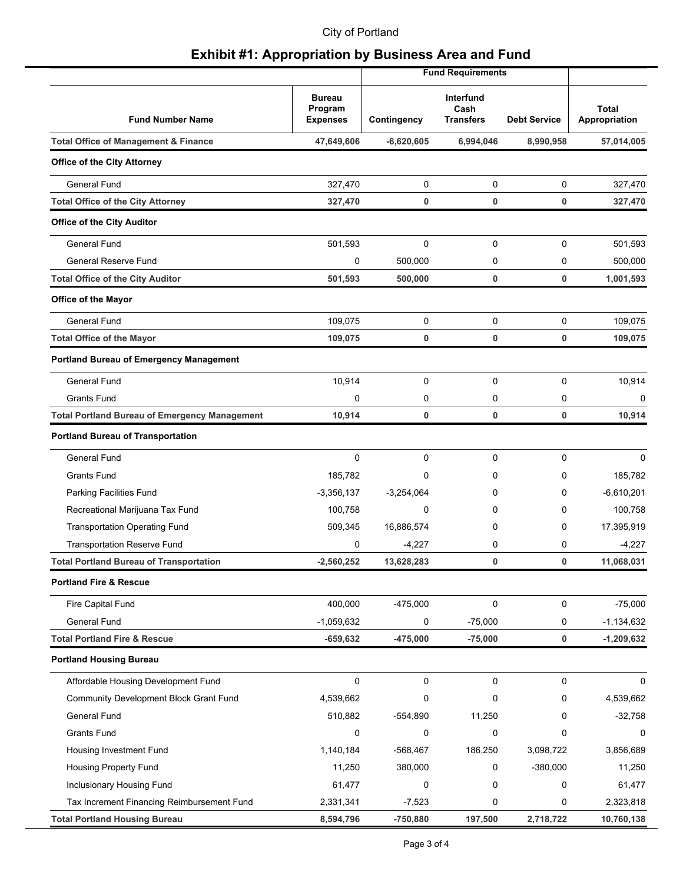City of Portland

## Exhibit #1: Appropriation by Business Area and Fund

| | | Fund Requirements | | | |
|---|---|---|---|---|---|
| **Fund Number Name** | **Bureau Program Expenses** | **Contingency** | **Interfund Cash Transfers** | **Debt Service** | **Total Appropriation** |
| **Total Office of Management & Finance** | **47,649,606** | **-6,620,605** | **6,994,046** | **8,990,958** | **57,014,005** |
| **Office of the City Attorney** | | | | | |
| General Fund | 327,470 | 0 | 0 | 0 | 327,470 |
| **Total Office of the City Attorney** | **327,470** | **0** | **0** | **0** | **327,470** |
| **Office of the City Auditor** | | | | | |
| General Fund | 501,593 | 0 | 0 | 0 | 501,593 |
| General Reserve Fund | 0 | 500,000 | 0 | 0 | 500,000 |
| **Total Office of the City Auditor** | **501,593** | **500,000** | **0** | **0** | **1,001,593** |
| **Office of the Mayor** | | | | | |
| General Fund | 109,075 | 0 | 0 | 0 | 109,075 |
| **Total Office of the Mayor** | **109,075** | **0** | **0** | **0** | **109,075** |
| **Portland Bureau of Emergency Management** | | | | | |
| General Fund | 10,914 | 0 | 0 | 0 | 10,914 |
| Grants Fund | 0 | 0 | 0 | 0 | 0 |
| **Total Portland Bureau of Emergency Management** | **10,914** | **0** | **0** | **0** | **10,914** |
| **Portland Bureau of Transportation** | | | | | |
| General Fund | 0 | 0 | 0 | 0 | 0 |
| Grants Fund | 185,782 | 0 | 0 | 0 | 185,782 |
| Parking Facilities Fund | -3,356,137 | -3,254,064 | 0 | 0 | -6,610,201 |
| Recreational Marijuana Tax Fund | 100,758 | 0 | 0 | 0 | 100,758 |
| Transportation Operating Fund | 509,345 | 16,886,574 | 0 | 0 | 17,395,919 |
| Transportation Reserve Fund | 0 | -4,227 | 0 | 0 | -4,227 |
| **Total Portland Bureau of Transportation** | **-2,560,252** | **13,628,283** | **0** | **0** | **11,068,031** |
| **Portland Fire & Rescue** | | | | | |
| Fire Capital Fund | 400,000 | -475,000 | 0 | 0 | -75,000 |
| General Fund | -1,059,632 | 0 | -75,000 | 0 | -1,134,632 |
| **Total Portland Fire & Rescue** | **-659,632** | **-475,000** | **-75,000** | **0** | **-1,209,632** |
| **Portland Housing Bureau** | | | | | |
| Affordable Housing Development Fund | 0 | 0 | 0 | 0 | 0 |
| Community Development Block Grant Fund | 4,539,662 | 0 | 0 | 0 | 4,539,662 |
| General Fund | 510,882 | -554,890 | 11,250 | 0 | -32,758 |
| Grants Fund | 0 | 0 | 0 | 0 | 0 |
| Housing Investment Fund | 1,140,184 | -568,467 | 186,250 | 3,098,722 | 3,856,689 |
| Housing Property Fund | 11,250 | 380,000 | 0 | -380,000 | 11,250 |
| Inclusionary Housing Fund | 61,477 | 0 | 0 | 0 | 61,477 |
| Tax Increment Financing Reimbursement Fund | 2,331,341 | -7,523 | 0 | 0 | 2,323,818 |
| **Total Portland Housing Bureau** | **8,594,796** | **-750,880** | **197,500** | **2,718,722** | **10,760,138** |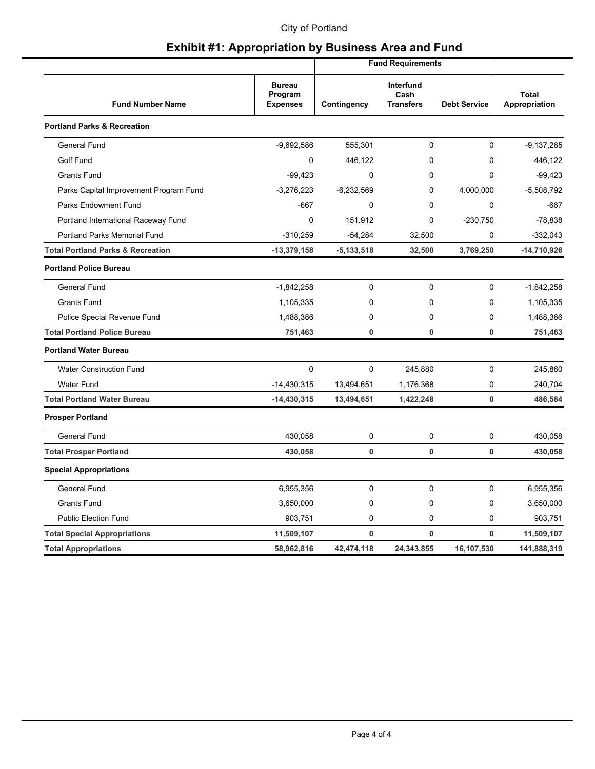City of Portland

# Exhibit #1: Appropriation by Business Area and Fund

| | | Fund Requirements | | | |
|---|---|---|---|---|---|
| **Fund Number Name** | **Bureau Program Expenses** | **Contingency** | **Interfund Cash Transfers** | **Debt Service** | **Total Appropriation** |
| **Portland Parks & Recreation** | | | | | |
| General Fund | -9,692,586 | 555,301 | 0 | 0 | -9,137,285 |
| Golf Fund | 0 | 446,122 | 0 | 0 | 446,122 |
| Grants Fund | -99,423 | 0 | 0 | 0 | -99,423 |
| Parks Capital Improvement Program Fund | -3,276,223 | -6,232,569 | 0 | 4,000,000 | -5,508,792 |
| Parks Endowment Fund | -667 | 0 | 0 | 0 | -667 |
| Portland International Raceway Fund | 0 | 151,912 | 0 | -230,750 | -78,838 |
| Portland Parks Memorial Fund | -310,259 | -54,284 | 32,500 | 0 | -332,043 |
| **Total Portland Parks & Recreation** | **-13,379,158** | **-5,133,518** | **32,500** | **3,769,250** | **-14,710,926** |
| **Portland Police Bureau** | | | | | |
| General Fund | -1,842,258 | 0 | 0 | 0 | -1,842,258 |
| Grants Fund | 1,105,335 | 0 | 0 | 0 | 1,105,335 |
| Police Special Revenue Fund | 1,488,386 | 0 | 0 | 0 | 1,488,386 |
| **Total Portland Police Bureau** | **751,463** | **0** | **0** | **0** | **751,463** |
| **Portland Water Bureau** | | | | | |
| Water Construction Fund | 0 | 0 | 245,880 | 0 | 245,880 |
| Water Fund | -14,430,315 | 13,494,651 | 1,176,368 | 0 | 240,704 |
| **Total Portland Water Bureau** | **-14,430,315** | **13,494,651** | **1,422,248** | **0** | **486,584** |
| **Prosper Portland** | | | | | |
| General Fund | 430,058 | 0 | 0 | 0 | 430,058 |
| **Total Prosper Portland** | **430,058** | **0** | **0** | **0** | **430,058** |
| **Special Appropriations** | | | | | |
| General Fund | 6,955,356 | 0 | 0 | 0 | 6,955,356 |
| Grants Fund | 3,650,000 | 0 | 0 | 0 | 3,650,000 |
| Public Election Fund | 903,751 | 0 | 0 | 0 | 903,751 |
| **Total Special Appropriations** | **11,509,107** | **0** | **0** | **0** | **11,509,107** |
| **Total Appropriations** | **58,962,816** | **42,474,118** | **24,343,855** | **16,107,530** | **141,888,319** |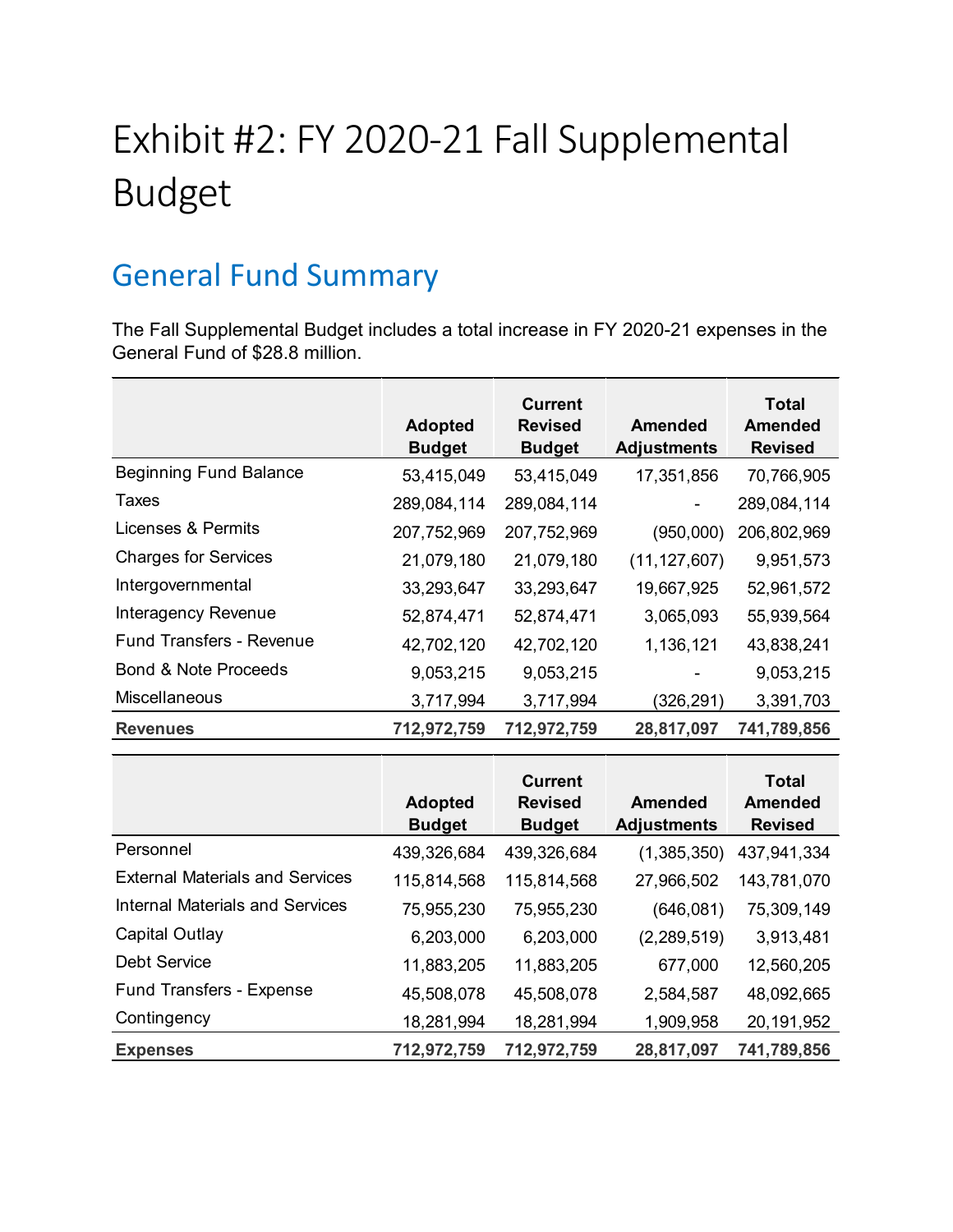# Exhibit #2: FY 2020-21 Fall Supplemental Budget

## General Fund Summary

The Fall Supplemental Budget includes a total increase in FY 2020-21 expenses in the General Fund of $28.8 million.

| | Adopted Budget | Current Revised Budget | Amended Adjustments | Total Amended Revised |
|---|---|---|---|---|
| Beginning Fund Balance | 53,415,049 | 53,415,049 | 17,351,856 | 70,766,905 |
| Taxes | 289,084,114 | 289,084,114 | - | 289,084,114 |
| Licenses & Permits | 207,752,969 | 207,752,969 | (950,000) | 206,802,969 |
| Charges for Services | 21,079,180 | 21,079,180 | (11,127,607) | 9,951,573 |
| Intergovernmental | 33,293,647 | 33,293,647 | 19,667,925 | 52,961,572 |
| Interagency Revenue | 52,874,471 | 52,874,471 | 3,065,093 | 55,939,564 |
| Fund Transfers - Revenue | 42,702,120 | 42,702,120 | 1,136,121 | 43,838,241 |
| Bond & Note Proceeds | 9,053,215 | 9,053,215 | - | 9,053,215 |
| Miscellaneous | 3,717,994 | 3,717,994 | (326,291) | 3,391,703 |
| **Revenues** | **712,972,759** | **712,972,759** | **28,817,097** | **741,789,856** |

| | Adopted Budget | Current Revised Budget | Amended Adjustments | Total Amended Revised |
|---|---|---|---|---|
| Personnel | 439,326,684 | 439,326,684 | (1,385,350) | 437,941,334 |
| External Materials and Services | 115,814,568 | 115,814,568 | 27,966,502 | 143,781,070 |
| Internal Materials and Services | 75,955,230 | 75,955,230 | (646,081) | 75,309,149 |
| Capital Outlay | 6,203,000 | 6,203,000 | (2,289,519) | 3,913,481 |
| Debt Service | 11,883,205 | 11,883,205 | 677,000 | 12,560,205 |
| Fund Transfers - Expense | 45,508,078 | 45,508,078 | 2,584,587 | 48,092,665 |
| Contingency | 18,281,994 | 18,281,994 | 1,909,958 | 20,191,952 |
| **Expenses** | **712,972,759** | **712,972,759** | **28,817,097** | **741,789,856** |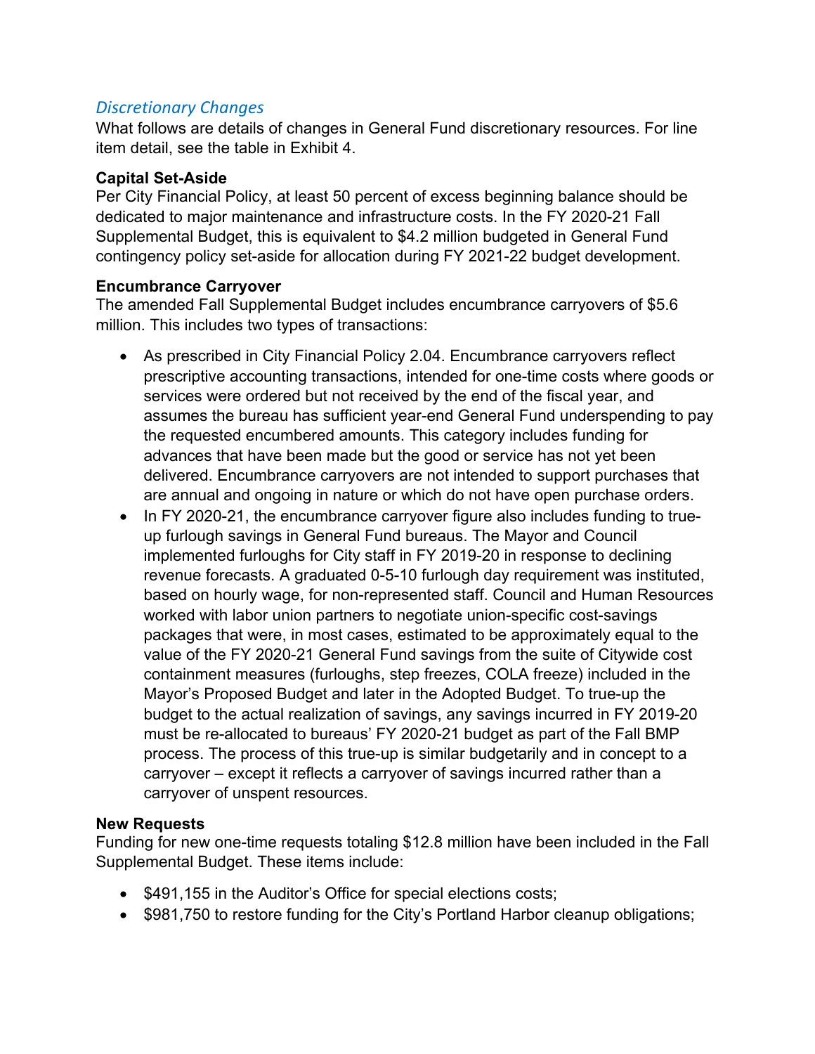## *Discretionary Changes*

What follows are details of changes in General Fund discretionary resources. For line item detail, see the table in Exhibit 4.

**Capital Set-Aside**

Per City Financial Policy, at least 50 percent of excess beginning balance should be dedicated to major maintenance and infrastructure costs. In the FY 2020-21 Fall Supplemental Budget, this is equivalent to $4.2 million budgeted in General Fund contingency policy set-aside for allocation during FY 2021-22 budget development.

**Encumbrance Carryover**

The amended Fall Supplemental Budget includes encumbrance carryovers of $5.6 million. This includes two types of transactions:

- As prescribed in City Financial Policy 2.04. Encumbrance carryovers reflect prescriptive accounting transactions, intended for one-time costs where goods or services were ordered but not received by the end of the fiscal year, and assumes the bureau has sufficient year-end General Fund underspending to pay the requested encumbered amounts. This category includes funding for advances that have been made but the good or service has not yet been delivered. Encumbrance carryovers are not intended to support purchases that are annual and ongoing in nature or which do not have open purchase orders.
- In FY 2020-21, the encumbrance carryover figure also includes funding to true-up furlough savings in General Fund bureaus. The Mayor and Council implemented furloughs for City staff in FY 2019-20 in response to declining revenue forecasts. A graduated 0-5-10 furlough day requirement was instituted, based on hourly wage, for non-represented staff. Council and Human Resources worked with labor union partners to negotiate union-specific cost-savings packages that were, in most cases, estimated to be approximately equal to the value of the FY 2020-21 General Fund savings from the suite of Citywide cost containment measures (furloughs, step freezes, COLA freeze) included in the Mayor's Proposed Budget and later in the Adopted Budget. To true-up the budget to the actual realization of savings, any savings incurred in FY 2019-20 must be re-allocated to bureaus' FY 2020-21 budget as part of the Fall BMP process. The process of this true-up is similar budgetarily and in concept to a carryover – except it reflects a carryover of savings incurred rather than a carryover of unspent resources.

**New Requests**

Funding for new one-time requests totaling $12.8 million have been included in the Fall Supplemental Budget. These items include:

- $491,155 in the Auditor's Office for special elections costs;
- $981,750 to restore funding for the City's Portland Harbor cleanup obligations;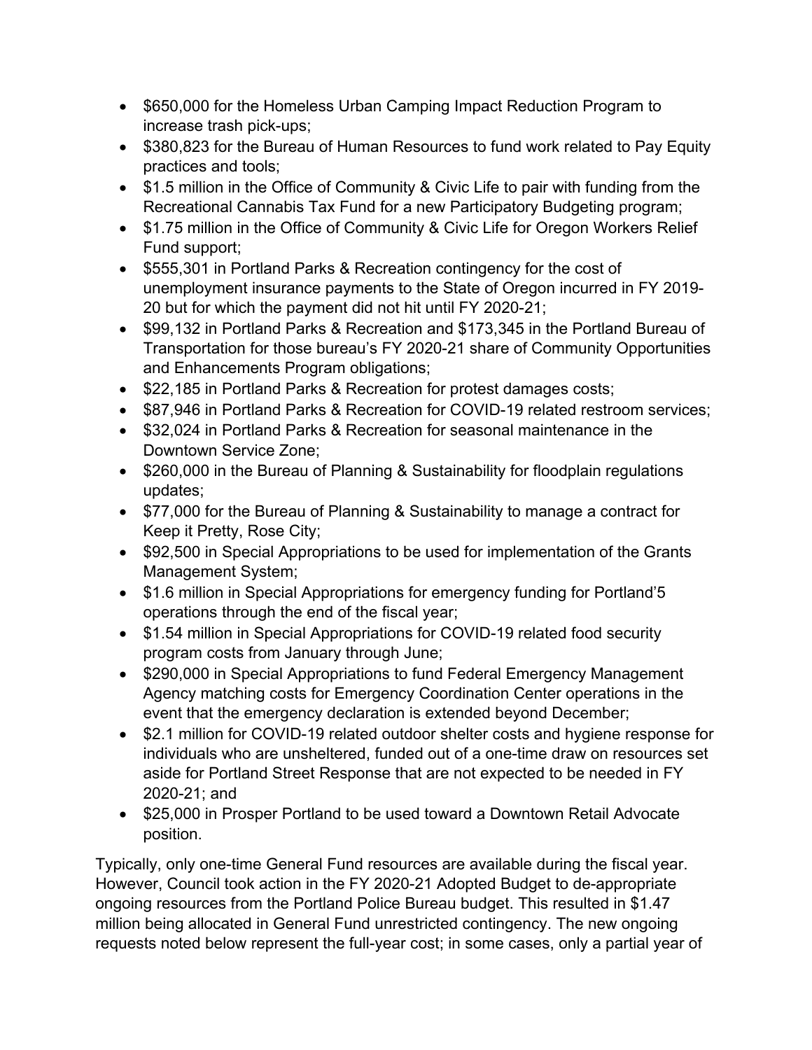- $650,000 for the Homeless Urban Camping Impact Reduction Program to increase trash pick-ups;
- $380,823 for the Bureau of Human Resources to fund work related to Pay Equity practices and tools;
- $1.5 million in the Office of Community & Civic Life to pair with funding from the Recreational Cannabis Tax Fund for a new Participatory Budgeting program;
- $1.75 million in the Office of Community & Civic Life for Oregon Workers Relief Fund support;
- $555,301 in Portland Parks & Recreation contingency for the cost of unemployment insurance payments to the State of Oregon incurred in FY 2019-20 but for which the payment did not hit until FY 2020-21;
- $99,132 in Portland Parks & Recreation and $173,345 in the Portland Bureau of Transportation for those bureau's FY 2020-21 share of Community Opportunities and Enhancements Program obligations;
- $22,185 in Portland Parks & Recreation for protest damages costs;
- $87,946 in Portland Parks & Recreation for COVID-19 related restroom services;
- $32,024 in Portland Parks & Recreation for seasonal maintenance in the Downtown Service Zone;
- $260,000 in the Bureau of Planning & Sustainability for floodplain regulations updates;
- $77,000 for the Bureau of Planning & Sustainability to manage a contract for Keep it Pretty, Rose City;
- $92,500 in Special Appropriations to be used for implementation of the Grants Management System;
- $1.6 million in Special Appropriations for emergency funding for Portland'5 operations through the end of the fiscal year;
- $1.54 million in Special Appropriations for COVID-19 related food security program costs from January through June;
- $290,000 in Special Appropriations to fund Federal Emergency Management Agency matching costs for Emergency Coordination Center operations in the event that the emergency declaration is extended beyond December;
- $2.1 million for COVID-19 related outdoor shelter costs and hygiene response for individuals who are unsheltered, funded out of a one-time draw on resources set aside for Portland Street Response that are not expected to be needed in FY 2020-21; and
- $25,000 in Prosper Portland to be used toward a Downtown Retail Advocate position.

Typically, only one-time General Fund resources are available during the fiscal year. However, Council took action in the FY 2020-21 Adopted Budget to de-appropriate ongoing resources from the Portland Police Bureau budget. This resulted in $1.47 million being allocated in General Fund unrestricted contingency. The new ongoing requests noted below represent the full-year cost; in some cases, only a partial year of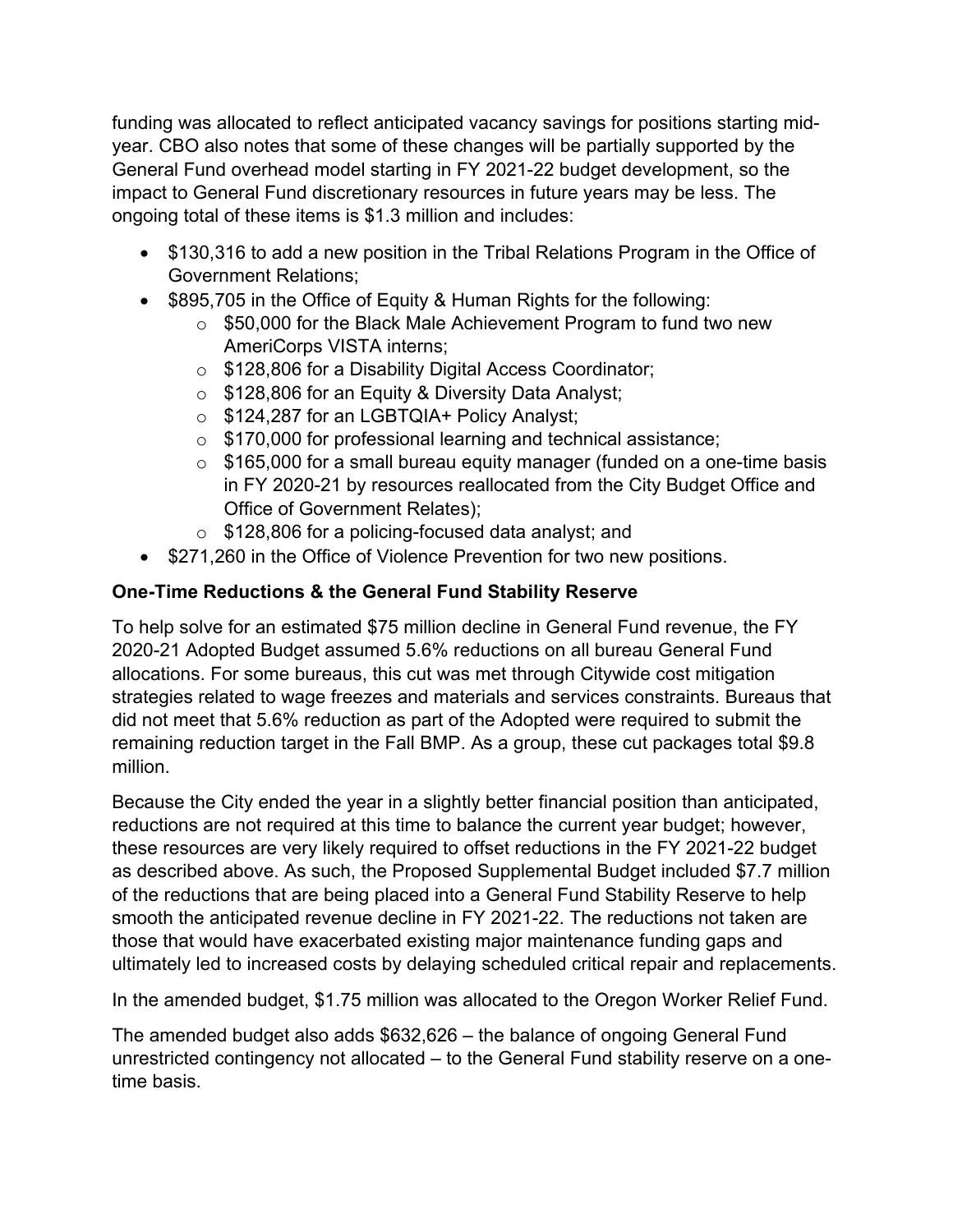funding was allocated to reflect anticipated vacancy savings for positions starting mid-year. CBO also notes that some of these changes will be partially supported by the General Fund overhead model starting in FY 2021-22 budget development, so the impact to General Fund discretionary resources in future years may be less. The ongoing total of these items is $1.3 million and includes:

- $130,316 to add a new position in the Tribal Relations Program in the Office of Government Relations;
- $895,705 in the Office of Equity & Human Rights for the following:
  - $50,000 for the Black Male Achievement Program to fund two new AmeriCorps VISTA interns;
  - $128,806 for a Disability Digital Access Coordinator;
  - $128,806 for an Equity & Diversity Data Analyst;
  - $124,287 for an LGBTQIA+ Policy Analyst;
  - $170,000 for professional learning and technical assistance;
  - $165,000 for a small bureau equity manager (funded on a one-time basis in FY 2020-21 by resources reallocated from the City Budget Office and Office of Government Relates);
  - $128,806 for a policing-focused data analyst; and
- $271,260 in the Office of Violence Prevention for two new positions.

**One-Time Reductions & the General Fund Stability Reserve**

To help solve for an estimated $75 million decline in General Fund revenue, the FY 2020-21 Adopted Budget assumed 5.6% reductions on all bureau General Fund allocations. For some bureaus, this cut was met through Citywide cost mitigation strategies related to wage freezes and materials and services constraints. Bureaus that did not meet that 5.6% reduction as part of the Adopted were required to submit the remaining reduction target in the Fall BMP. As a group, these cut packages total $9.8 million.

Because the City ended the year in a slightly better financial position than anticipated, reductions are not required at this time to balance the current year budget; however, these resources are very likely required to offset reductions in the FY 2021-22 budget as described above. As such, the Proposed Supplemental Budget included $7.7 million of the reductions that are being placed into a General Fund Stability Reserve to help smooth the anticipated revenue decline in FY 2021-22. The reductions not taken are those that would have exacerbated existing major maintenance funding gaps and ultimately led to increased costs by delaying scheduled critical repair and replacements.

In the amended budget, $1.75 million was allocated to the Oregon Worker Relief Fund.

The amended budget also adds $632,626 – the balance of ongoing General Fund unrestricted contingency not allocated – to the General Fund stability reserve on a one-time basis.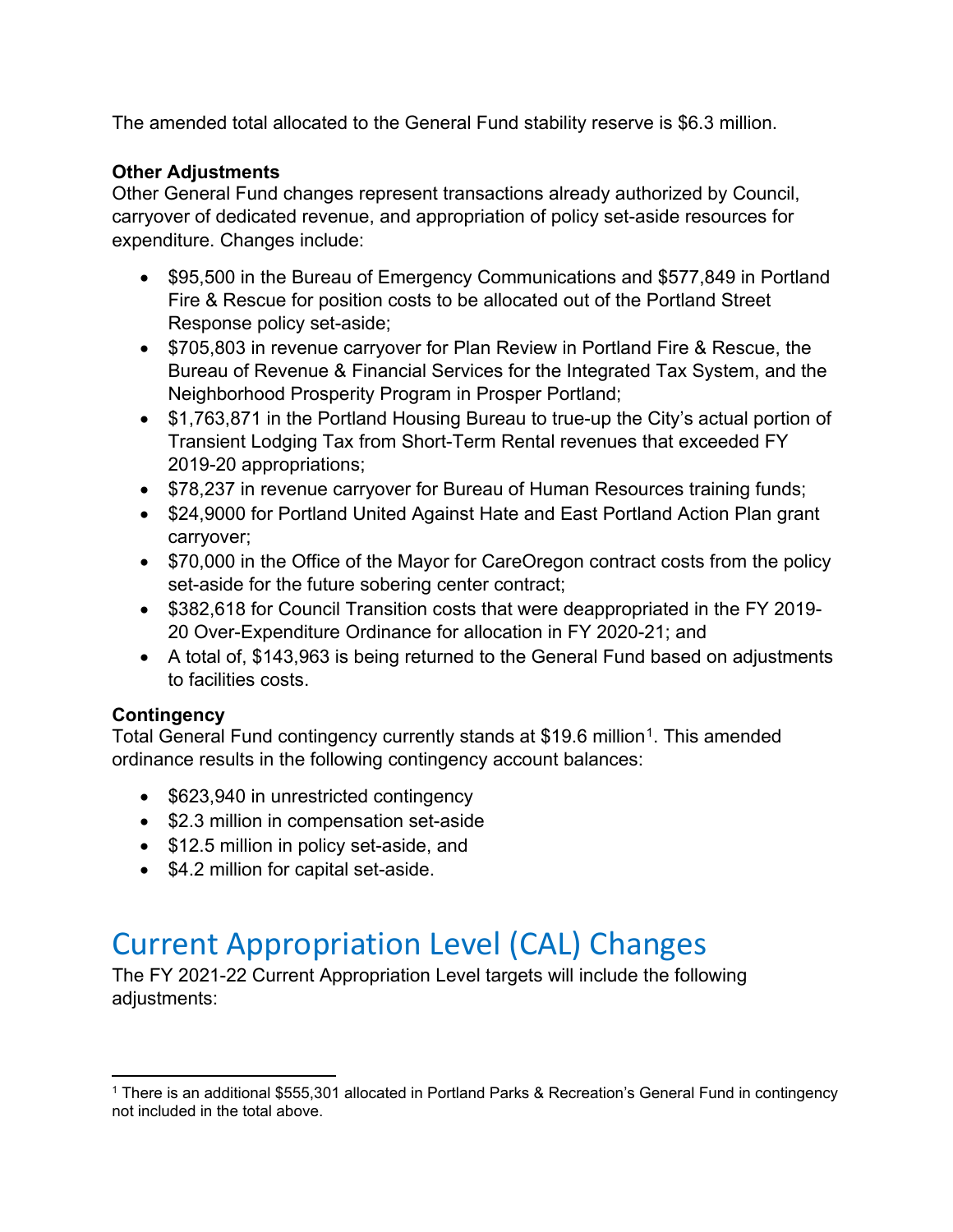The amended total allocated to the General Fund stability reserve is $6.3 million.

**Other Adjustments**
Other General Fund changes represent transactions already authorized by Council, carryover of dedicated revenue, and appropriation of policy set-aside resources for expenditure. Changes include:

- $95,500 in the Bureau of Emergency Communications and $577,849 in Portland Fire & Rescue for position costs to be allocated out of the Portland Street Response policy set-aside;
- $705,803 in revenue carryover for Plan Review in Portland Fire & Rescue, the Bureau of Revenue & Financial Services for the Integrated Tax System, and the Neighborhood Prosperity Program in Prosper Portland;
- $1,763,871 in the Portland Housing Bureau to true-up the City's actual portion of Transient Lodging Tax from Short-Term Rental revenues that exceeded FY 2019-20 appropriations;
- $78,237 in revenue carryover for Bureau of Human Resources training funds;
- $24,9000 for Portland United Against Hate and East Portland Action Plan grant carryover;
- $70,000 in the Office of the Mayor for CareOregon contract costs from the policy set-aside for the future sobering center contract;
- $382,618 for Council Transition costs that were deappropriated in the FY 2019-20 Over-Expenditure Ordinance for allocation in FY 2020-21; and
- A total of, $143,963 is being returned to the General Fund based on adjustments to facilities costs.

**Contingency**
Total General Fund contingency currently stands at $19.6 million[1]. This amended ordinance results in the following contingency account balances:

- $623,940 in unrestricted contingency
- $2.3 million in compensation set-aside
- $12.5 million in policy set-aside, and
- $4.2 million for capital set-aside.

# Current Appropriation Level (CAL) Changes

The FY 2021-22 Current Appropriation Level targets will include the following adjustments:

[1] There is an additional $555,301 allocated in Portland Parks & Recreation's General Fund in contingency not included in the total above.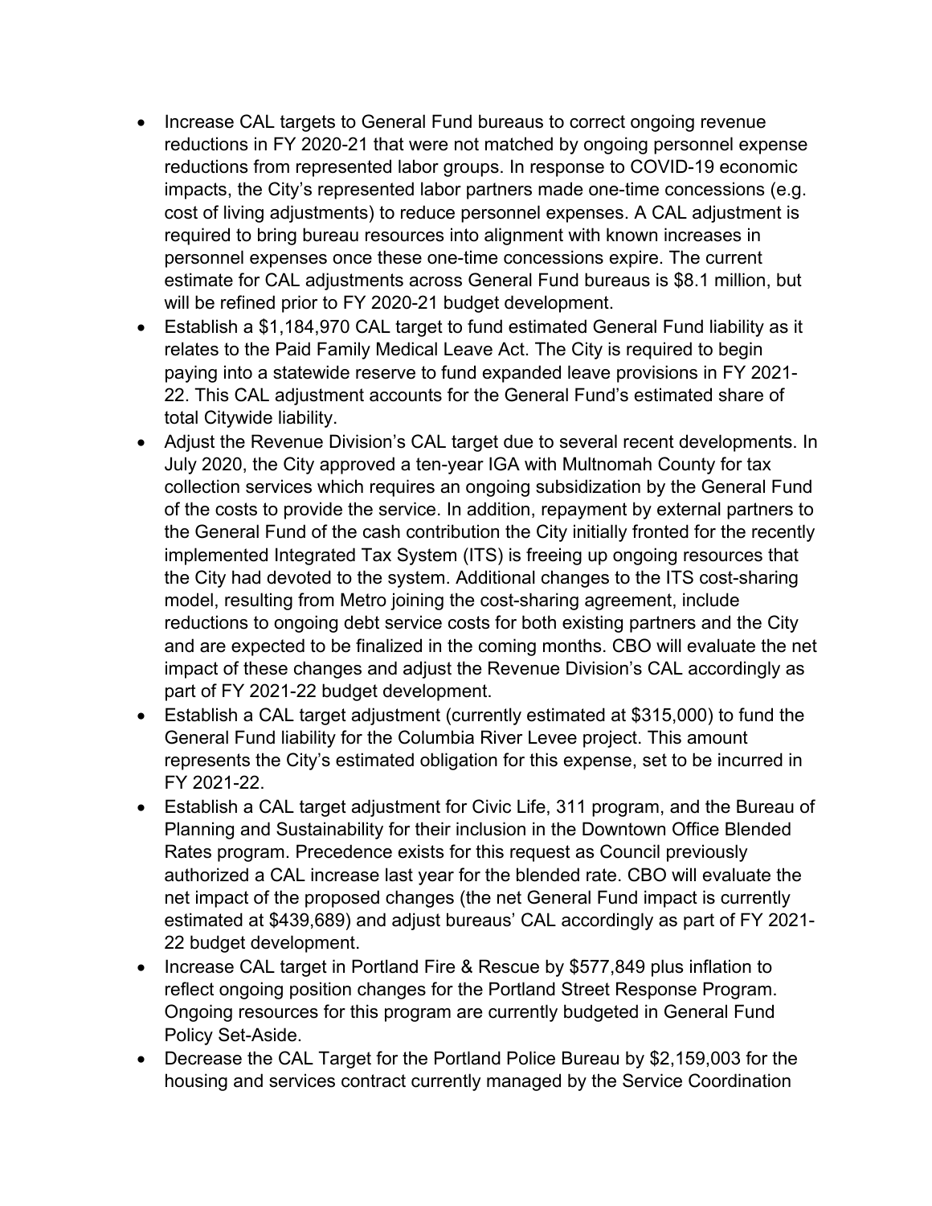- Increase CAL targets to General Fund bureaus to correct ongoing revenue reductions in FY 2020-21 that were not matched by ongoing personnel expense reductions from represented labor groups. In response to COVID-19 economic impacts, the City's represented labor partners made one-time concessions (e.g. cost of living adjustments) to reduce personnel expenses. A CAL adjustment is required to bring bureau resources into alignment with known increases in personnel expenses once these one-time concessions expire. The current estimate for CAL adjustments across General Fund bureaus is $8.1 million, but will be refined prior to FY 2020-21 budget development.
- Establish a $1,184,970 CAL target to fund estimated General Fund liability as it relates to the Paid Family Medical Leave Act. The City is required to begin paying into a statewide reserve to fund expanded leave provisions in FY 2021-22. This CAL adjustment accounts for the General Fund's estimated share of total Citywide liability.
- Adjust the Revenue Division's CAL target due to several recent developments. In July 2020, the City approved a ten-year IGA with Multnomah County for tax collection services which requires an ongoing subsidization by the General Fund of the costs to provide the service. In addition, repayment by external partners to the General Fund of the cash contribution the City initially fronted for the recently implemented Integrated Tax System (ITS) is freeing up ongoing resources that the City had devoted to the system. Additional changes to the ITS cost-sharing model, resulting from Metro joining the cost-sharing agreement, include reductions to ongoing debt service costs for both existing partners and the City and are expected to be finalized in the coming months. CBO will evaluate the net impact of these changes and adjust the Revenue Division's CAL accordingly as part of FY 2021-22 budget development.
- Establish a CAL target adjustment (currently estimated at $315,000) to fund the General Fund liability for the Columbia River Levee project. This amount represents the City's estimated obligation for this expense, set to be incurred in FY 2021-22.
- Establish a CAL target adjustment for Civic Life, 311 program, and the Bureau of Planning and Sustainability for their inclusion in the Downtown Office Blended Rates program. Precedence exists for this request as Council previously authorized a CAL increase last year for the blended rate. CBO will evaluate the net impact of the proposed changes (the net General Fund impact is currently estimated at $439,689) and adjust bureaus' CAL accordingly as part of FY 2021-22 budget development.
- Increase CAL target in Portland Fire & Rescue by $577,849 plus inflation to reflect ongoing position changes for the Portland Street Response Program. Ongoing resources for this program are currently budgeted in General Fund Policy Set-Aside.
- Decrease the CAL Target for the Portland Police Bureau by $2,159,003 for the housing and services contract currently managed by the Service Coordination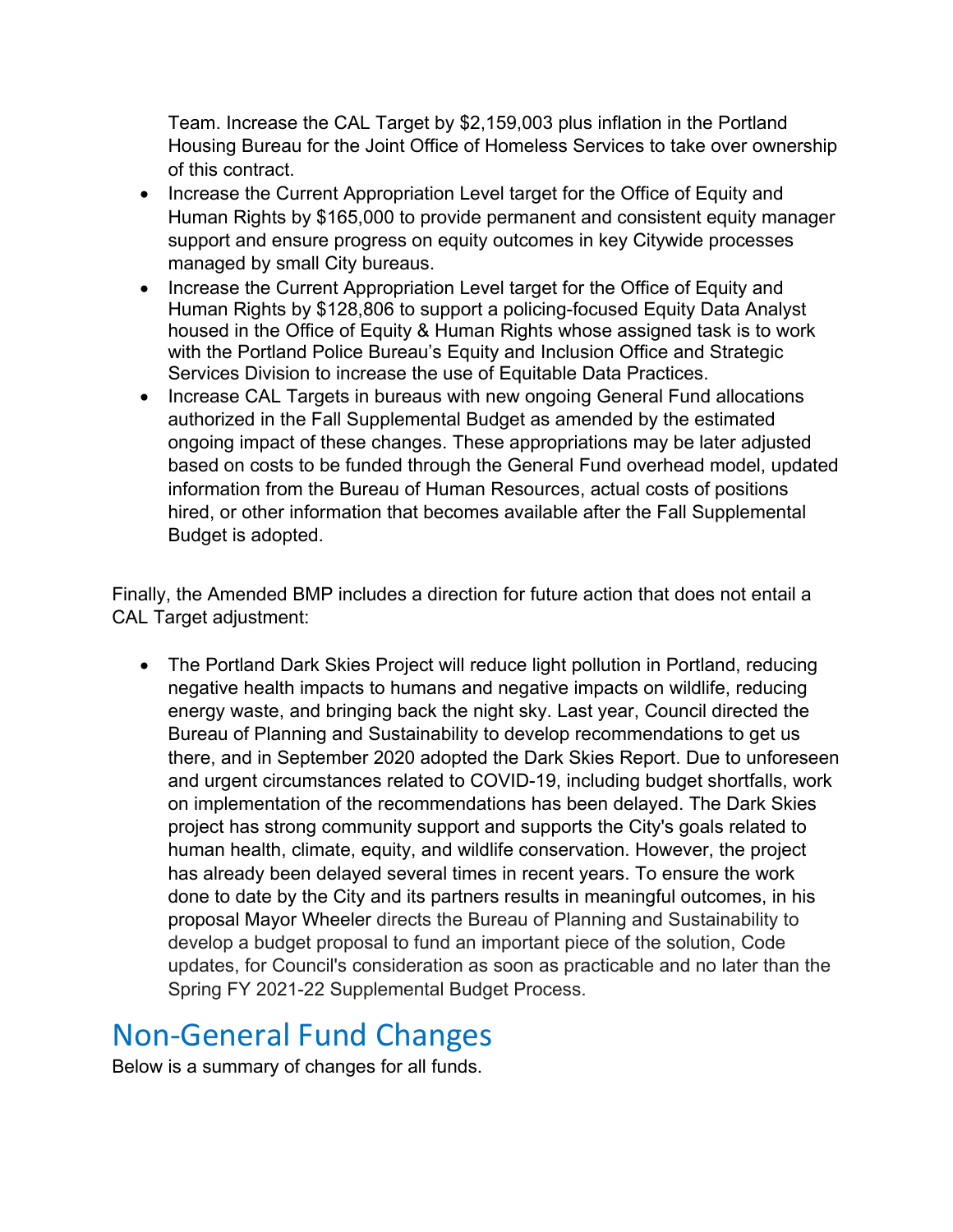Team. Increase the CAL Target by $2,159,003 plus inflation in the Portland Housing Bureau for the Joint Office of Homeless Services to take over ownership of this contract.

- Increase the Current Appropriation Level target for the Office of Equity and Human Rights by $165,000 to provide permanent and consistent equity manager support and ensure progress on equity outcomes in key Citywide processes managed by small City bureaus.
- Increase the Current Appropriation Level target for the Office of Equity and Human Rights by $128,806 to support a policing-focused Equity Data Analyst housed in the Office of Equity & Human Rights whose assigned task is to work with the Portland Police Bureau's Equity and Inclusion Office and Strategic Services Division to increase the use of Equitable Data Practices.
- Increase CAL Targets in bureaus with new ongoing General Fund allocations authorized in the Fall Supplemental Budget as amended by the estimated ongoing impact of these changes. These appropriations may be later adjusted based on costs to be funded through the General Fund overhead model, updated information from the Bureau of Human Resources, actual costs of positions hired, or other information that becomes available after the Fall Supplemental Budget is adopted.

Finally, the Amended BMP includes a direction for future action that does not entail a CAL Target adjustment:

- The Portland Dark Skies Project will reduce light pollution in Portland, reducing negative health impacts to humans and negative impacts on wildlife, reducing energy waste, and bringing back the night sky. Last year, Council directed the Bureau of Planning and Sustainability to develop recommendations to get us there, and in September 2020 adopted the Dark Skies Report. Due to unforeseen and urgent circumstances related to COVID-19, including budget shortfalls, work on implementation of the recommendations has been delayed. The Dark Skies project has strong community support and supports the City's goals related to human health, climate, equity, and wildlife conservation. However, the project has already been delayed several times in recent years. To ensure the work done to date by the City and its partners results in meaningful outcomes, in his proposal Mayor Wheeler directs the Bureau of Planning and Sustainability to develop a budget proposal to fund an important piece of the solution, Code updates, for Council's consideration as soon as practicable and no later than the Spring FY 2021-22 Supplemental Budget Process.

## Non-General Fund Changes

Below is a summary of changes for all funds.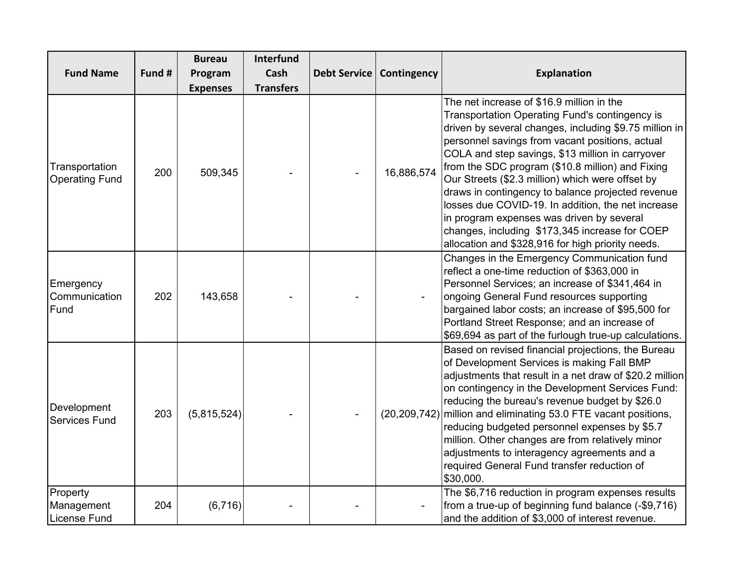| Fund Name | Fund # | Bureau Program Expenses | Interfund Cash Transfers | Debt Service | Contingency | Explanation |
|---|---|---|---|---|---|---|
| Transportation Operating Fund | 200 | 509,345 | - | - | 16,886,574 | The net increase of $16.9 million in the Transportation Operating Fund's contingency is driven by several changes, including $9.75 million in personnel savings from vacant positions, actual COLA and step savings, $13 million in carryover from the SDC program ($10.8 million) and Fixing Our Streets ($2.3 million) which were offset by draws in contingency to balance projected revenue losses due COVID-19. In addition, the net increase in program expenses was driven by several changes, including $173,345 increase for COEP allocation and $328,916 for high priority needs. |
| Emergency Communication Fund | 202 | 143,658 | - | - | - | Changes in the Emergency Communication fund reflect a one-time reduction of $363,000 in Personnel Services; an increase of $341,464 in ongoing General Fund resources supporting bargained labor costs; an increase of $95,500 for Portland Street Response; and an increase of $69,694 as part of the furlough true-up calculations. |
| Development Services Fund | 203 | (5,815,524) | - | - | (20,209,742) | Based on revised financial projections, the Bureau of Development Services is making Fall BMP adjustments that result in a net draw of $20.2 million on contingency in the Development Services Fund: reducing the bureau's revenue budget by $26.0 million and eliminating 53.0 FTE vacant positions, reducing budgeted personnel expenses by $5.7 million. Other changes are from relatively minor adjustments to interagency agreements and a required General Fund transfer reduction of $30,000. |
| Property Management License Fund | 204 | (6,716) | - | - | - | The $6,716 reduction in program expenses results from a true-up of beginning fund balance (-$9,716) and the addition of $3,000 of interest revenue. |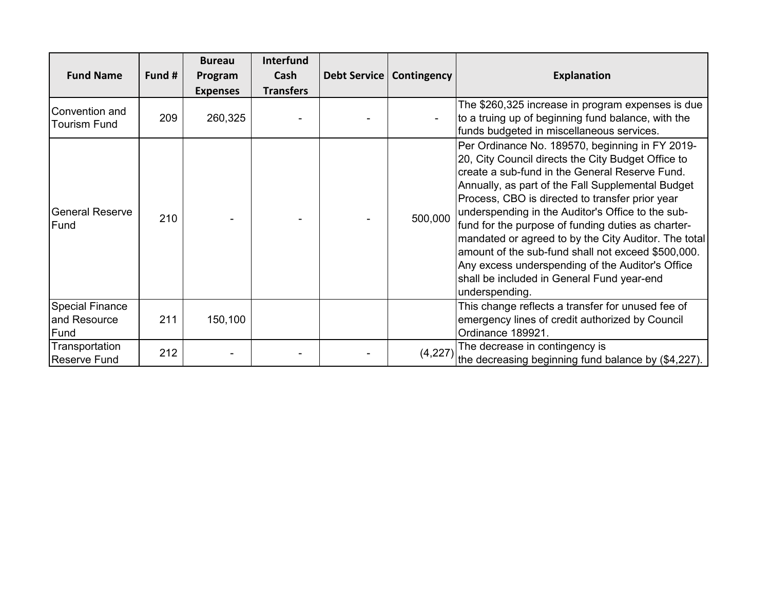| Fund Name | Fund # | Bureau Program Expenses | Interfund Cash Transfers | Debt Service | Contingency | Explanation |
| --- | --- | --- | --- | --- | --- | --- |
| Convention and Tourism Fund | 209 | 260,325 | - | - | - | The $260,325 increase in program expenses is due to a truing up of beginning fund balance, with the funds budgeted in miscellaneous services. |
| General Reserve Fund | 210 | - | - | - | 500,000 | Per Ordinance No. 189570, beginning in FY 2019-20, City Council directs the City Budget Office to create a sub-fund in the General Reserve Fund. Annually, as part of the Fall Supplemental Budget Process, CBO is directed to transfer prior year underspending in the Auditor's Office to the sub-fund for the purpose of funding duties as charter-mandated or agreed to by the City Auditor. The total amount of the sub-fund shall not exceed $500,000. Any excess underspending of the Auditor's Office shall be included in General Fund year-end underspending. |
| Special Finance and Resource Fund | 211 | 150,100 | | | | This change reflects a transfer for unused fee of emergency lines of credit authorized by Council Ordinance 189921. |
| Transportation Reserve Fund | 212 | - | - | - | (4,227) | The decrease in contingency is the decreasing beginning fund balance by ($4,227). |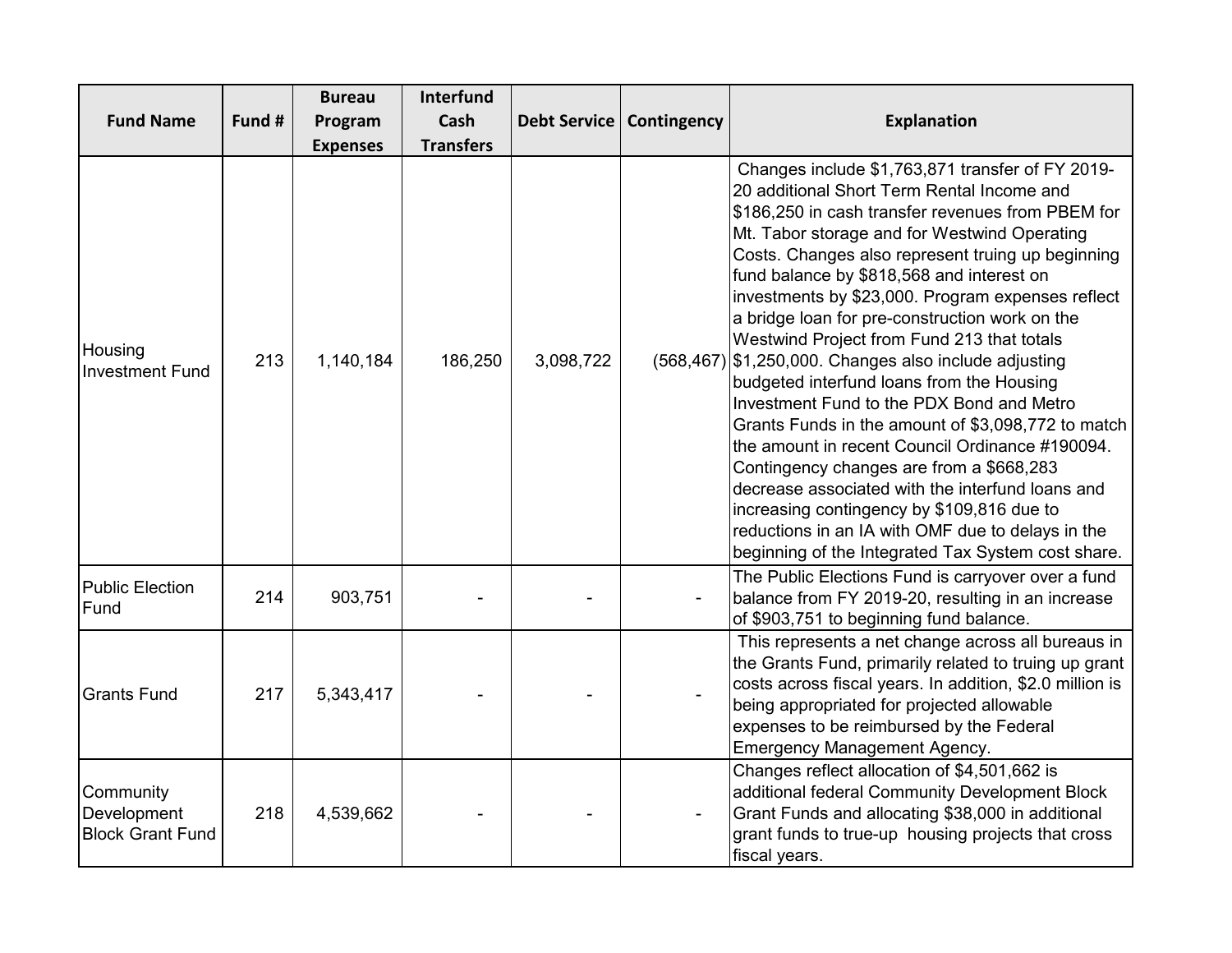| Fund Name | Fund # | Bureau Program Expenses | Interfund Cash Transfers | Debt Service | Contingency | Explanation |
|---|---|---|---|---|---|---|
| Housing Investment Fund | 213 | 1,140,184 | 186,250 | 3,098,722 | (568,467) | Changes include $1,763,871 transfer of FY 2019-20 additional Short Term Rental Income and $186,250 in cash transfer revenues from PBEM for Mt. Tabor storage and for Westwind Operating Costs. Changes also represent truing up beginning fund balance by $818,568 and interest on investments by $23,000. Program expenses reflect a bridge loan for pre-construction work on the Westwind Project from Fund 213 that totals $1,250,000. Changes also include adjusting budgeted interfund loans from the Housing Investment Fund to the PDX Bond and Metro Grants Funds in the amount of $3,098,772 to match the amount in recent Council Ordinance #190094. Contingency changes are from a $668,283 decrease associated with the interfund loans and increasing contingency by $109,816 due to reductions in an IA with OMF due to delays in the beginning of the Integrated Tax System cost share. |
| Public Election Fund | 214 | 903,751 | - | - | - | The Public Elections Fund is carryover over a fund balance from FY 2019-20, resulting in an increase of $903,751 to beginning fund balance. |
| Grants Fund | 217 | 5,343,417 | - | - | - | This represents a net change across all bureaus in the Grants Fund, primarily related to truing up grant costs across fiscal years. In addition, $2.0 million is being appropriated for projected allowable expenses to be reimbursed by the Federal Emergency Management Agency. |
| Community Development Block Grant Fund | 218 | 4,539,662 | - | - | - | Changes reflect allocation of $4,501,662 is additional federal Community Development Block Grant Funds and allocating $38,000 in additional grant funds to true-up housing projects that cross fiscal years. |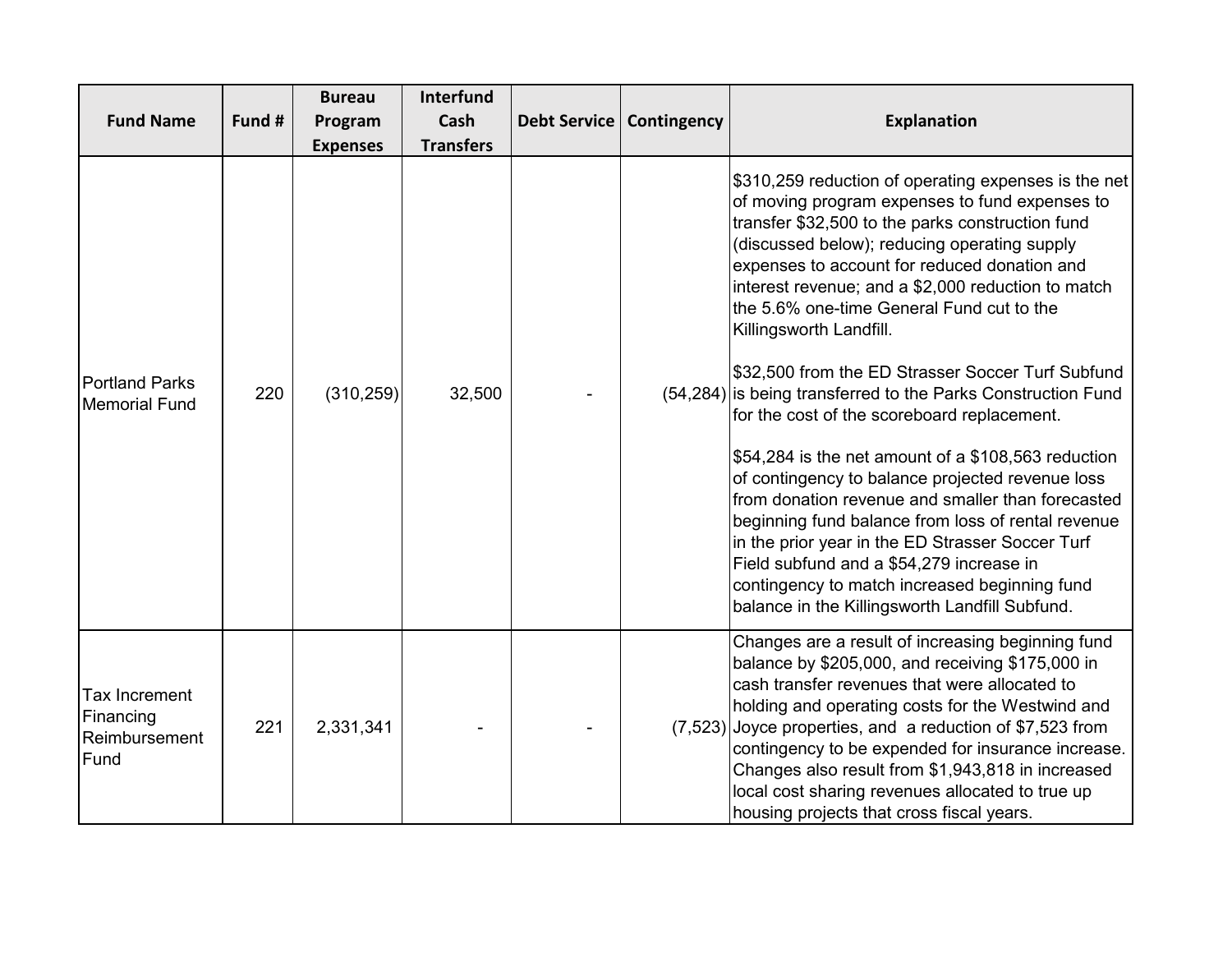| Fund Name | Fund # | Bureau Program Expenses | Interfund Cash Transfers | Debt Service | Contingency | Explanation |
|---|---|---|---|---|---|---|
| Portland Parks Memorial Fund | 220 | (310,259) | 32,500 | - | (54,284) | $310,259 reduction of operating expenses is the net of moving program expenses to fund expenses to transfer $32,500 to the parks construction fund (discussed below); reducing operating supply expenses to account for reduced donation and interest revenue; and a $2,000 reduction to match the 5.6% one-time General Fund cut to the Killingsworth Landfill.<br><br>$32,500 from the ED Strasser Soccer Turf Subfund is being transferred to the Parks Construction Fund for the cost of the scoreboard replacement.<br><br>$54,284 is the net amount of a $108,563 reduction of contingency to balance projected revenue loss from donation revenue and smaller than forecasted beginning fund balance from loss of rental revenue in the prior year in the ED Strasser Soccer Turf Field subfund and a $54,279 increase in contingency to match increased beginning fund balance in the Killingsworth Landfill Subfund. |
| Tax Increment Financing Reimbursement Fund | 221 | 2,331,341 | - | - | (7,523) | Changes are a result of increasing beginning fund balance by $205,000, and receiving $175,000 in cash transfer revenues that were allocated to holding and operating costs for the Westwind and Joyce properties, and a reduction of $7,523 from contingency to be expended for insurance increase. Changes also result from $1,943,818 in increased local cost sharing revenues allocated to true up housing projects that cross fiscal years. |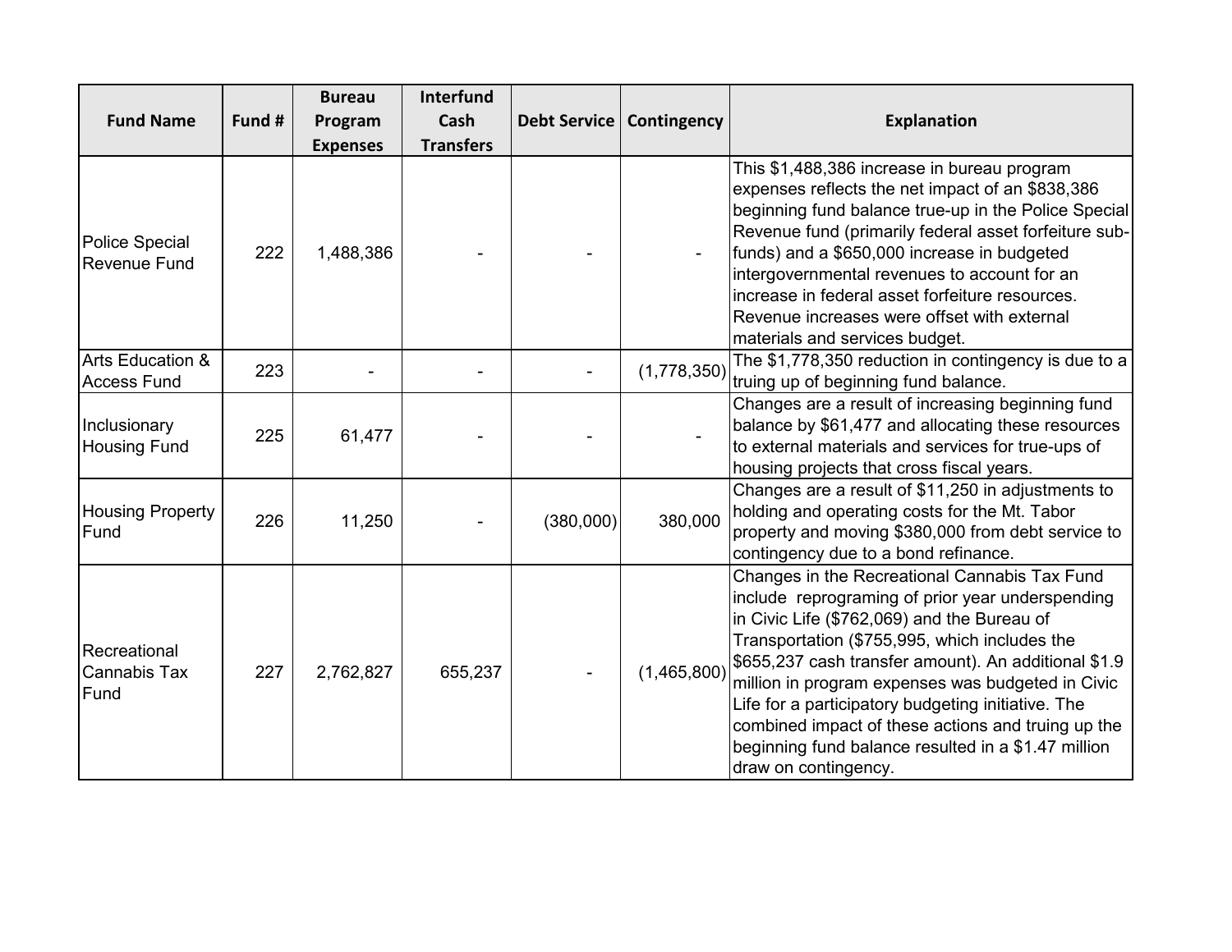| Fund Name | Fund # | Bureau Program Expenses | Interfund Cash Transfers | Debt Service | Contingency | Explanation |
|---|---|---|---|---|---|---|
| Police Special Revenue Fund | 222 | 1,488,386 | - | - | - | This $1,488,386 increase in bureau program expenses reflects the net impact of an $838,386 beginning fund balance true-up in the Police Special Revenue fund (primarily federal asset forfeiture sub-funds) and a $650,000 increase in budgeted intergovernmental revenues to account for an increase in federal asset forfeiture resources. Revenue increases were offset with external materials and services budget. |
| Arts Education & Access Fund | 223 | - | - | - | (1,778,350) | The $1,778,350 reduction in contingency is due to a truing up of beginning fund balance. |
| Inclusionary Housing Fund | 225 | 61,477 | - | - | - | Changes are a result of increasing beginning fund balance by $61,477 and allocating these resources to external materials and services for true-ups of housing projects that cross fiscal years. |
| Housing Property Fund | 226 | 11,250 | - | (380,000) | 380,000 | Changes are a result of $11,250 in adjustments to holding and operating costs for the Mt. Tabor property and moving $380,000 from debt service to contingency due to a bond refinance. |
| Recreational Cannabis Tax Fund | 227 | 2,762,827 | 655,237 | - | (1,465,800) | Changes in the Recreational Cannabis Tax Fund include reprograming of prior year underspending in Civic Life ($762,069) and the Bureau of Transportation ($755,995, which includes the $655,237 cash transfer amount). An additional $1.9 million in program expenses was budgeted in Civic Life for a participatory budgeting initiative. The combined impact of these actions and truing up the beginning fund balance resulted in a $1.47 million draw on contingency. |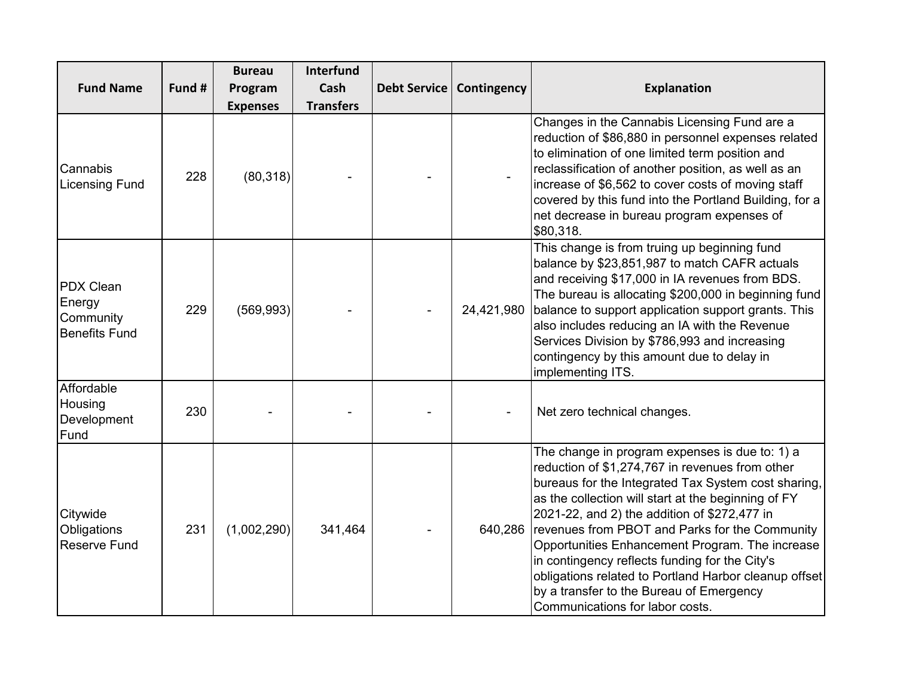| Fund Name | Fund # | Bureau Program Expenses | Interfund Cash Transfers | Debt Service | Contingency | Explanation |
|---|---|---|---|---|---|---|
| Cannabis Licensing Fund | 228 | (80,318) | - | - | - | Changes in the Cannabis Licensing Fund are a reduction of $86,880 in personnel expenses related to elimination of one limited term position and reclassification of another position, as well as an increase of $6,562 to cover costs of moving staff covered by this fund into the Portland Building, for a net decrease in bureau program expenses of $80,318. |
| PDX Clean Energy Community Benefits Fund | 229 | (569,993) | - | - | 24,421,980 | This change is from truing up beginning fund balance by $23,851,987 to match CAFR actuals and receiving $17,000 in IA revenues from BDS. The bureau is allocating $200,000 in beginning fund balance to support application support grants. This also includes reducing an IA with the Revenue Services Division by $786,993 and increasing contingency by this amount due to delay in implementing ITS. |
| Affordable Housing Development Fund | 230 | - | - | - | - | Net zero technical changes. |
| Citywide Obligations Reserve Fund | 231 | (1,002,290) | 341,464 | - | 640,286 | The change in program expenses is due to: 1) a reduction of $1,274,767 in revenues from other bureaus for the Integrated Tax System cost sharing, as the collection will start at the beginning of FY 2021-22, and 2) the addition of $272,477 in revenues from PBOT and Parks for the Community Opportunities Enhancement Program. The increase in contingency reflects funding for the City's obligations related to Portland Harbor cleanup offset by a transfer to the Bureau of Emergency Communications for labor costs. |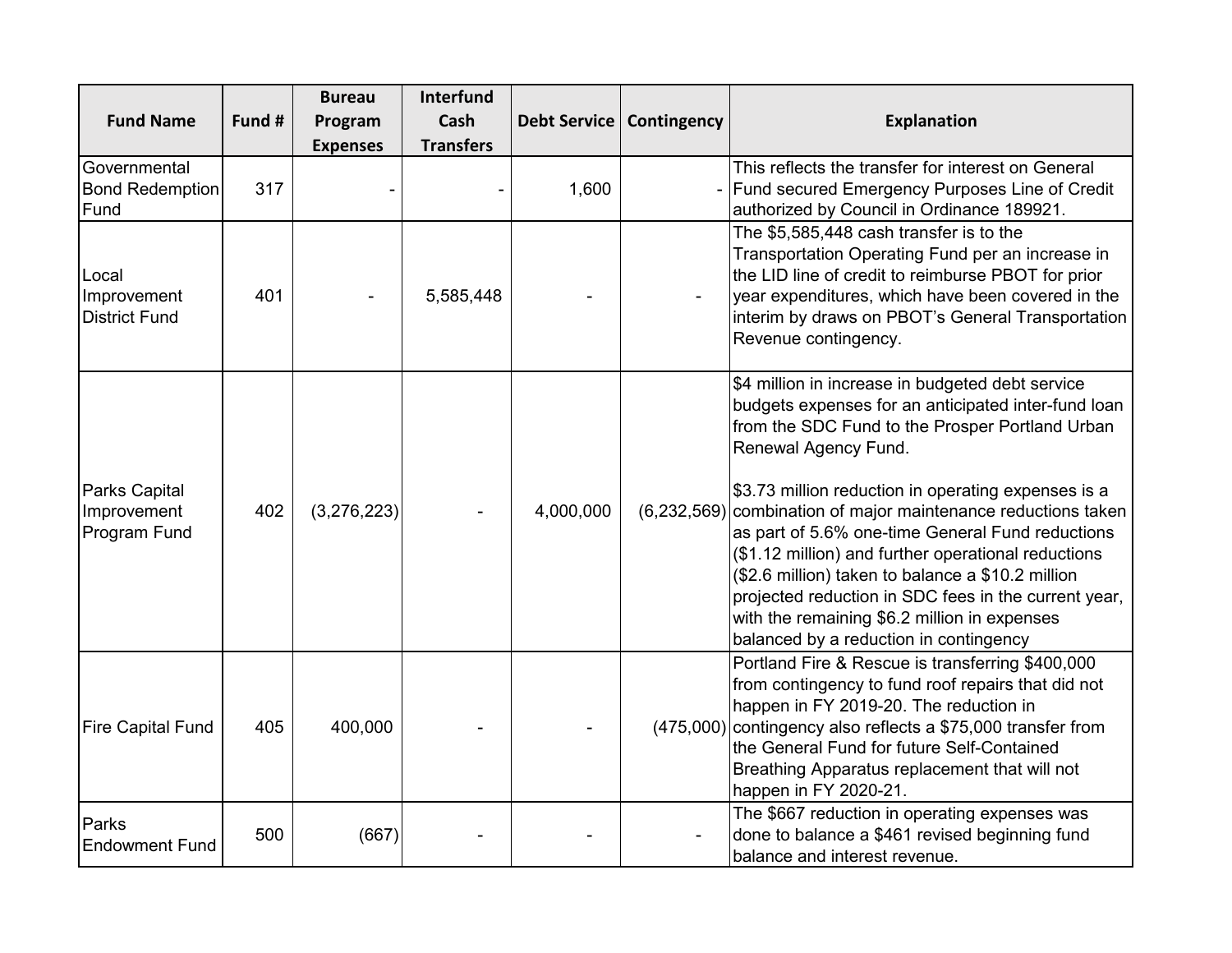| Fund Name | Fund # | Bureau Program Expenses | Interfund Cash Transfers | Debt Service | Contingency | Explanation |
|---|---|---|---|---|---|---|
| Governmental Bond Redemption Fund | 317 | - | - | 1,600 | - | This reflects the transfer for interest on General Fund secured Emergency Purposes Line of Credit authorized by Council in Ordinance 189921. |
| Local Improvement District Fund | 401 | - | 5,585,448 | - | - | The $5,585,448 cash transfer is to the Transportation Operating Fund per an increase in the LID line of credit to reimburse PBOT for prior year expenditures, which have been covered in the interim by draws on PBOT's General Transportation Revenue contingency. |
| Parks Capital Improvement Program Fund | 402 | (3,276,223) | - | 4,000,000 | (6,232,569) | $4 million in increase in budgeted debt service budgets expenses for an anticipated inter-fund loan from the SDC Fund to the Prosper Portland Urban Renewal Agency Fund. $3.73 million reduction in operating expenses is a combination of major maintenance reductions taken as part of 5.6% one-time General Fund reductions ($1.12 million) and further operational reductions ($2.6 million) taken to balance a $10.2 million projected reduction in SDC fees in the current year, with the remaining $6.2 million in expenses balanced by a reduction in contingency |
| Fire Capital Fund | 405 | 400,000 | - | - | (475,000) | Portland Fire & Rescue is transferring $400,000 from contingency to fund roof repairs that did not happen in FY 2019-20. The reduction in contingency also reflects a $75,000 transfer from the General Fund for future Self-Contained Breathing Apparatus replacement that will not happen in FY 2020-21. |
| Parks Endowment Fund | 500 | (667) | - | - | - | The $667 reduction in operating expenses was done to balance a $461 revised beginning fund balance and interest revenue. |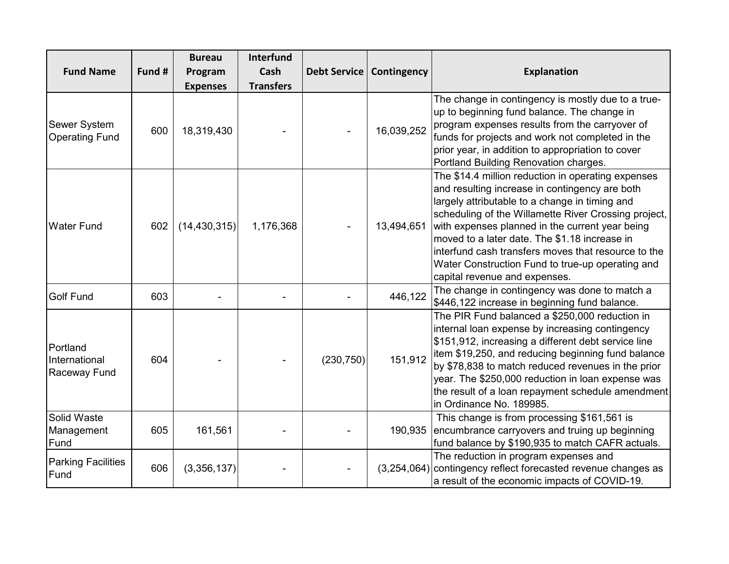| Fund Name | Fund # | Bureau Program Expenses | Interfund Cash Transfers | Debt Service | Contingency | Explanation |
|---|---|---|---|---|---|---|
| Sewer System Operating Fund | 600 | 18,319,430 | - | - | 16,039,252 | The change in contingency is mostly due to a true-up to beginning fund balance. The change in program expenses results from the carryover of funds for projects and work not completed in the prior year, in addition to appropriation to cover Portland Building Renovation charges. |
| Water Fund | 602 | (14,430,315) | 1,176,368 | - | 13,494,651 | The $14.4 million reduction in operating expenses and resulting increase in contingency are both largely attributable to a change in timing and scheduling of the Willamette River Crossing project, with expenses planned in the current year being moved to a later date. The $1.18 increase in interfund cash transfers moves that resource to the Water Construction Fund to true-up operating and capital revenue and expenses. |
| Golf Fund | 603 | - | - | - | 446,122 | The change in contingency was done to match a $446,122 increase in beginning fund balance. |
| Portland International Raceway Fund | 604 | - | - | (230,750) | 151,912 | The PIR Fund balanced a $250,000 reduction in internal loan expense by increasing contingency $151,912, increasing a different debt service line item $19,250, and reducing beginning fund balance by $78,838 to match reduced revenues in the prior year. The $250,000 reduction in loan expense was the result of a loan repayment schedule amendment in Ordinance No. 189985. |
| Solid Waste Management Fund | 605 | 161,561 | - | - | 190,935 | This change is from processing $161,561 is encumbrance carryovers and truing up beginning fund balance by $190,935 to match CAFR actuals. |
| Parking Facilities Fund | 606 | (3,356,137) | - | - | (3,254,064) | The reduction in program expenses and contingency reflect forecasted revenue changes as a result of the economic impacts of COVID-19. |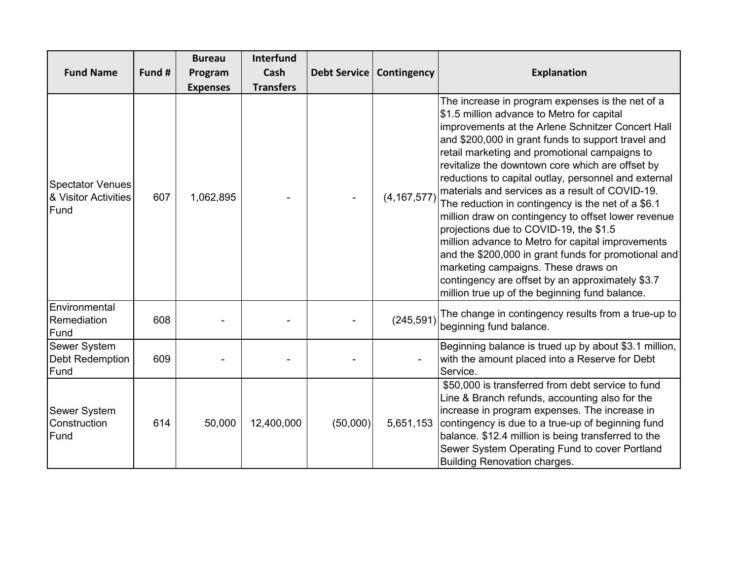| Fund Name | Fund # | Bureau Program Expenses | Interfund Cash Transfers | Debt Service | Contingency | Explanation |
| --- | --- | --- | --- | --- | --- | --- |
| Spectator Venues & Visitor Activities Fund | 607 | 1,062,895 | - | - | (4,167,577) | The increase in program expenses is the net of a $1.5 million advance to Metro for capital improvements at the Arlene Schnitzer Concert Hall and $200,000 in grant funds to support travel and retail marketing and promotional campaigns to revitalize the downtown core which are offset by reductions to capital outlay, personnel and external materials and services as a result of COVID-19. The reduction in contingency is the net of a $6.1 million draw on contingency to offset lower revenue projections due to COVID-19, the $1.5 million advance to Metro for capital improvements and the $200,000 in grant funds for promotional and marketing campaigns. These draws on contingency are offset by an approximately $3.7 million true up of the beginning fund balance. |
| Environmental Remediation Fund | 608 | - | - | - | (245,591) | The change in contingency results from a true-up to beginning fund balance. |
| Sewer System Debt Redemption Fund | 609 | - | - | - | - | Beginning balance is trued up by about $3.1 million, with the amount placed into a Reserve for Debt Service. |
| Sewer System Construction Fund | 614 | 50,000 | 12,400,000 | (50,000) | 5,651,153 | $50,000 is transferred from debt service to fund Line & Branch refunds, accounting also for the increase in program expenses. The increase in contingency is due to a true-up of beginning fund balance. $12.4 million is being transferred to the Sewer System Operating Fund to cover Portland Building Renovation charges. |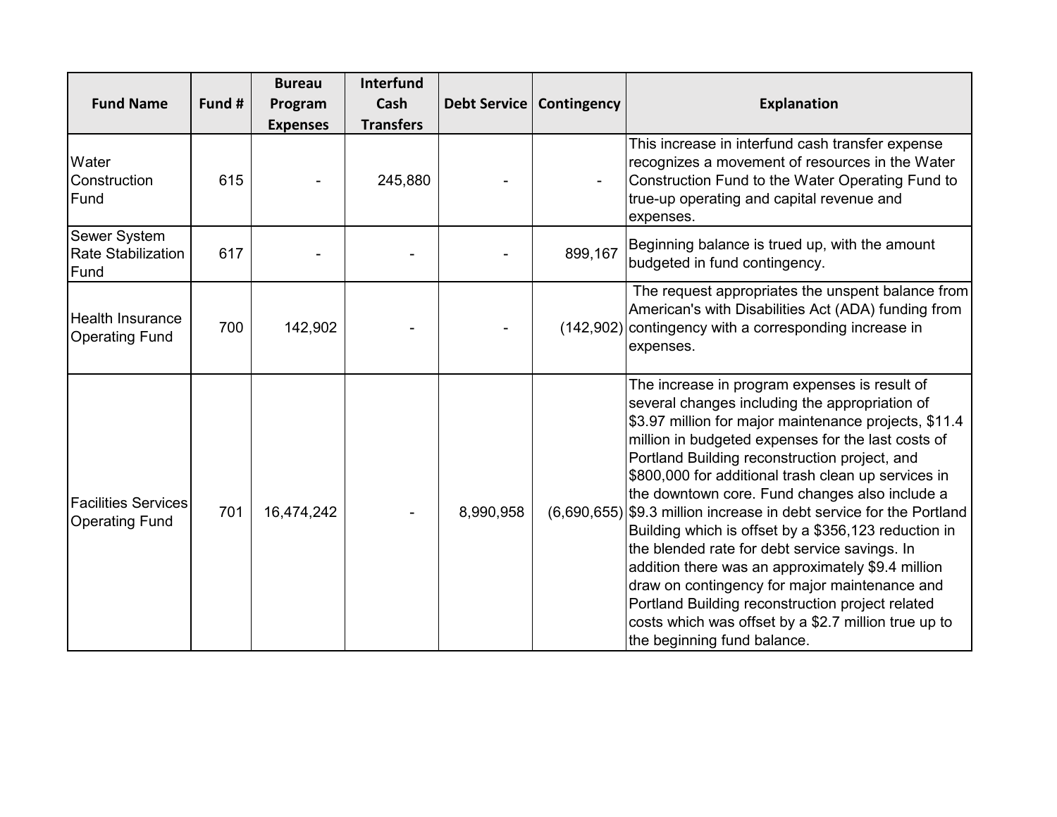| Fund Name | Fund # | Bureau Program Expenses | Interfund Cash Transfers | Debt Service | Contingency | Explanation |
|---|---|---|---|---|---|---|
| Water Construction Fund | 615 | - | 245,880 | - | - | This increase in interfund cash transfer expense recognizes a movement of resources in the Water Construction Fund to the Water Operating Fund to true-up operating and capital revenue and expenses. |
| Sewer System Rate Stabilization Fund | 617 | - | - | - | 899,167 | Beginning balance is trued up, with the amount budgeted in fund contingency. |
| Health Insurance Operating Fund | 700 | 142,902 | - | - | (142,902) | The request appropriates the unspent balance from American's with Disabilities Act (ADA) funding from contingency with a corresponding increase in expenses. |
| Facilities Services Operating Fund | 701 | 16,474,242 | - | 8,990,958 | (6,690,655) | The increase in program expenses is result of several changes including the appropriation of $3.97 million for major maintenance projects, $11.4 million in budgeted expenses for the last costs of Portland Building reconstruction project, and $800,000 for additional trash clean up services in the downtown core. Fund changes also include a $9.3 million increase in debt service for the Portland Building which is offset by a $356,123 reduction in the blended rate for debt service savings. In addition there was an approximately $9.4 million draw on contingency for major maintenance and Portland Building reconstruction project related costs which was offset by a $2.7 million true up to the beginning fund balance. |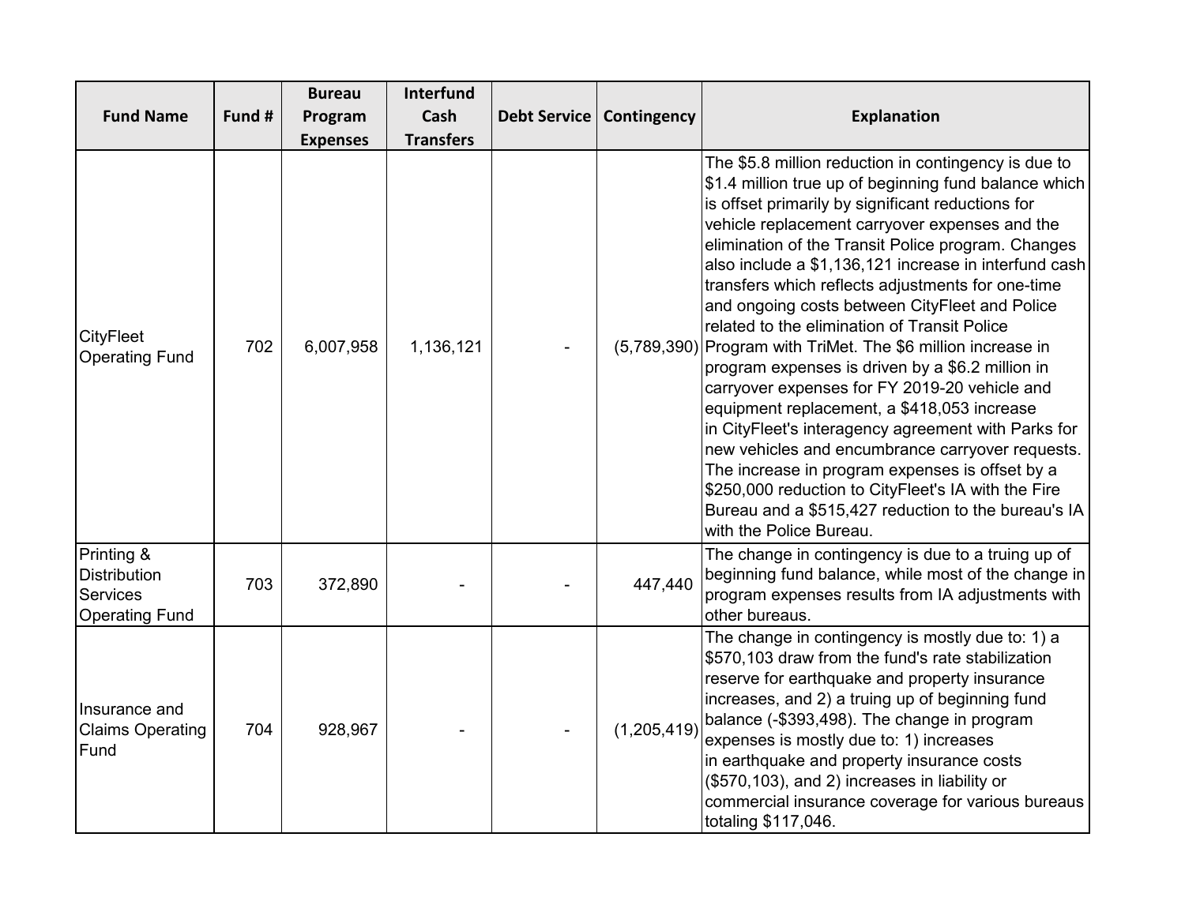| Fund Name | Fund # | Bureau Program Expenses | Interfund Cash Transfers | Debt Service | Contingency | Explanation |
|---|---|---|---|---|---|---|
| CityFleet Operating Fund | 702 | 6,007,958 | 1,136,121 | - | (5,789,390) | The $5.8 million reduction in contingency is due to $1.4 million true up of beginning fund balance which is offset primarily by significant reductions for vehicle replacement carryover expenses and the elimination of the Transit Police program. Changes also include a $1,136,121 increase in interfund cash transfers which reflects adjustments for one-time and ongoing costs between CityFleet and Police related to the elimination of Transit Police Program with TriMet. The $6 million increase in program expenses is driven by a $6.2 million in carryover expenses for FY 2019-20 vehicle and equipment replacement, a $418,053 increase in CityFleet's interagency agreement with Parks for new vehicles and encumbrance carryover requests. The increase in program expenses is offset by a $250,000 reduction to CityFleet's IA with the Fire Bureau and a $515,427 reduction to the bureau's IA with the Police Bureau. |
| Printing & Distribution Services Operating Fund | 703 | 372,890 | - | - | 447,440 | The change in contingency is due to a truing up of beginning fund balance, while most of the change in program expenses results from IA adjustments with other bureaus. |
| Insurance and Claims Operating Fund | 704 | 928,967 | - | - | (1,205,419) | The change in contingency is mostly due to: 1) a $570,103 draw from the fund's rate stabilization reserve for earthquake and property insurance increases, and 2) a truing up of beginning fund balance (-$393,498). The change in program expenses is mostly due to: 1) increases in earthquake and property insurance costs ($570,103), and 2) increases in liability or commercial insurance coverage for various bureaus totaling $117,046. |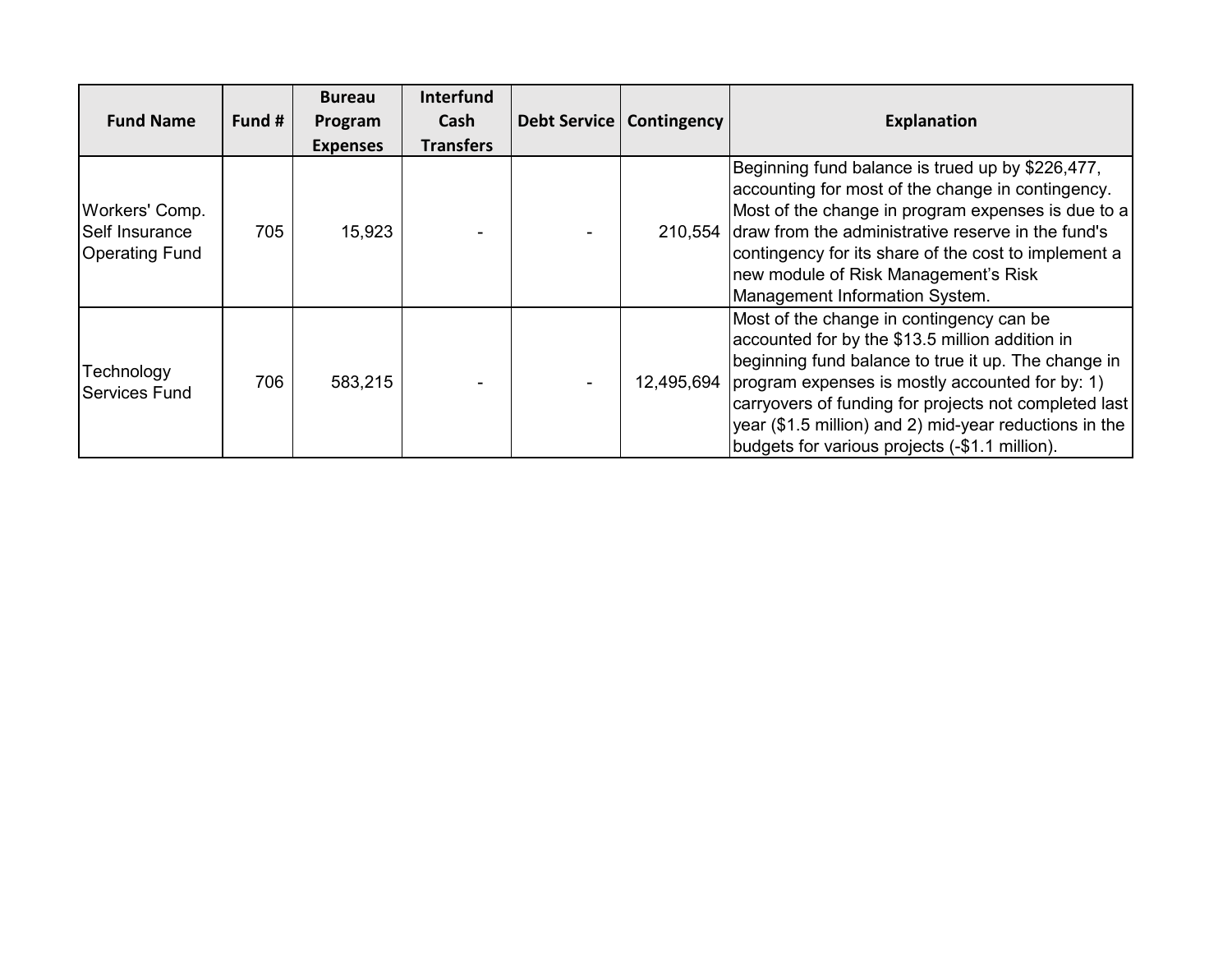| Fund Name | Fund # | Bureau Program Expenses | Interfund Cash Transfers | Debt Service | Contingency | Explanation |
| --- | --- | --- | --- | --- | --- | --- |
| Workers' Comp. Self Insurance Operating Fund | 705 | 15,923 | - | - | 210,554 | Beginning fund balance is trued up by $226,477, accounting for most of the change in contingency. Most of the change in program expenses is due to a draw from the administrative reserve in the fund's contingency for its share of the cost to implement a new module of Risk Management's Risk Management Information System. |
| Technology Services Fund | 706 | 583,215 | - | - | 12,495,694 | Most of the change in contingency can be accounted for by the $13.5 million addition in beginning fund balance to true it up. The change in program expenses is mostly accounted for by: 1) carryovers of funding for projects not completed last year ($1.5 million) and 2) mid-year reductions in the budgets for various projects (-$1.1 million). |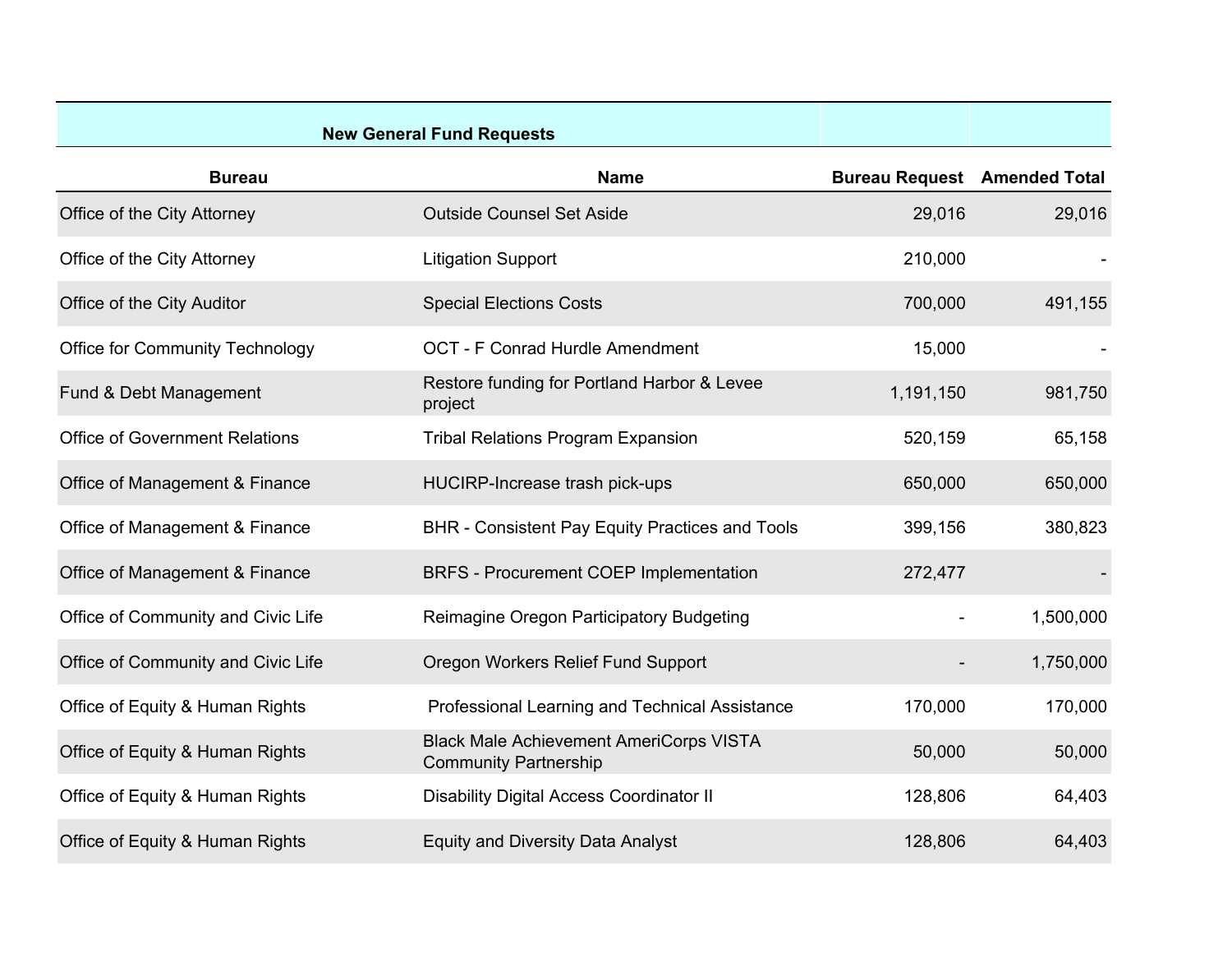| New General Fund Requests | | | |
|---|---|---|---|
| **Bureau** | **Name** | **Bureau Request** | **Amended Total** |
| Office of the City Attorney | Outside Counsel Set Aside | 29,016 | 29,016 |
| Office of the City Attorney | Litigation Support | 210,000 | - |
| Office of the City Auditor | Special Elections Costs | 700,000 | 491,155 |
| Office for Community Technology | OCT - F Conrad Hurdle Amendment | 15,000 | - |
| Fund & Debt Management | Restore funding for Portland Harbor & Levee project | 1,191,150 | 981,750 |
| Office of Government Relations | Tribal Relations Program Expansion | 520,159 | 65,158 |
| Office of Management & Finance | HUCIRP-Increase trash pick-ups | 650,000 | 650,000 |
| Office of Management & Finance | BHR - Consistent Pay Equity Practices and Tools | 399,156 | 380,823 |
| Office of Management & Finance | BRFS - Procurement COEP Implementation | 272,477 | - |
| Office of Community and Civic Life | Reimagine Oregon Participatory Budgeting | - | 1,500,000 |
| Office of Community and Civic Life | Oregon Workers Relief Fund Support | - | 1,750,000 |
| Office of Equity & Human Rights | Professional Learning and Technical Assistance | 170,000 | 170,000 |
| Office of Equity & Human Rights | Black Male Achievement AmeriCorps VISTA Community Partnership | 50,000 | 50,000 |
| Office of Equity & Human Rights | Disability Digital Access Coordinator II | 128,806 | 64,403 |
| Office of Equity & Human Rights | Equity and Diversity Data Analyst | 128,806 | 64,403 |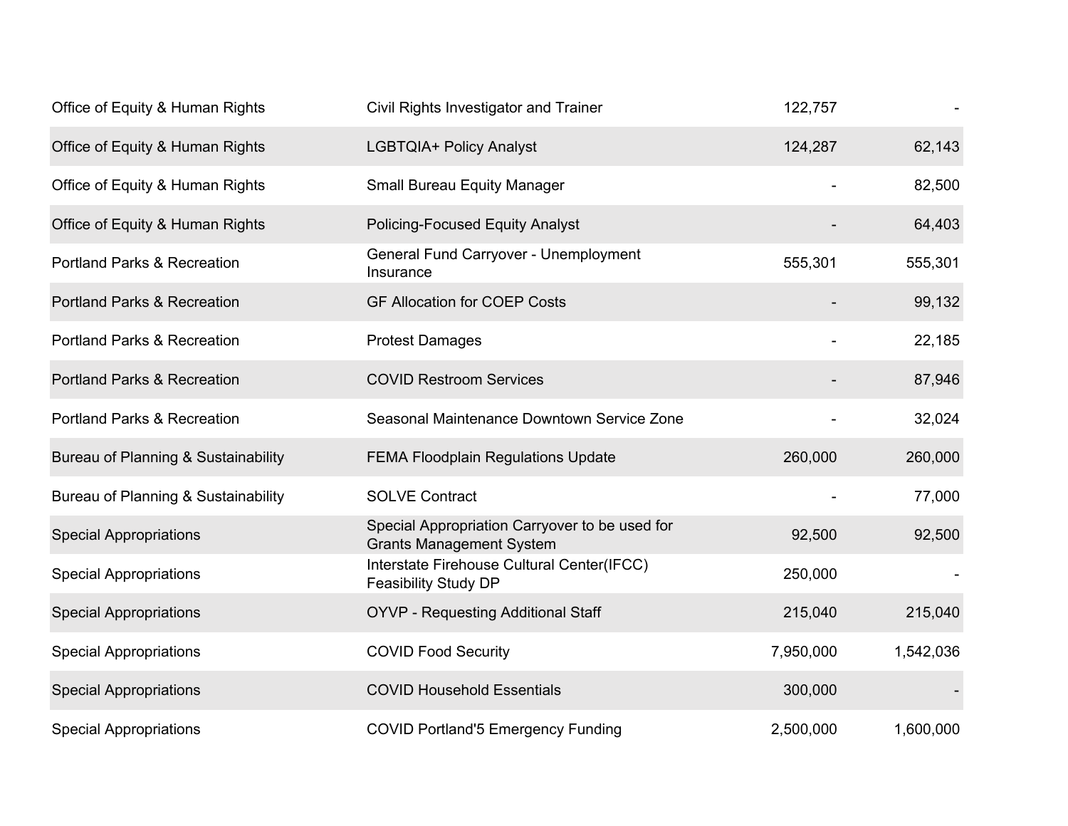| | | | |
|---|---|---|---|
| Office of Equity & Human Rights | Civil Rights Investigator and Trainer | 122,757 | - |
| Office of Equity & Human Rights | LGBTQIA+ Policy Analyst | 124,287 | 62,143 |
| Office of Equity & Human Rights | Small Bureau Equity Manager | - | 82,500 |
| Office of Equity & Human Rights | Policing-Focused Equity Analyst | - | 64,403 |
| Portland Parks & Recreation | General Fund Carryover - Unemployment Insurance | 555,301 | 555,301 |
| Portland Parks & Recreation | GF Allocation for COEP Costs | - | 99,132 |
| Portland Parks & Recreation | Protest Damages | - | 22,185 |
| Portland Parks & Recreation | COVID Restroom Services | - | 87,946 |
| Portland Parks & Recreation | Seasonal Maintenance Downtown Service Zone | - | 32,024 |
| Bureau of Planning & Sustainability | FEMA Floodplain Regulations Update | 260,000 | 260,000 |
| Bureau of Planning & Sustainability | SOLVE Contract | - | 77,000 |
| Special Appropriations | Special Appropriation Carryover to be used for Grants Management System | 92,500 | 92,500 |
| Special Appropriations | Interstate Firehouse Cultural Center(IFCC) Feasibility Study DP | 250,000 | - |
| Special Appropriations | OYVP - Requesting Additional Staff | 215,040 | 215,040 |
| Special Appropriations | COVID Food Security | 7,950,000 | 1,542,036 |
| Special Appropriations | COVID Household Essentials | 300,000 | - |
| Special Appropriations | COVID Portland'5 Emergency Funding | 2,500,000 | 1,600,000 |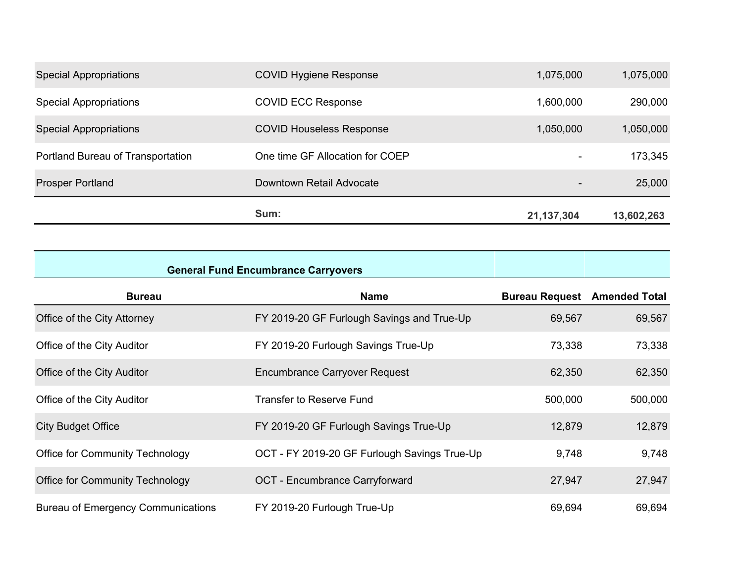| | | | |
|---|---|---|---|
| Special Appropriations | COVID Hygiene Response | 1,075,000 | 1,075,000 |
| Special Appropriations | COVID ECC Response | 1,600,000 | 290,000 |
| Special Appropriations | COVID Houseless Response | 1,050,000 | 1,050,000 |
| Portland Bureau of Transportation | One time GF Allocation for COEP | - | 173,345 |
| Prosper Portland | Downtown Retail Advocate | - | 25,000 |
| | **Sum:** | **21,137,304** | **13,602,263** |

**General Fund Encumbrance Carryovers**

| Bureau | Name | Bureau Request | Amended Total |
|---|---|---|---|
| Office of the City Attorney | FY 2019-20 GF Furlough Savings and True-Up | 69,567 | 69,567 |
| Office of the City Auditor | FY 2019-20 Furlough Savings True-Up | 73,338 | 73,338 |
| Office of the City Auditor | Encumbrance Carryover Request | 62,350 | 62,350 |
| Office of the City Auditor | Transfer to Reserve Fund | 500,000 | 500,000 |
| City Budget Office | FY 2019-20 GF Furlough Savings True-Up | 12,879 | 12,879 |
| Office for Community Technology | OCT - FY 2019-20 GF Furlough Savings True-Up | 9,748 | 9,748 |
| Office for Community Technology | OCT - Encumbrance Carryforward | 27,947 | 27,947 |
| Bureau of Emergency Communications | FY 2019-20 Furlough True-Up | 69,694 | 69,694 |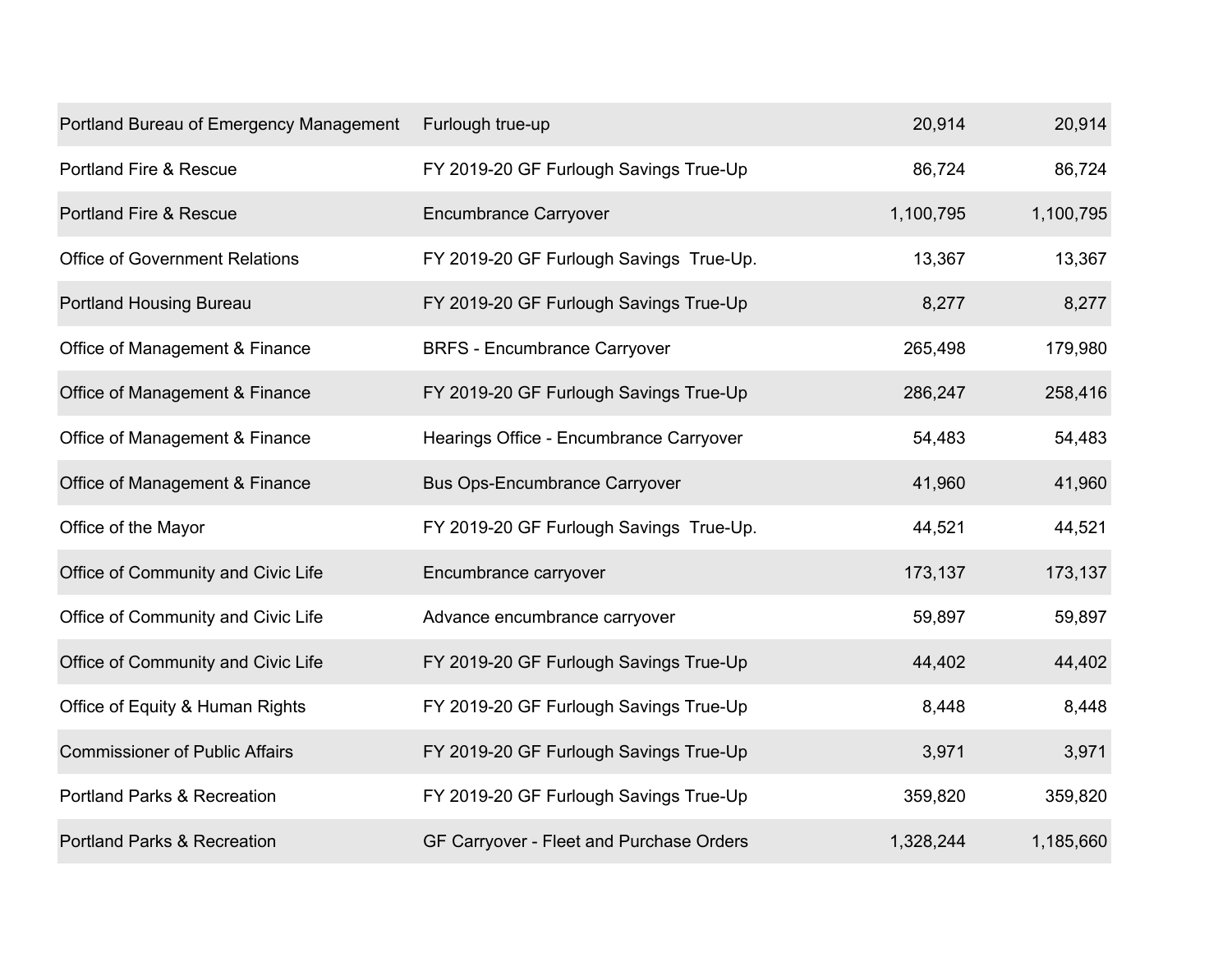| | | | |
|---|---|---|---|
| Portland Bureau of Emergency Management | Furlough true-up | 20,914 | 20,914 |
| Portland Fire & Rescue | FY 2019-20 GF Furlough Savings True-Up | 86,724 | 86,724 |
| Portland Fire & Rescue | Encumbrance Carryover | 1,100,795 | 1,100,795 |
| Office of Government Relations | FY 2019-20 GF Furlough Savings  True-Up. | 13,367 | 13,367 |
| Portland Housing Bureau | FY 2019-20 GF Furlough Savings True-Up | 8,277 | 8,277 |
| Office of Management & Finance | BRFS - Encumbrance Carryover | 265,498 | 179,980 |
| Office of Management & Finance | FY 2019-20 GF Furlough Savings True-Up | 286,247 | 258,416 |
| Office of Management & Finance | Hearings Office - Encumbrance Carryover | 54,483 | 54,483 |
| Office of Management & Finance | Bus Ops-Encumbrance Carryover | 41,960 | 41,960 |
| Office of the Mayor | FY 2019-20 GF Furlough Savings  True-Up. | 44,521 | 44,521 |
| Office of Community and Civic Life | Encumbrance carryover | 173,137 | 173,137 |
| Office of Community and Civic Life | Advance encumbrance carryover | 59,897 | 59,897 |
| Office of Community and Civic Life | FY 2019-20 GF Furlough Savings True-Up | 44,402 | 44,402 |
| Office of Equity & Human Rights | FY 2019-20 GF Furlough Savings True-Up | 8,448 | 8,448 |
| Commissioner of Public Affairs | FY 2019-20 GF Furlough Savings True-Up | 3,971 | 3,971 |
| Portland Parks & Recreation | FY 2019-20 GF Furlough Savings True-Up | 359,820 | 359,820 |
| Portland Parks & Recreation | GF Carryover - Fleet and Purchase Orders | 1,328,244 | 1,185,660 |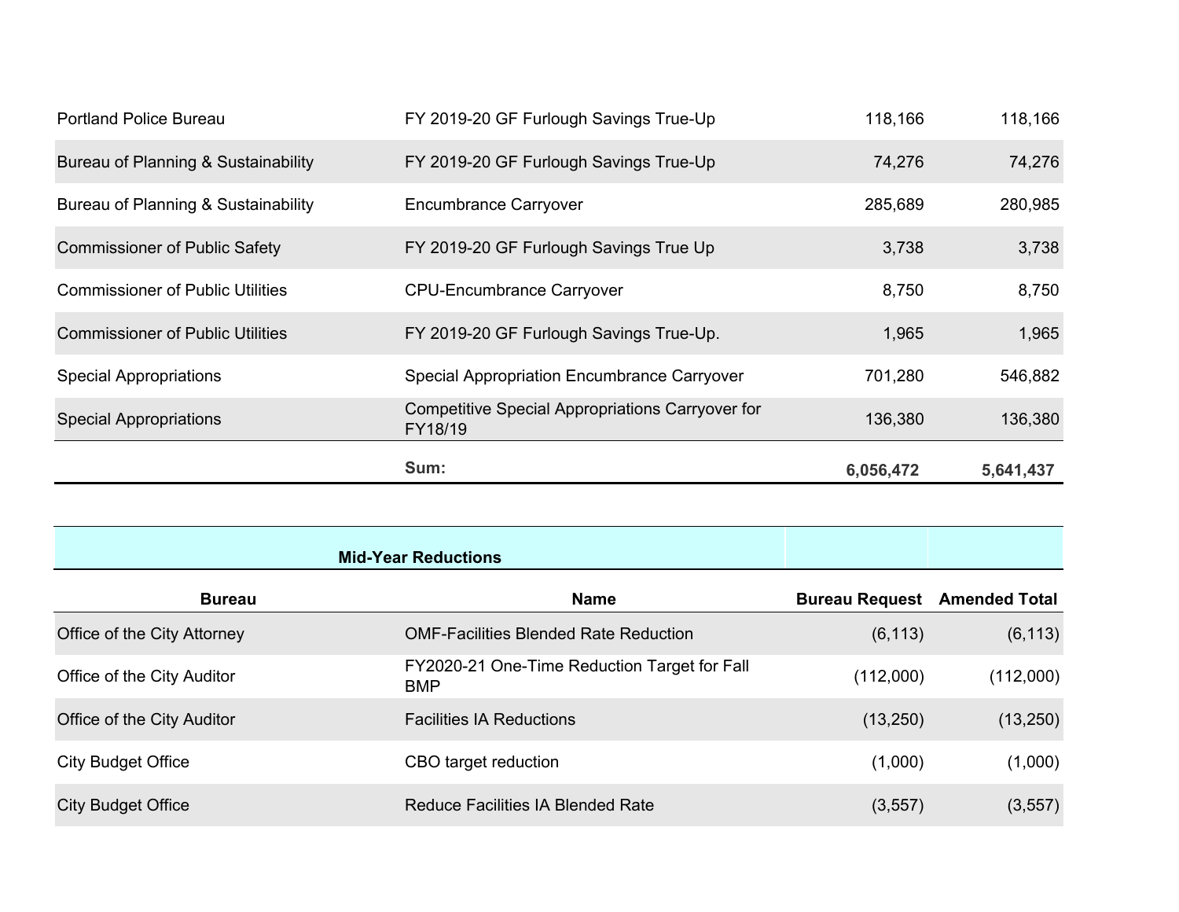| | | | |
|---|---|---|---|
| Portland Police Bureau | FY 2019-20 GF Furlough Savings True-Up | 118,166 | 118,166 |
| Bureau of Planning & Sustainability | FY 2019-20 GF Furlough Savings True-Up | 74,276 | 74,276 |
| Bureau of Planning & Sustainability | Encumbrance Carryover | 285,689 | 280,985 |
| Commissioner of Public Safety | FY 2019-20 GF Furlough Savings True Up | 3,738 | 3,738 |
| Commissioner of Public Utilities | CPU-Encumbrance Carryover | 8,750 | 8,750 |
| Commissioner of Public Utilities | FY 2019-20 GF Furlough Savings True-Up. | 1,965 | 1,965 |
| Special Appropriations | Special Appropriation Encumbrance Carryover | 701,280 | 546,882 |
| Special Appropriations | Competitive Special Appropriations Carryover for FY18/19 | 136,380 | 136,380 |
| | **Sum:** | **6,056,472** | **5,641,437** |

**Mid-Year Reductions**

| Bureau | Name | Bureau Request | Amended Total |
|---|---|---|---|
| Office of the City Attorney | OMF-Facilities Blended Rate Reduction | (6,113) | (6,113) |
| Office of the City Auditor | FY2020-21 One-Time Reduction Target for Fall BMP | (112,000) | (112,000) |
| Office of the City Auditor | Facilities IA Reductions | (13,250) | (13,250) |
| City Budget Office | CBO target reduction | (1,000) | (1,000) |
| City Budget Office | Reduce Facilities IA Blended Rate | (3,557) | (3,557) |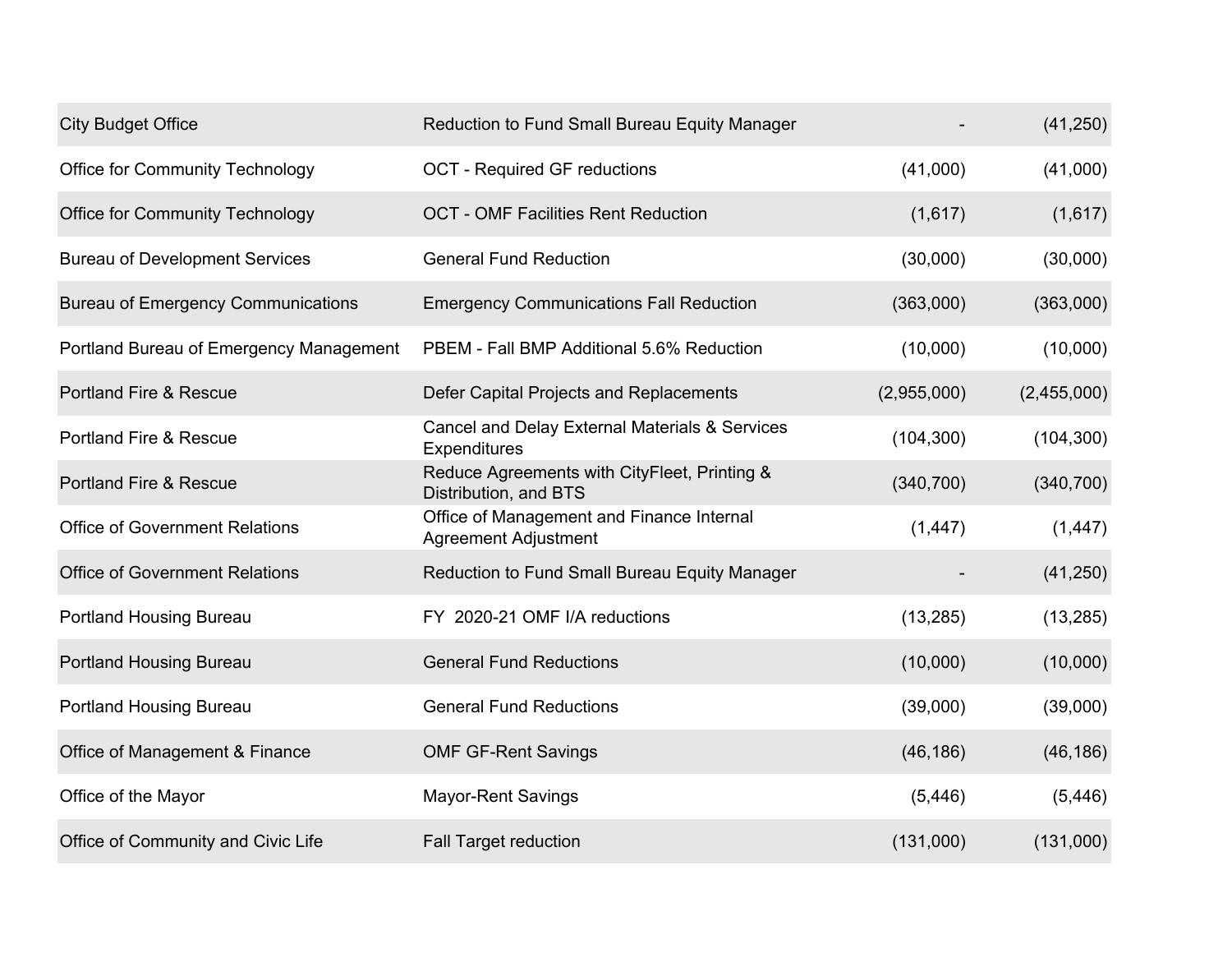| | | | |
|---|---|---|---|
| City Budget Office | Reduction to Fund Small Bureau Equity Manager | - | (41,250) |
| Office for Community Technology | OCT - Required GF reductions | (41,000) | (41,000) |
| Office for Community Technology | OCT - OMF Facilities Rent Reduction | (1,617) | (1,617) |
| Bureau of Development Services | General Fund Reduction | (30,000) | (30,000) |
| Bureau of Emergency Communications | Emergency Communications Fall Reduction | (363,000) | (363,000) |
| Portland Bureau of Emergency Management | PBEM - Fall BMP Additional 5.6% Reduction | (10,000) | (10,000) |
| Portland Fire & Rescue | Defer Capital Projects and Replacements | (2,955,000) | (2,455,000) |
| Portland Fire & Rescue | Cancel and Delay External Materials & Services Expenditures | (104,300) | (104,300) |
| Portland Fire & Rescue | Reduce Agreements with CityFleet, Printing & Distribution, and BTS | (340,700) | (340,700) |
| Office of Government Relations | Office of Management and Finance Internal Agreement Adjustment | (1,447) | (1,447) |
| Office of Government Relations | Reduction to Fund Small Bureau Equity Manager | - | (41,250) |
| Portland Housing Bureau | FY 2020-21 OMF I/A reductions | (13,285) | (13,285) |
| Portland Housing Bureau | General Fund Reductions | (10,000) | (10,000) |
| Portland Housing Bureau | General Fund Reductions | (39,000) | (39,000) |
| Office of Management & Finance | OMF GF-Rent Savings | (46,186) | (46,186) |
| Office of the Mayor | Mayor-Rent Savings | (5,446) | (5,446) |
| Office of Community and Civic Life | Fall Target reduction | (131,000) | (131,000) |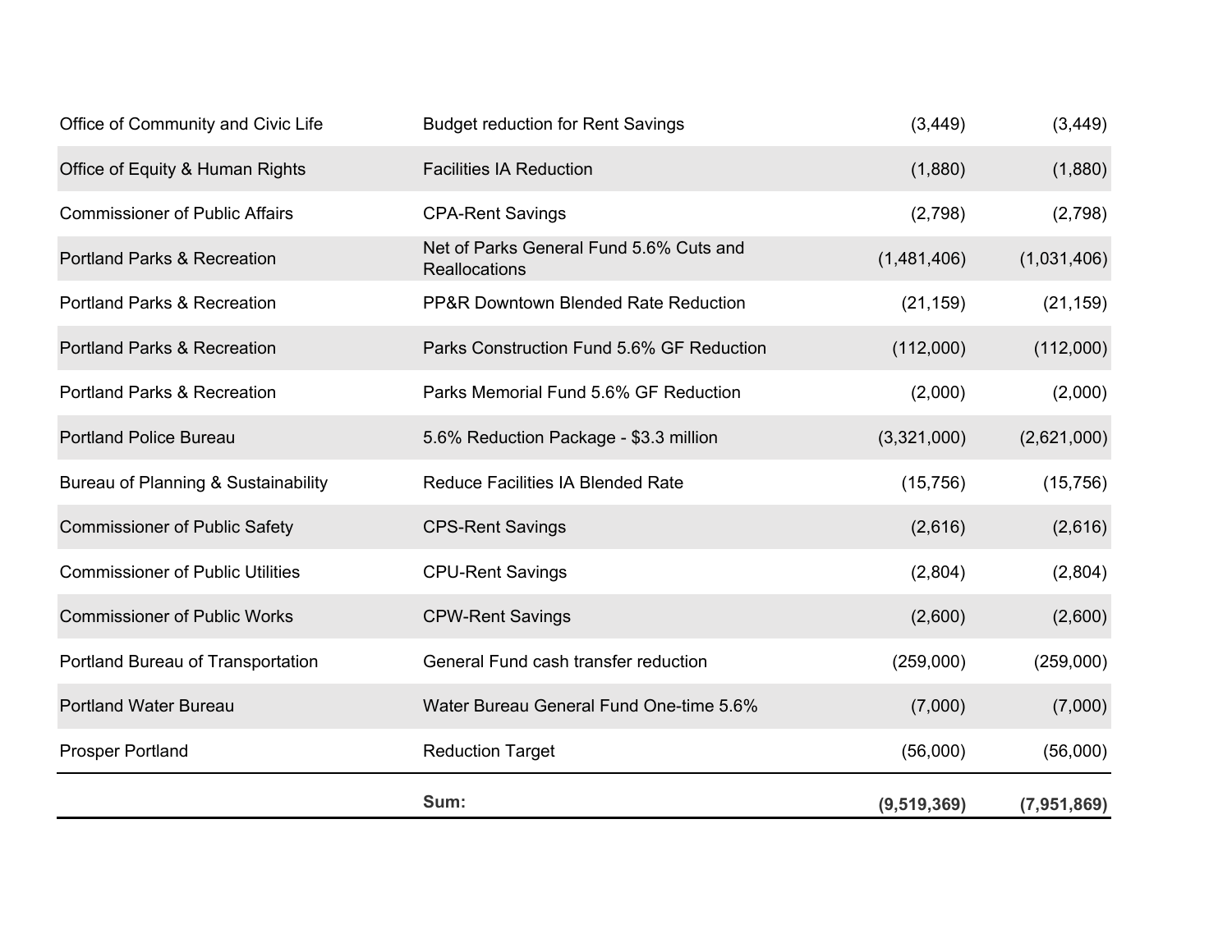| | | | |
|---|---|---|---|
| Office of Community and Civic Life | Budget reduction for Rent Savings | (3,449) | (3,449) |
| Office of Equity & Human Rights | Facilities IA Reduction | (1,880) | (1,880) |
| Commissioner of Public Affairs | CPA-Rent Savings | (2,798) | (2,798) |
| Portland Parks & Recreation | Net of Parks General Fund 5.6% Cuts and Reallocations | (1,481,406) | (1,031,406) |
| Portland Parks & Recreation | PP&R Downtown Blended Rate Reduction | (21,159) | (21,159) |
| Portland Parks & Recreation | Parks Construction Fund 5.6% GF Reduction | (112,000) | (112,000) |
| Portland Parks & Recreation | Parks Memorial Fund 5.6% GF Reduction | (2,000) | (2,000) |
| Portland Police Bureau | 5.6% Reduction Package - $3.3 million | (3,321,000) | (2,621,000) |
| Bureau of Planning & Sustainability | Reduce Facilities IA Blended Rate | (15,756) | (15,756) |
| Commissioner of Public Safety | CPS-Rent Savings | (2,616) | (2,616) |
| Commissioner of Public Utilities | CPU-Rent Savings | (2,804) | (2,804) |
| Commissioner of Public Works | CPW-Rent Savings | (2,600) | (2,600) |
| Portland Bureau of Transportation | General Fund cash transfer reduction | (259,000) | (259,000) |
| Portland Water Bureau | Water Bureau General Fund One-time 5.6% | (7,000) | (7,000) |
| Prosper Portland | Reduction Target | (56,000) | (56,000) |
| | **Sum:** | **(9,519,369)** | **(7,951,869)** |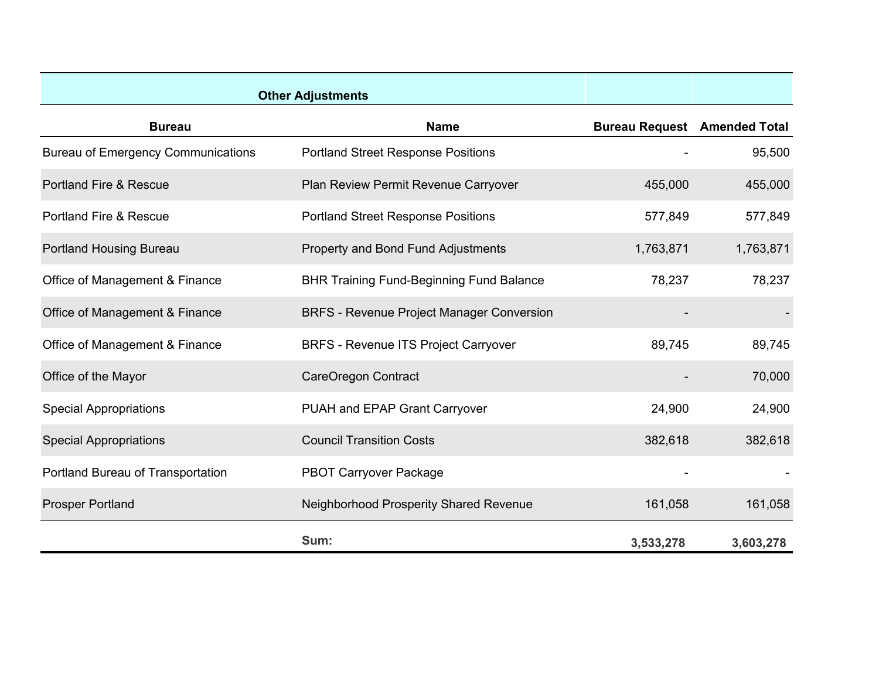| Other Adjustments | | | |
|---|---|---|---|
| **Bureau** | **Name** | **Bureau Request** | **Amended Total** |
| Bureau of Emergency Communications | Portland Street Response Positions | - | 95,500 |
| Portland Fire & Rescue | Plan Review Permit Revenue Carryover | 455,000 | 455,000 |
| Portland Fire & Rescue | Portland Street Response Positions | 577,849 | 577,849 |
| Portland Housing Bureau | Property and Bond Fund Adjustments | 1,763,871 | 1,763,871 |
| Office of Management & Finance | BHR Training Fund-Beginning Fund Balance | 78,237 | 78,237 |
| Office of Management & Finance | BRFS - Revenue Project Manager Conversion | - | - |
| Office of Management & Finance | BRFS - Revenue ITS Project Carryover | 89,745 | 89,745 |
| Office of the Mayor | CareOregon Contract | - | 70,000 |
| Special Appropriations | PUAH and EPAP Grant Carryover | 24,900 | 24,900 |
| Special Appropriations | Council Transition Costs | 382,618 | 382,618 |
| Portland Bureau of Transportation | PBOT Carryover Package | - | - |
| Prosper Portland | Neighborhood Prosperity Shared Revenue | 161,058 | 161,058 |
| | **Sum:** | **3,533,278** | **3,603,278** |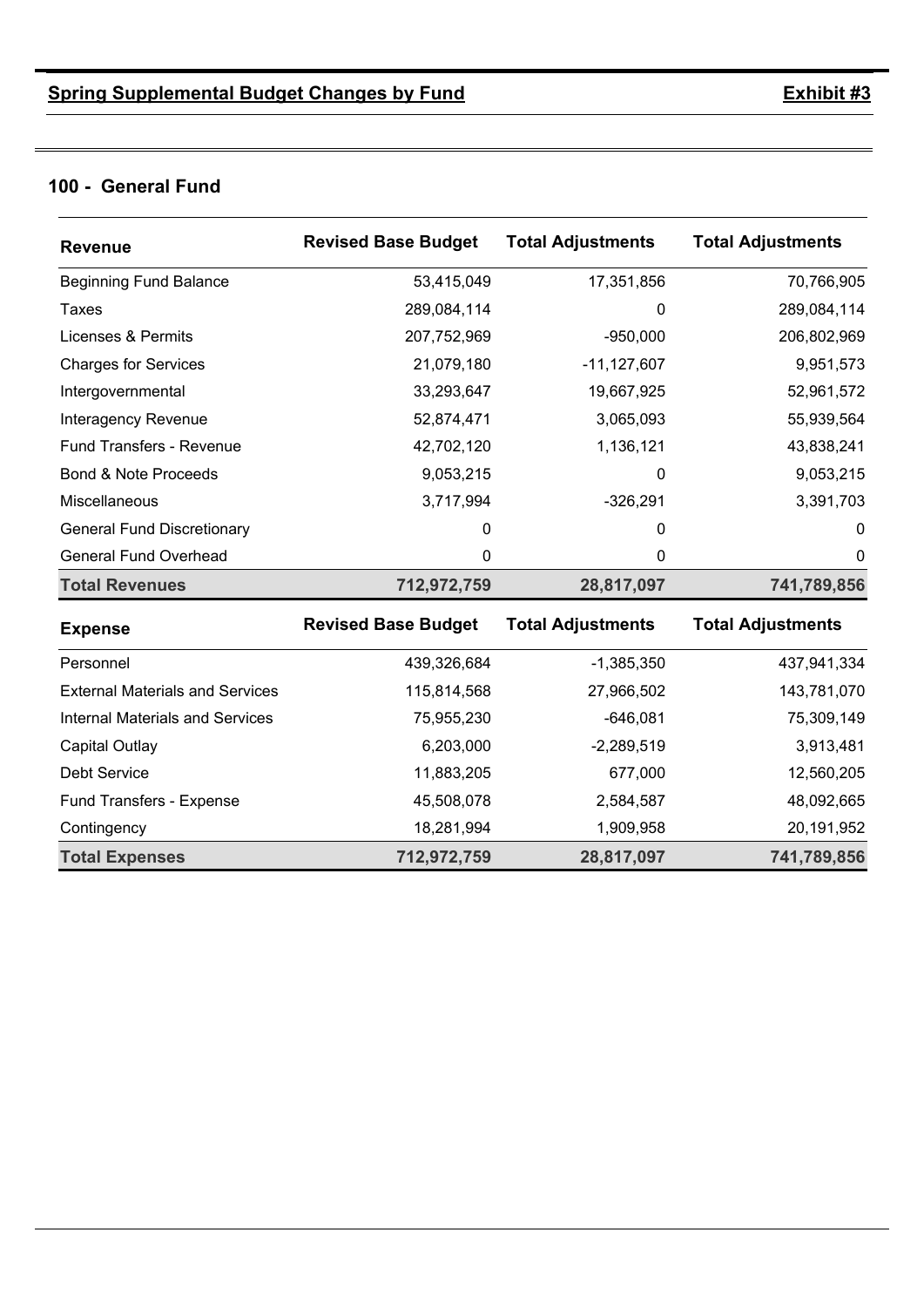## Spring Supplemental Budget Changes by Fund

**Exhibit #3**

### 100 - General Fund

| Revenue | Revised Base Budget | Total Adjustments | Total Adjustments |
|---|---|---|---|
| Beginning Fund Balance | 53,415,049 | 17,351,856 | 70,766,905 |
| Taxes | 289,084,114 | 0 | 289,084,114 |
| Licenses & Permits | 207,752,969 | -950,000 | 206,802,969 |
| Charges for Services | 21,079,180 | -11,127,607 | 9,951,573 |
| Intergovernmental | 33,293,647 | 19,667,925 | 52,961,572 |
| Interagency Revenue | 52,874,471 | 3,065,093 | 55,939,564 |
| Fund Transfers - Revenue | 42,702,120 | 1,136,121 | 43,838,241 |
| Bond & Note Proceeds | 9,053,215 | 0 | 9,053,215 |
| Miscellaneous | 3,717,994 | -326,291 | 3,391,703 |
| General Fund Discretionary | 0 | 0 | 0 |
| General Fund Overhead | 0 | 0 | 0 |
| **Total Revenues** | **712,972,759** | **28,817,097** | **741,789,856** |

| Expense | Revised Base Budget | Total Adjustments | Total Adjustments |
|---|---|---|---|
| Personnel | 439,326,684 | -1,385,350 | 437,941,334 |
| External Materials and Services | 115,814,568 | 27,966,502 | 143,781,070 |
| Internal Materials and Services | 75,955,230 | -646,081 | 75,309,149 |
| Capital Outlay | 6,203,000 | -2,289,519 | 3,913,481 |
| Debt Service | 11,883,205 | 677,000 | 12,560,205 |
| Fund Transfers - Expense | 45,508,078 | 2,584,587 | 48,092,665 |
| Contingency | 18,281,994 | 1,909,958 | 20,191,952 |
| **Total Expenses** | **712,972,759** | **28,817,097** | **741,789,856** |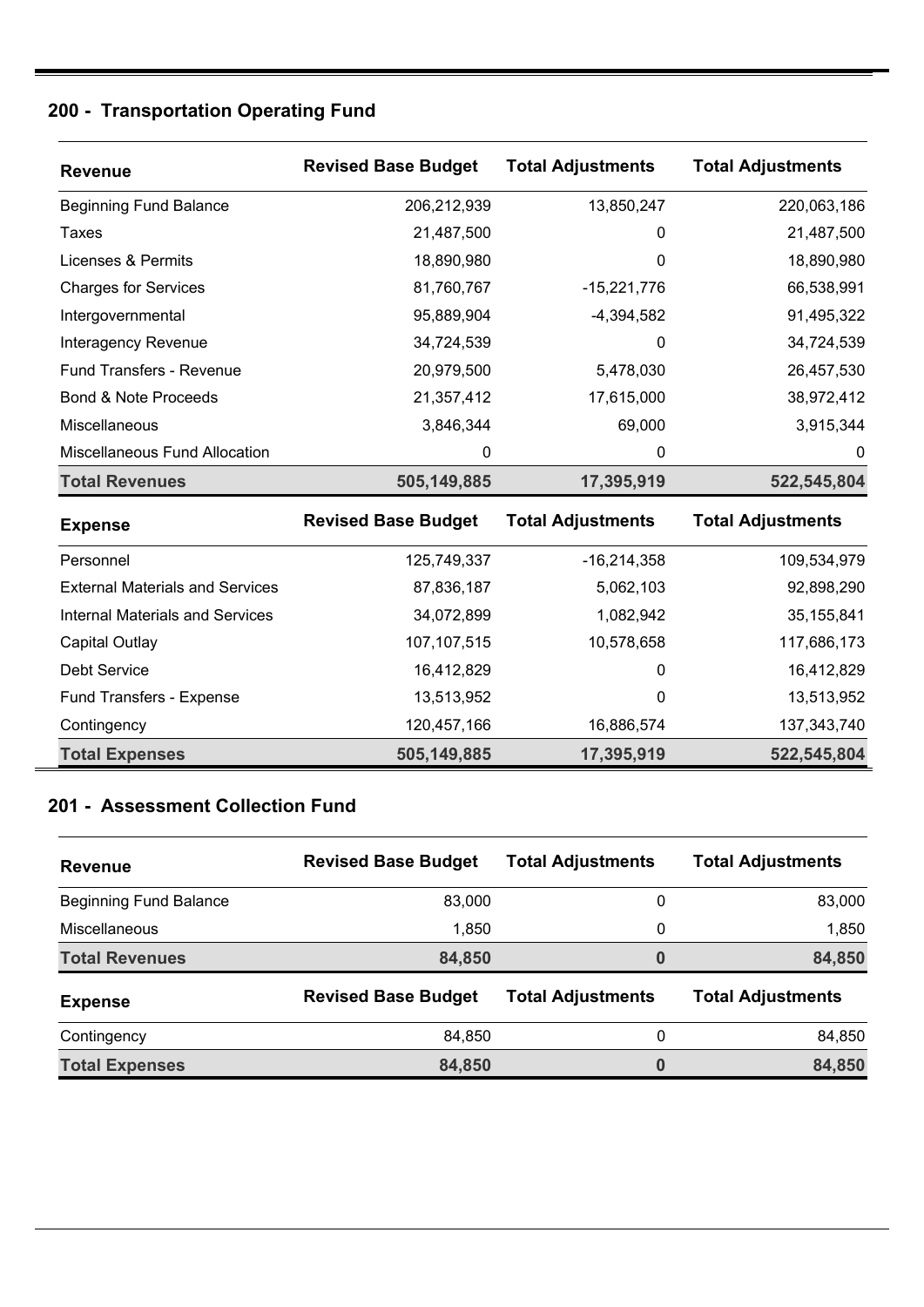## 200 - Transportation Operating Fund

| Revenue | Revised Base Budget | Total Adjustments | Total Adjustments |
|---|---|---|---|
| Beginning Fund Balance | 206,212,939 | 13,850,247 | 220,063,186 |
| Taxes | 21,487,500 | 0 | 21,487,500 |
| Licenses & Permits | 18,890,980 | 0 | 18,890,980 |
| Charges for Services | 81,760,767 | -15,221,776 | 66,538,991 |
| Intergovernmental | 95,889,904 | -4,394,582 | 91,495,322 |
| Interagency Revenue | 34,724,539 | 0 | 34,724,539 |
| Fund Transfers - Revenue | 20,979,500 | 5,478,030 | 26,457,530 |
| Bond & Note Proceeds | 21,357,412 | 17,615,000 | 38,972,412 |
| Miscellaneous | 3,846,344 | 69,000 | 3,915,344 |
| Miscellaneous Fund Allocation | 0 | 0 | 0 |
| **Total Revenues** | **505,149,885** | **17,395,919** | **522,545,804** |

| Expense | Revised Base Budget | Total Adjustments | Total Adjustments |
|---|---|---|---|
| Personnel | 125,749,337 | -16,214,358 | 109,534,979 |
| External Materials and Services | 87,836,187 | 5,062,103 | 92,898,290 |
| Internal Materials and Services | 34,072,899 | 1,082,942 | 35,155,841 |
| Capital Outlay | 107,107,515 | 10,578,658 | 117,686,173 |
| Debt Service | 16,412,829 | 0 | 16,412,829 |
| Fund Transfers - Expense | 13,513,952 | 0 | 13,513,952 |
| Contingency | 120,457,166 | 16,886,574 | 137,343,740 |
| **Total Expenses** | **505,149,885** | **17,395,919** | **522,545,804** |

## 201 - Assessment Collection Fund

| Revenue | Revised Base Budget | Total Adjustments | Total Adjustments |
|---|---|---|---|
| Beginning Fund Balance | 83,000 | 0 | 83,000 |
| Miscellaneous | 1,850 | 0 | 1,850 |
| **Total Revenues** | **84,850** | **0** | **84,850** |

| Expense | Revised Base Budget | Total Adjustments | Total Adjustments |
|---|---|---|---|
| Contingency | 84,850 | 0 | 84,850 |
| **Total Expenses** | **84,850** | **0** | **84,850** |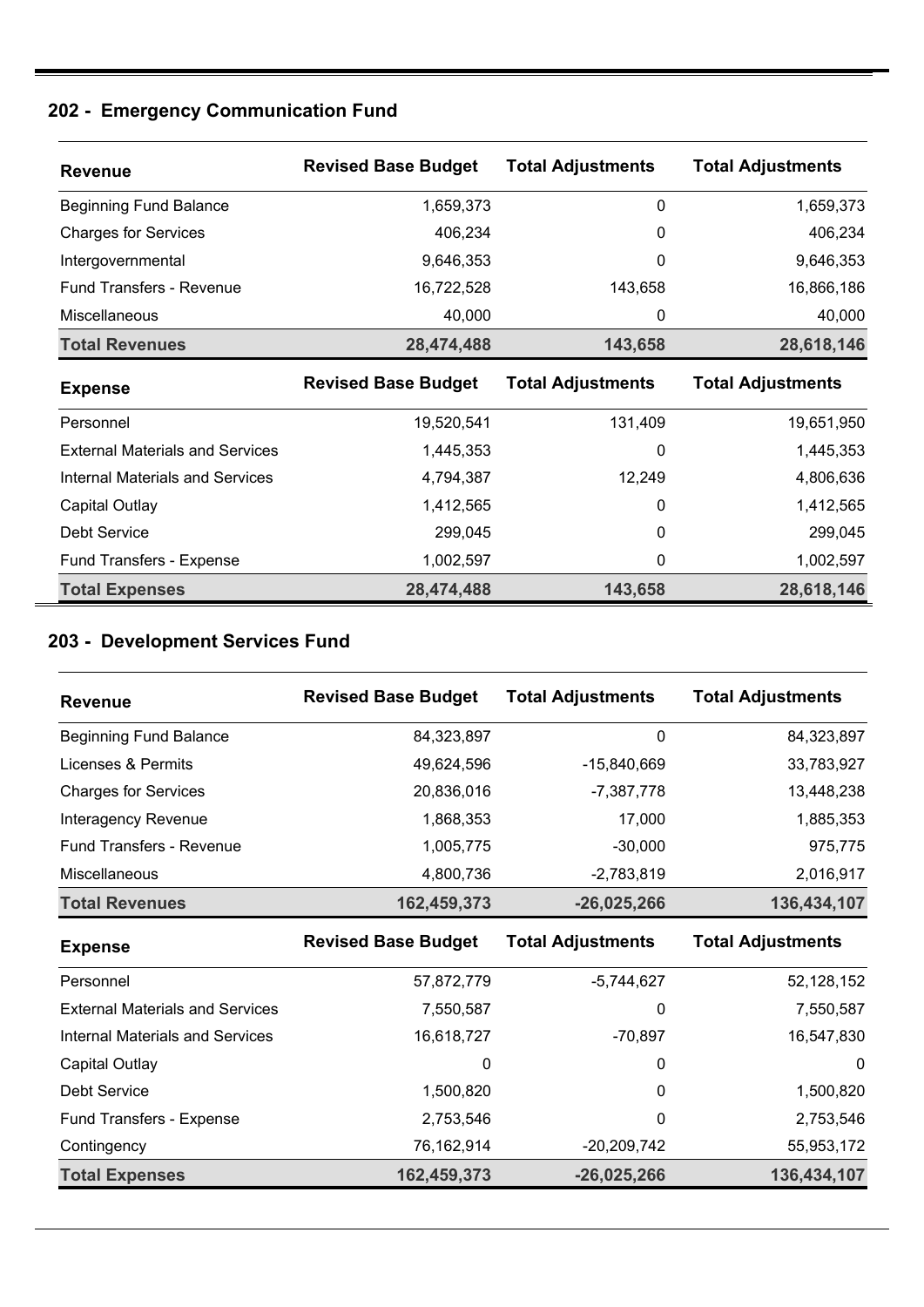## 202 - Emergency Communication Fund

| Revenue | Revised Base Budget | Total Adjustments | Total Adjustments |
|---|---|---|---|
| Beginning Fund Balance | 1,659,373 | 0 | 1,659,373 |
| Charges for Services | 406,234 | 0 | 406,234 |
| Intergovernmental | 9,646,353 | 0 | 9,646,353 |
| Fund Transfers - Revenue | 16,722,528 | 143,658 | 16,866,186 |
| Miscellaneous | 40,000 | 0 | 40,000 |
| **Total Revenues** | **28,474,488** | **143,658** | **28,618,146** |

| Expense | Revised Base Budget | Total Adjustments | Total Adjustments |
|---|---|---|---|
| Personnel | 19,520,541 | 131,409 | 19,651,950 |
| External Materials and Services | 1,445,353 | 0 | 1,445,353 |
| Internal Materials and Services | 4,794,387 | 12,249 | 4,806,636 |
| Capital Outlay | 1,412,565 | 0 | 1,412,565 |
| Debt Service | 299,045 | 0 | 299,045 |
| Fund Transfers - Expense | 1,002,597 | 0 | 1,002,597 |
| **Total Expenses** | **28,474,488** | **143,658** | **28,618,146** |

## 203 - Development Services Fund

| Revenue | Revised Base Budget | Total Adjustments | Total Adjustments |
|---|---|---|---|
| Beginning Fund Balance | 84,323,897 | 0 | 84,323,897 |
| Licenses & Permits | 49,624,596 | -15,840,669 | 33,783,927 |
| Charges for Services | 20,836,016 | -7,387,778 | 13,448,238 |
| Interagency Revenue | 1,868,353 | 17,000 | 1,885,353 |
| Fund Transfers - Revenue | 1,005,775 | -30,000 | 975,775 |
| Miscellaneous | 4,800,736 | -2,783,819 | 2,016,917 |
| **Total Revenues** | **162,459,373** | **-26,025,266** | **136,434,107** |

| Expense | Revised Base Budget | Total Adjustments | Total Adjustments |
|---|---|---|---|
| Personnel | 57,872,779 | -5,744,627 | 52,128,152 |
| External Materials and Services | 7,550,587 | 0 | 7,550,587 |
| Internal Materials and Services | 16,618,727 | -70,897 | 16,547,830 |
| Capital Outlay | 0 | 0 | 0 |
| Debt Service | 1,500,820 | 0 | 1,500,820 |
| Fund Transfers - Expense | 2,753,546 | 0 | 2,753,546 |
| Contingency | 76,162,914 | -20,209,742 | 55,953,172 |
| **Total Expenses** | **162,459,373** | **-26,025,266** | **136,434,107** |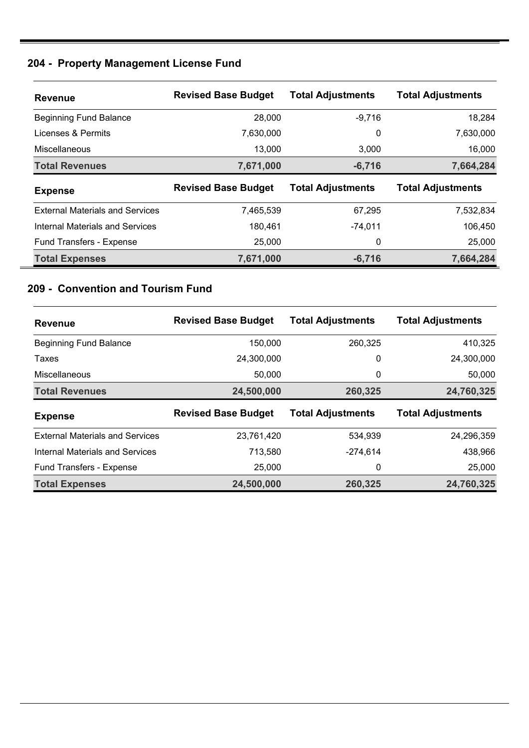## 204 - Property Management License Fund

| Revenue | Revised Base Budget | Total Adjustments | Total Adjustments |
|---|---|---|---|
| Beginning Fund Balance | 28,000 | -9,716 | 18,284 |
| Licenses & Permits | 7,630,000 | 0 | 7,630,000 |
| Miscellaneous | 13,000 | 3,000 | 16,000 |
| **Total Revenues** | **7,671,000** | **-6,716** | **7,664,284** |
| **Expense** | **Revised Base Budget** | **Total Adjustments** | **Total Adjustments** |
| External Materials and Services | 7,465,539 | 67,295 | 7,532,834 |
| Internal Materials and Services | 180,461 | -74,011 | 106,450 |
| Fund Transfers - Expense | 25,000 | 0 | 25,000 |
| **Total Expenses** | **7,671,000** | **-6,716** | **7,664,284** |

## 209 - Convention and Tourism Fund

| Revenue | Revised Base Budget | Total Adjustments | Total Adjustments |
|---|---|---|---|
| Beginning Fund Balance | 150,000 | 260,325 | 410,325 |
| Taxes | 24,300,000 | 0 | 24,300,000 |
| Miscellaneous | 50,000 | 0 | 50,000 |
| **Total Revenues** | **24,500,000** | **260,325** | **24,760,325** |
| **Expense** | **Revised Base Budget** | **Total Adjustments** | **Total Adjustments** |
| External Materials and Services | 23,761,420 | 534,939 | 24,296,359 |
| Internal Materials and Services | 713,580 | -274,614 | 438,966 |
| Fund Transfers - Expense | 25,000 | 0 | 25,000 |
| **Total Expenses** | **24,500,000** | **260,325** | **24,760,325** |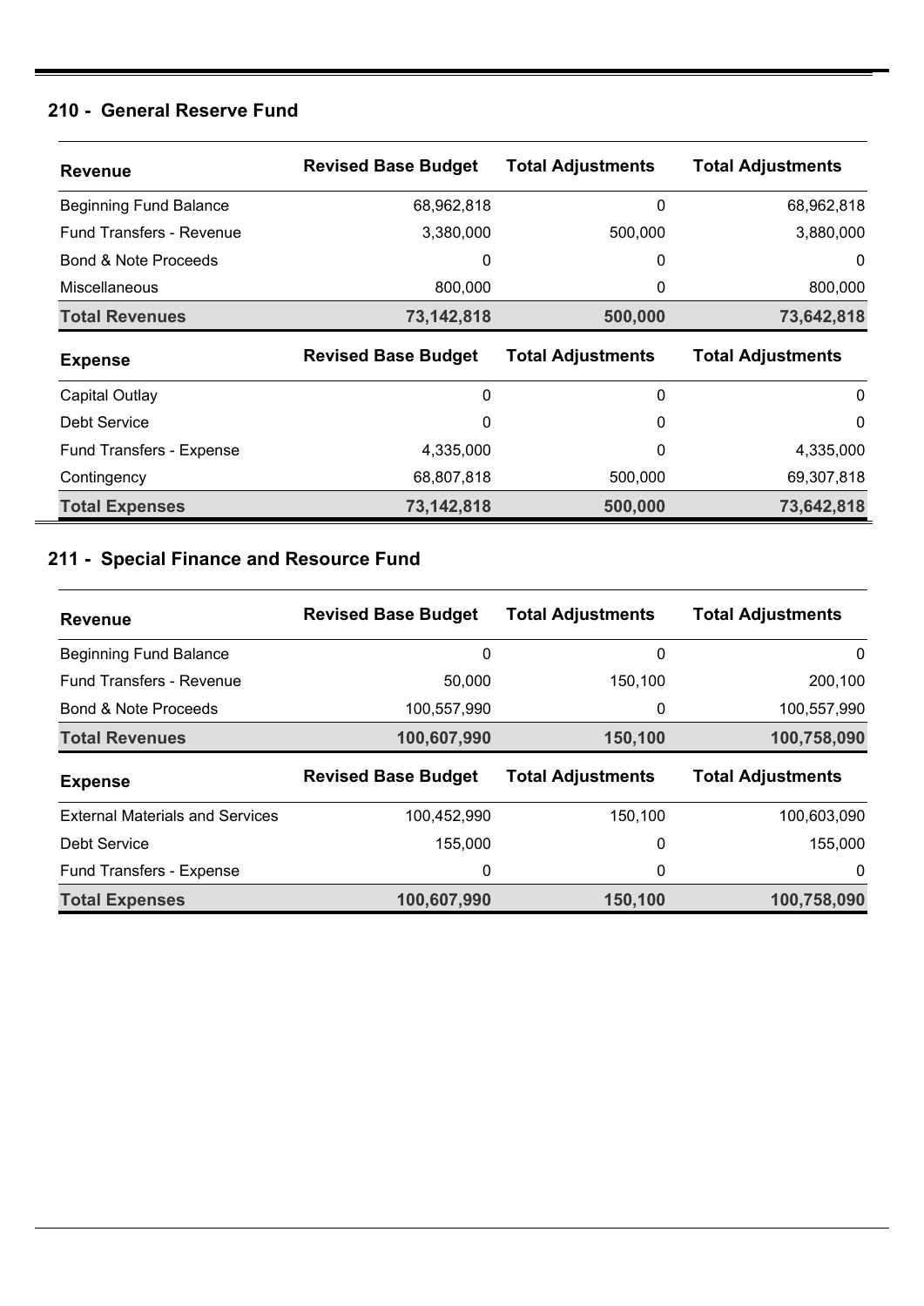## 210 - General Reserve Fund

| Revenue | Revised Base Budget | Total Adjustments | Total Adjustments |
|---|---|---|---|
| Beginning Fund Balance | 68,962,818 | 0 | 68,962,818 |
| Fund Transfers - Revenue | 3,380,000 | 500,000 | 3,880,000 |
| Bond & Note Proceeds | 0 | 0 | 0 |
| Miscellaneous | 800,000 | 0 | 800,000 |
| **Total Revenues** | **73,142,818** | **500,000** | **73,642,818** |
| **Expense** | **Revised Base Budget** | **Total Adjustments** | **Total Adjustments** |
| Capital Outlay | 0 | 0 | 0 |
| Debt Service | 0 | 0 | 0 |
| Fund Transfers - Expense | 4,335,000 | 0 | 4,335,000 |
| Contingency | 68,807,818 | 500,000 | 69,307,818 |
| **Total Expenses** | **73,142,818** | **500,000** | **73,642,818** |

## 211 - Special Finance and Resource Fund

| Revenue | Revised Base Budget | Total Adjustments | Total Adjustments |
|---|---|---|---|
| Beginning Fund Balance | 0 | 0 | 0 |
| Fund Transfers - Revenue | 50,000 | 150,100 | 200,100 |
| Bond & Note Proceeds | 100,557,990 | 0 | 100,557,990 |
| **Total Revenues** | **100,607,990** | **150,100** | **100,758,090** |
| **Expense** | **Revised Base Budget** | **Total Adjustments** | **Total Adjustments** |
| External Materials and Services | 100,452,990 | 150,100 | 100,603,090 |
| Debt Service | 155,000 | 0 | 155,000 |
| Fund Transfers - Expense | 0 | 0 | 0 |
| **Total Expenses** | **100,607,990** | **150,100** | **100,758,090** |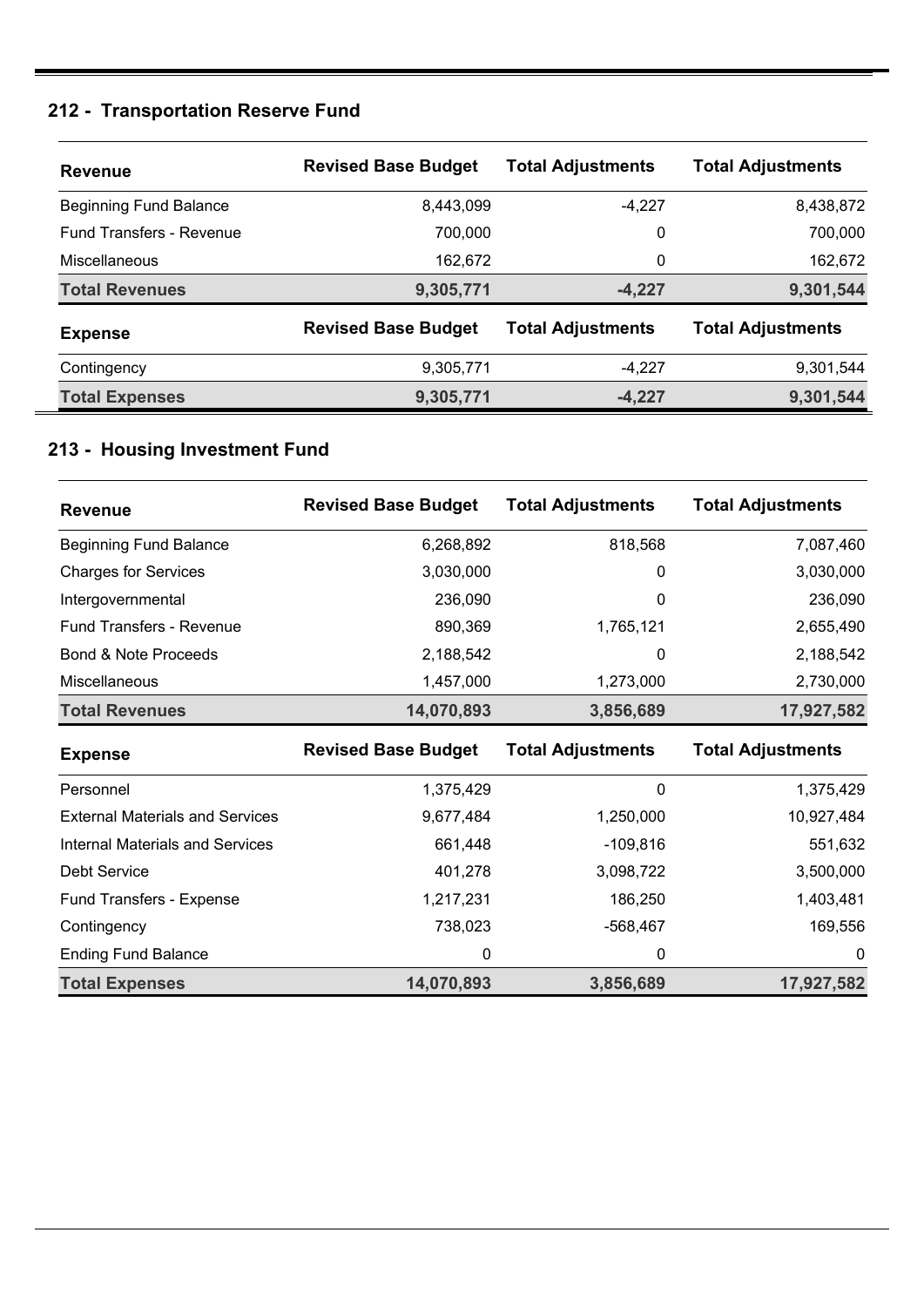## 212 - Transportation Reserve Fund

| Revenue | Revised Base Budget | Total Adjustments | Total Adjustments |
|---|---|---|---|
| Beginning Fund Balance | 8,443,099 | -4,227 | 8,438,872 |
| Fund Transfers - Revenue | 700,000 | 0 | 700,000 |
| Miscellaneous | 162,672 | 0 | 162,672 |
| **Total Revenues** | **9,305,771** | **-4,227** | **9,301,544** |
| **Expense** | **Revised Base Budget** | **Total Adjustments** | **Total Adjustments** |
| Contingency | 9,305,771 | -4,227 | 9,301,544 |
| **Total Expenses** | **9,305,771** | **-4,227** | **9,301,544** |

## 213 - Housing Investment Fund

| Revenue | Revised Base Budget | Total Adjustments | Total Adjustments |
|---|---|---|---|
| Beginning Fund Balance | 6,268,892 | 818,568 | 7,087,460 |
| Charges for Services | 3,030,000 | 0 | 3,030,000 |
| Intergovernmental | 236,090 | 0 | 236,090 |
| Fund Transfers - Revenue | 890,369 | 1,765,121 | 2,655,490 |
| Bond & Note Proceeds | 2,188,542 | 0 | 2,188,542 |
| Miscellaneous | 1,457,000 | 1,273,000 | 2,730,000 |
| **Total Revenues** | **14,070,893** | **3,856,689** | **17,927,582** |
| **Expense** | **Revised Base Budget** | **Total Adjustments** | **Total Adjustments** |
| Personnel | 1,375,429 | 0 | 1,375,429 |
| External Materials and Services | 9,677,484 | 1,250,000 | 10,927,484 |
| Internal Materials and Services | 661,448 | -109,816 | 551,632 |
| Debt Service | 401,278 | 3,098,722 | 3,500,000 |
| Fund Transfers - Expense | 1,217,231 | 186,250 | 1,403,481 |
| Contingency | 738,023 | -568,467 | 169,556 |
| Ending Fund Balance | 0 | 0 | 0 |
| **Total Expenses** | **14,070,893** | **3,856,689** | **17,927,582** |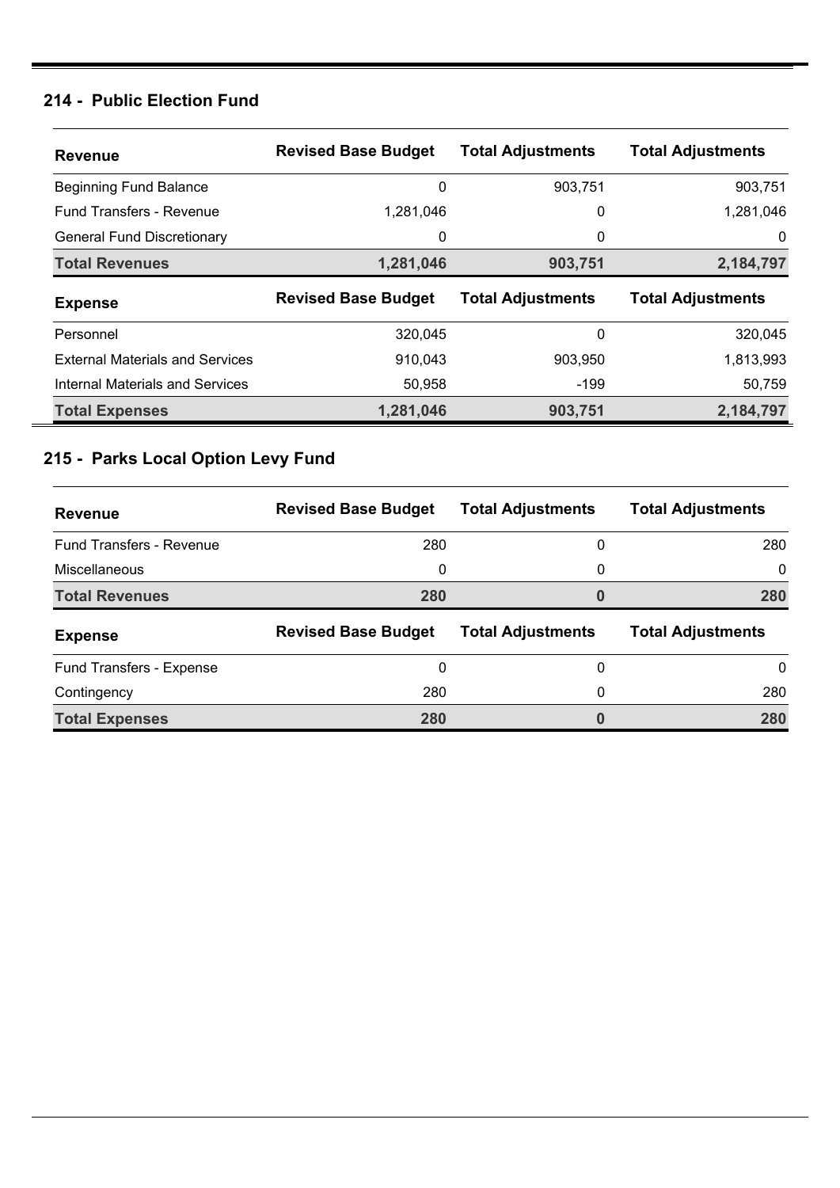## 214 - Public Election Fund

| Revenue | Revised Base Budget | Total Adjustments | Total Adjustments |
|---|---|---|---|
| Beginning Fund Balance | 0 | 903,751 | 903,751 |
| Fund Transfers - Revenue | 1,281,046 | 0 | 1,281,046 |
| General Fund Discretionary | 0 | 0 | 0 |
| **Total Revenues** | **1,281,046** | **903,751** | **2,184,797** |
| **Expense** | **Revised Base Budget** | **Total Adjustments** | **Total Adjustments** |
| Personnel | 320,045 | 0 | 320,045 |
| External Materials and Services | 910,043 | 903,950 | 1,813,993 |
| Internal Materials and Services | 50,958 | -199 | 50,759 |
| **Total Expenses** | **1,281,046** | **903,751** | **2,184,797** |

## 215 - Parks Local Option Levy Fund

| Revenue | Revised Base Budget | Total Adjustments | Total Adjustments |
|---|---|---|---|
| Fund Transfers - Revenue | 280 | 0 | 280 |
| Miscellaneous | 0 | 0 | 0 |
| **Total Revenues** | **280** | **0** | **280** |
| **Expense** | **Revised Base Budget** | **Total Adjustments** | **Total Adjustments** |
| Fund Transfers - Expense | 0 | 0 | 0 |
| Contingency | 280 | 0 | 280 |
| **Total Expenses** | **280** | **0** | **280** |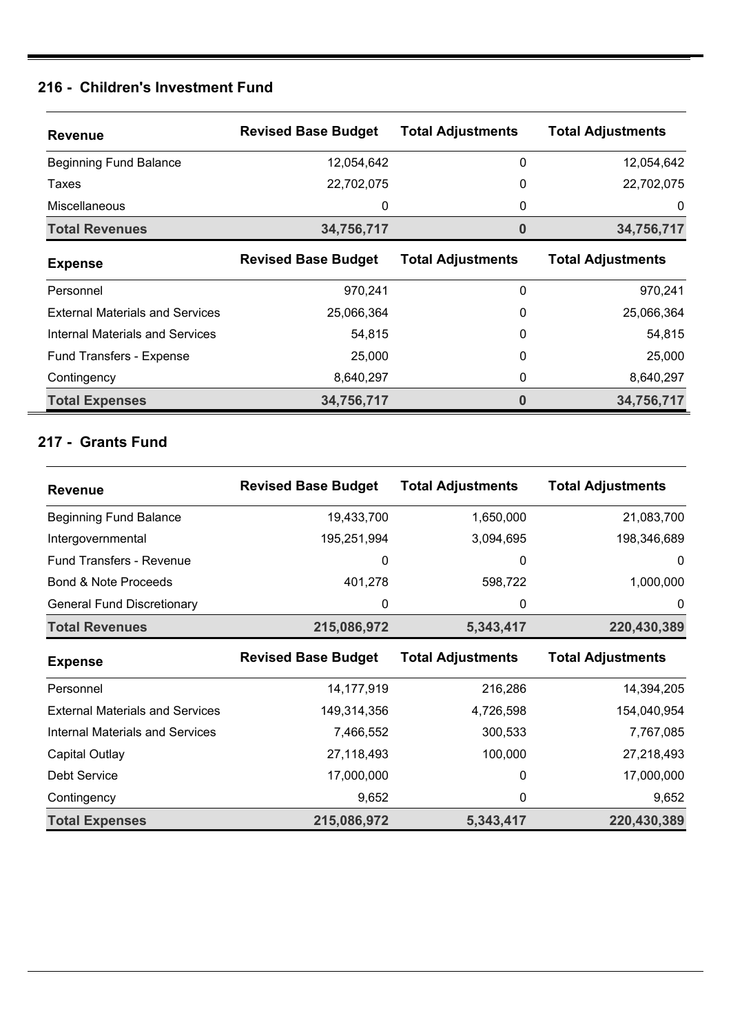## 216 - Children's Investment Fund

| Revenue | Revised Base Budget | Total Adjustments | Total Adjustments |
|---|---|---|---|
| Beginning Fund Balance | 12,054,642 | 0 | 12,054,642 |
| Taxes | 22,702,075 | 0 | 22,702,075 |
| Miscellaneous | 0 | 0 | 0 |
| **Total Revenues** | **34,756,717** | **0** | **34,756,717** |
| **Expense** | **Revised Base Budget** | **Total Adjustments** | **Total Adjustments** |
| Personnel | 970,241 | 0 | 970,241 |
| External Materials and Services | 25,066,364 | 0 | 25,066,364 |
| Internal Materials and Services | 54,815 | 0 | 54,815 |
| Fund Transfers - Expense | 25,000 | 0 | 25,000 |
| Contingency | 8,640,297 | 0 | 8,640,297 |
| **Total Expenses** | **34,756,717** | **0** | **34,756,717** |

## 217 - Grants Fund

| Revenue | Revised Base Budget | Total Adjustments | Total Adjustments |
|---|---|---|---|
| Beginning Fund Balance | 19,433,700 | 1,650,000 | 21,083,700 |
| Intergovernmental | 195,251,994 | 3,094,695 | 198,346,689 |
| Fund Transfers - Revenue | 0 | 0 | 0 |
| Bond & Note Proceeds | 401,278 | 598,722 | 1,000,000 |
| General Fund Discretionary | 0 | 0 | 0 |
| **Total Revenues** | **215,086,972** | **5,343,417** | **220,430,389** |
| **Expense** | **Revised Base Budget** | **Total Adjustments** | **Total Adjustments** |
| Personnel | 14,177,919 | 216,286 | 14,394,205 |
| External Materials and Services | 149,314,356 | 4,726,598 | 154,040,954 |
| Internal Materials and Services | 7,466,552 | 300,533 | 7,767,085 |
| Capital Outlay | 27,118,493 | 100,000 | 27,218,493 |
| Debt Service | 17,000,000 | 0 | 17,000,000 |
| Contingency | 9,652 | 0 | 9,652 |
| **Total Expenses** | **215,086,972** | **5,343,417** | **220,430,389** |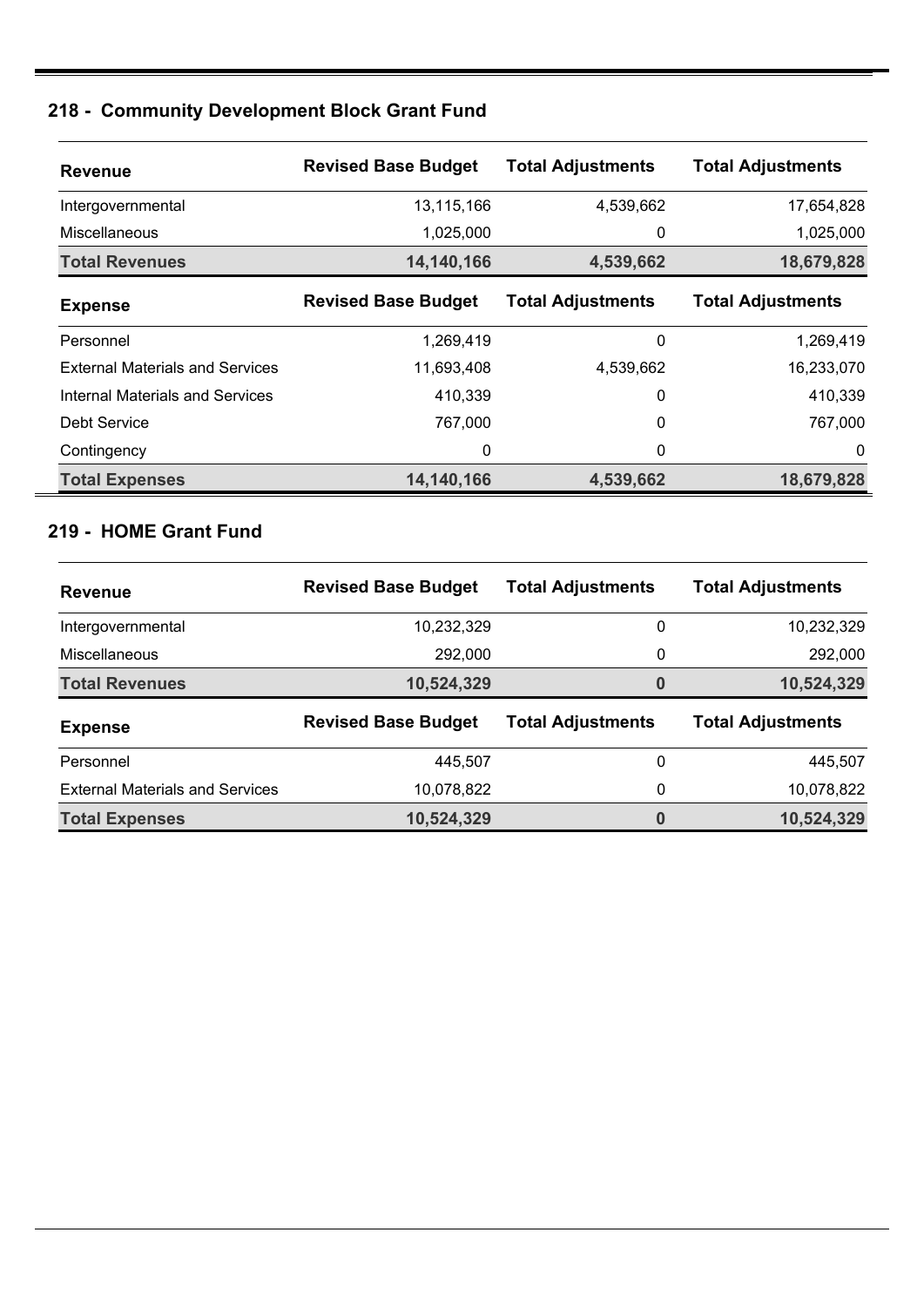## 218 - Community Development Block Grant Fund

| Revenue | Revised Base Budget | Total Adjustments | Total Adjustments |
|---|---|---|---|
| Intergovernmental | 13,115,166 | 4,539,662 | 17,654,828 |
| Miscellaneous | 1,025,000 | 0 | 1,025,000 |
| **Total Revenues** | **14,140,166** | **4,539,662** | **18,679,828** |
| **Expense** | **Revised Base Budget** | **Total Adjustments** | **Total Adjustments** |
| Personnel | 1,269,419 | 0 | 1,269,419 |
| External Materials and Services | 11,693,408 | 4,539,662 | 16,233,070 |
| Internal Materials and Services | 410,339 | 0 | 410,339 |
| Debt Service | 767,000 | 0 | 767,000 |
| Contingency | 0 | 0 | 0 |
| **Total Expenses** | **14,140,166** | **4,539,662** | **18,679,828** |

## 219 - HOME Grant Fund

| Revenue | Revised Base Budget | Total Adjustments | Total Adjustments |
|---|---|---|---|
| Intergovernmental | 10,232,329 | 0 | 10,232,329 |
| Miscellaneous | 292,000 | 0 | 292,000 |
| **Total Revenues** | **10,524,329** | **0** | **10,524,329** |
| **Expense** | **Revised Base Budget** | **Total Adjustments** | **Total Adjustments** |
| Personnel | 445,507 | 0 | 445,507 |
| External Materials and Services | 10,078,822 | 0 | 10,078,822 |
| **Total Expenses** | **10,524,329** | **0** | **10,524,329** |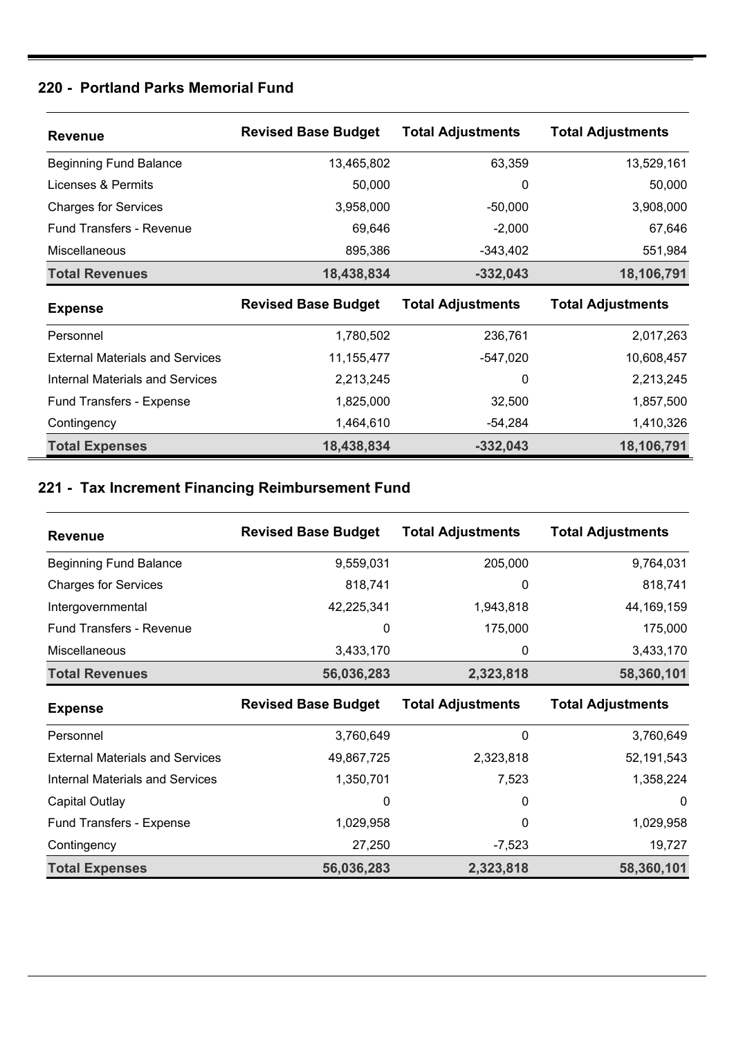## 220 - Portland Parks Memorial Fund

| Revenue | Revised Base Budget | Total Adjustments | Total Adjustments |
|---|---|---|---|
| Beginning Fund Balance | 13,465,802 | 63,359 | 13,529,161 |
| Licenses & Permits | 50,000 | 0 | 50,000 |
| Charges for Services | 3,958,000 | -50,000 | 3,908,000 |
| Fund Transfers - Revenue | 69,646 | -2,000 | 67,646 |
| Miscellaneous | 895,386 | -343,402 | 551,984 |
| **Total Revenues** | **18,438,834** | **-332,043** | **18,106,791** |

| Expense | Revised Base Budget | Total Adjustments | Total Adjustments |
|---|---|---|---|
| Personnel | 1,780,502 | 236,761 | 2,017,263 |
| External Materials and Services | 11,155,477 | -547,020 | 10,608,457 |
| Internal Materials and Services | 2,213,245 | 0 | 2,213,245 |
| Fund Transfers - Expense | 1,825,000 | 32,500 | 1,857,500 |
| Contingency | 1,464,610 | -54,284 | 1,410,326 |
| **Total Expenses** | **18,438,834** | **-332,043** | **18,106,791** |

## 221 - Tax Increment Financing Reimbursement Fund

| Revenue | Revised Base Budget | Total Adjustments | Total Adjustments |
|---|---|---|---|
| Beginning Fund Balance | 9,559,031 | 205,000 | 9,764,031 |
| Charges for Services | 818,741 | 0 | 818,741 |
| Intergovernmental | 42,225,341 | 1,943,818 | 44,169,159 |
| Fund Transfers - Revenue | 0 | 175,000 | 175,000 |
| Miscellaneous | 3,433,170 | 0 | 3,433,170 |
| **Total Revenues** | **56,036,283** | **2,323,818** | **58,360,101** |

| Expense | Revised Base Budget | Total Adjustments | Total Adjustments |
|---|---|---|---|
| Personnel | 3,760,649 | 0 | 3,760,649 |
| External Materials and Services | 49,867,725 | 2,323,818 | 52,191,543 |
| Internal Materials and Services | 1,350,701 | 7,523 | 1,358,224 |
| Capital Outlay | 0 | 0 | 0 |
| Fund Transfers - Expense | 1,029,958 | 0 | 1,029,958 |
| Contingency | 27,250 | -7,523 | 19,727 |
| **Total Expenses** | **56,036,283** | **2,323,818** | **58,360,101** |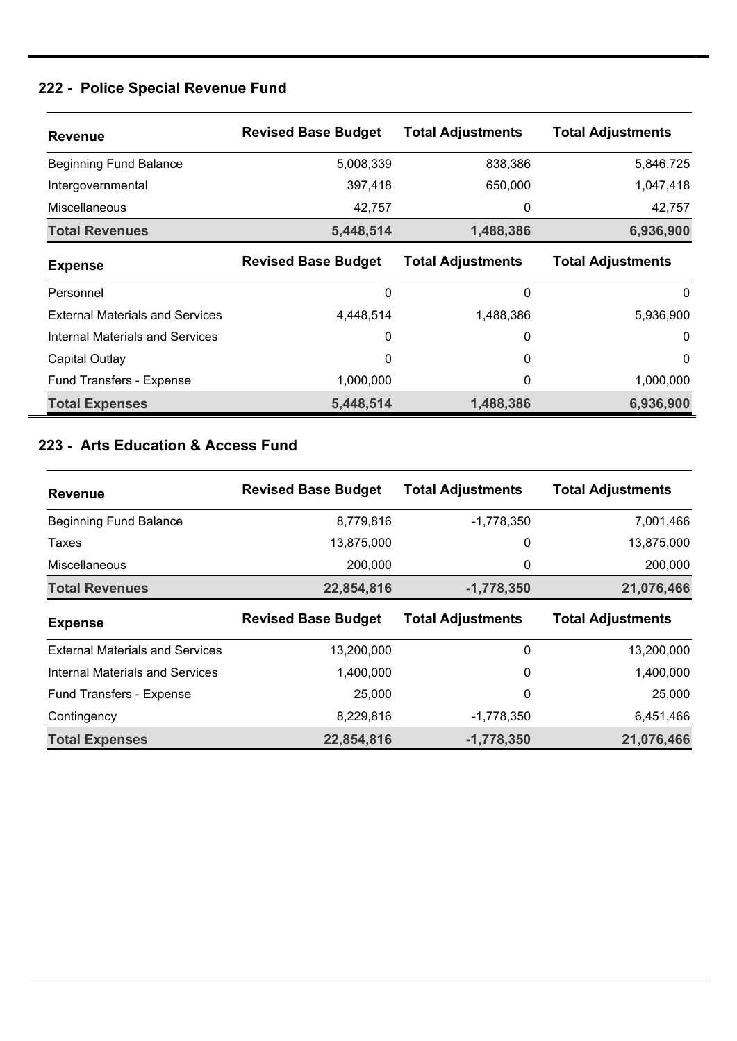## 222 - Police Special Revenue Fund

| Revenue | Revised Base Budget | Total Adjustments | Total Adjustments |
|---|---|---|---|
| Beginning Fund Balance | 5,008,339 | 838,386 | 5,846,725 |
| Intergovernmental | 397,418 | 650,000 | 1,047,418 |
| Miscellaneous | 42,757 | 0 | 42,757 |
| **Total Revenues** | **5,448,514** | **1,488,386** | **6,936,900** |
| **Expense** | **Revised Base Budget** | **Total Adjustments** | **Total Adjustments** |
| Personnel | 0 | 0 | 0 |
| External Materials and Services | 4,448,514 | 1,488,386 | 5,936,900 |
| Internal Materials and Services | 0 | 0 | 0 |
| Capital Outlay | 0 | 0 | 0 |
| Fund Transfers - Expense | 1,000,000 | 0 | 1,000,000 |
| **Total Expenses** | **5,448,514** | **1,488,386** | **6,936,900** |

## 223 - Arts Education & Access Fund

| Revenue | Revised Base Budget | Total Adjustments | Total Adjustments |
|---|---|---|---|
| Beginning Fund Balance | 8,779,816 | -1,778,350 | 7,001,466 |
| Taxes | 13,875,000 | 0 | 13,875,000 |
| Miscellaneous | 200,000 | 0 | 200,000 |
| **Total Revenues** | **22,854,816** | **-1,778,350** | **21,076,466** |
| **Expense** | **Revised Base Budget** | **Total Adjustments** | **Total Adjustments** |
| External Materials and Services | 13,200,000 | 0 | 13,200,000 |
| Internal Materials and Services | 1,400,000 | 0 | 1,400,000 |
| Fund Transfers - Expense | 25,000 | 0 | 25,000 |
| Contingency | 8,229,816 | -1,778,350 | 6,451,466 |
| **Total Expenses** | **22,854,816** | **-1,778,350** | **21,076,466** |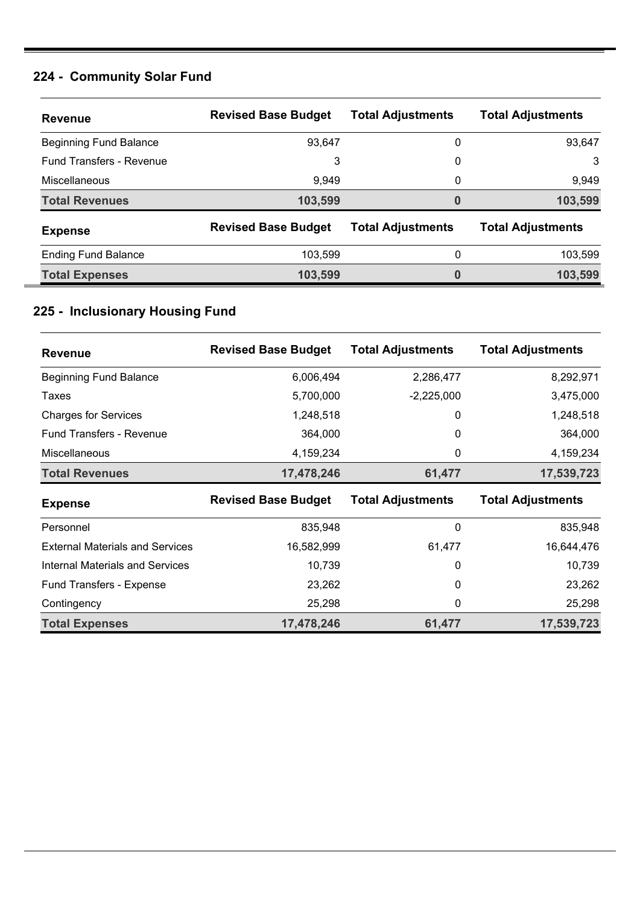## 224 - Community Solar Fund

| Revenue | Revised Base Budget | Total Adjustments | Total Adjustments |
|---|---|---|---|
| Beginning Fund Balance | 93,647 | 0 | 93,647 |
| Fund Transfers - Revenue | 3 | 0 | 3 |
| Miscellaneous | 9,949 | 0 | 9,949 |
| **Total Revenues** | **103,599** | **0** | **103,599** |
| **Expense** | **Revised Base Budget** | **Total Adjustments** | **Total Adjustments** |
| Ending Fund Balance | 103,599 | 0 | 103,599 |
| **Total Expenses** | **103,599** | **0** | **103,599** |

## 225 - Inclusionary Housing Fund

| Revenue | Revised Base Budget | Total Adjustments | Total Adjustments |
|---|---|---|---|
| Beginning Fund Balance | 6,006,494 | 2,286,477 | 8,292,971 |
| Taxes | 5,700,000 | -2,225,000 | 3,475,000 |
| Charges for Services | 1,248,518 | 0 | 1,248,518 |
| Fund Transfers - Revenue | 364,000 | 0 | 364,000 |
| Miscellaneous | 4,159,234 | 0 | 4,159,234 |
| **Total Revenues** | **17,478,246** | **61,477** | **17,539,723** |
| **Expense** | **Revised Base Budget** | **Total Adjustments** | **Total Adjustments** |
| Personnel | 835,948 | 0 | 835,948 |
| External Materials and Services | 16,582,999 | 61,477 | 16,644,476 |
| Internal Materials and Services | 10,739 | 0 | 10,739 |
| Fund Transfers - Expense | 23,262 | 0 | 23,262 |
| Contingency | 25,298 | 0 | 25,298 |
| **Total Expenses** | **17,478,246** | **61,477** | **17,539,723** |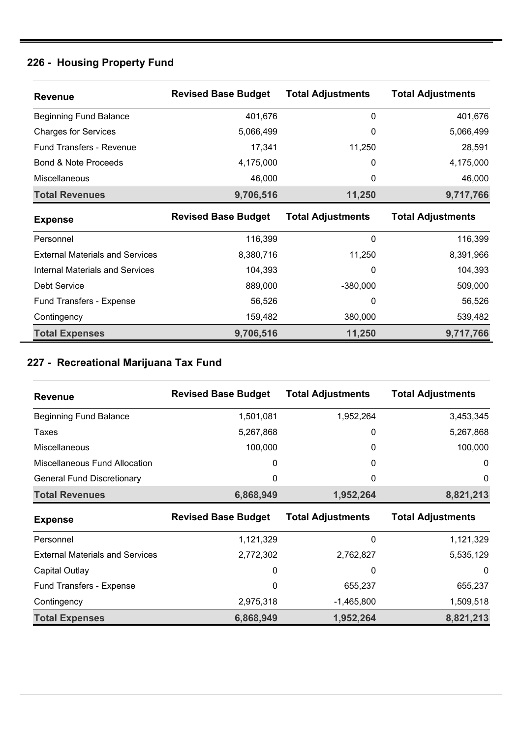## 226 - Housing Property Fund

| Revenue | Revised Base Budget | Total Adjustments | Total Adjustments |
|---|---|---|---|
| Beginning Fund Balance | 401,676 | 0 | 401,676 |
| Charges for Services | 5,066,499 | 0 | 5,066,499 |
| Fund Transfers - Revenue | 17,341 | 11,250 | 28,591 |
| Bond & Note Proceeds | 4,175,000 | 0 | 4,175,000 |
| Miscellaneous | 46,000 | 0 | 46,000 |
| **Total Revenues** | **9,706,516** | **11,250** | **9,717,766** |
| **Expense** | **Revised Base Budget** | **Total Adjustments** | **Total Adjustments** |
| Personnel | 116,399 | 0 | 116,399 |
| External Materials and Services | 8,380,716 | 11,250 | 8,391,966 |
| Internal Materials and Services | 104,393 | 0 | 104,393 |
| Debt Service | 889,000 | -380,000 | 509,000 |
| Fund Transfers - Expense | 56,526 | 0 | 56,526 |
| Contingency | 159,482 | 380,000 | 539,482 |
| **Total Expenses** | **9,706,516** | **11,250** | **9,717,766** |

## 227 - Recreational Marijuana Tax Fund

| Revenue | Revised Base Budget | Total Adjustments | Total Adjustments |
|---|---|---|---|
| Beginning Fund Balance | 1,501,081 | 1,952,264 | 3,453,345 |
| Taxes | 5,267,868 | 0 | 5,267,868 |
| Miscellaneous | 100,000 | 0 | 100,000 |
| Miscellaneous Fund Allocation | 0 | 0 | 0 |
| General Fund Discretionary | 0 | 0 | 0 |
| **Total Revenues** | **6,868,949** | **1,952,264** | **8,821,213** |
| **Expense** | **Revised Base Budget** | **Total Adjustments** | **Total Adjustments** |
| Personnel | 1,121,329 | 0 | 1,121,329 |
| External Materials and Services | 2,772,302 | 2,762,827 | 5,535,129 |
| Capital Outlay | 0 | 0 | 0 |
| Fund Transfers - Expense | 0 | 655,237 | 655,237 |
| Contingency | 2,975,318 | -1,465,800 | 1,509,518 |
| **Total Expenses** | **6,868,949** | **1,952,264** | **8,821,213** |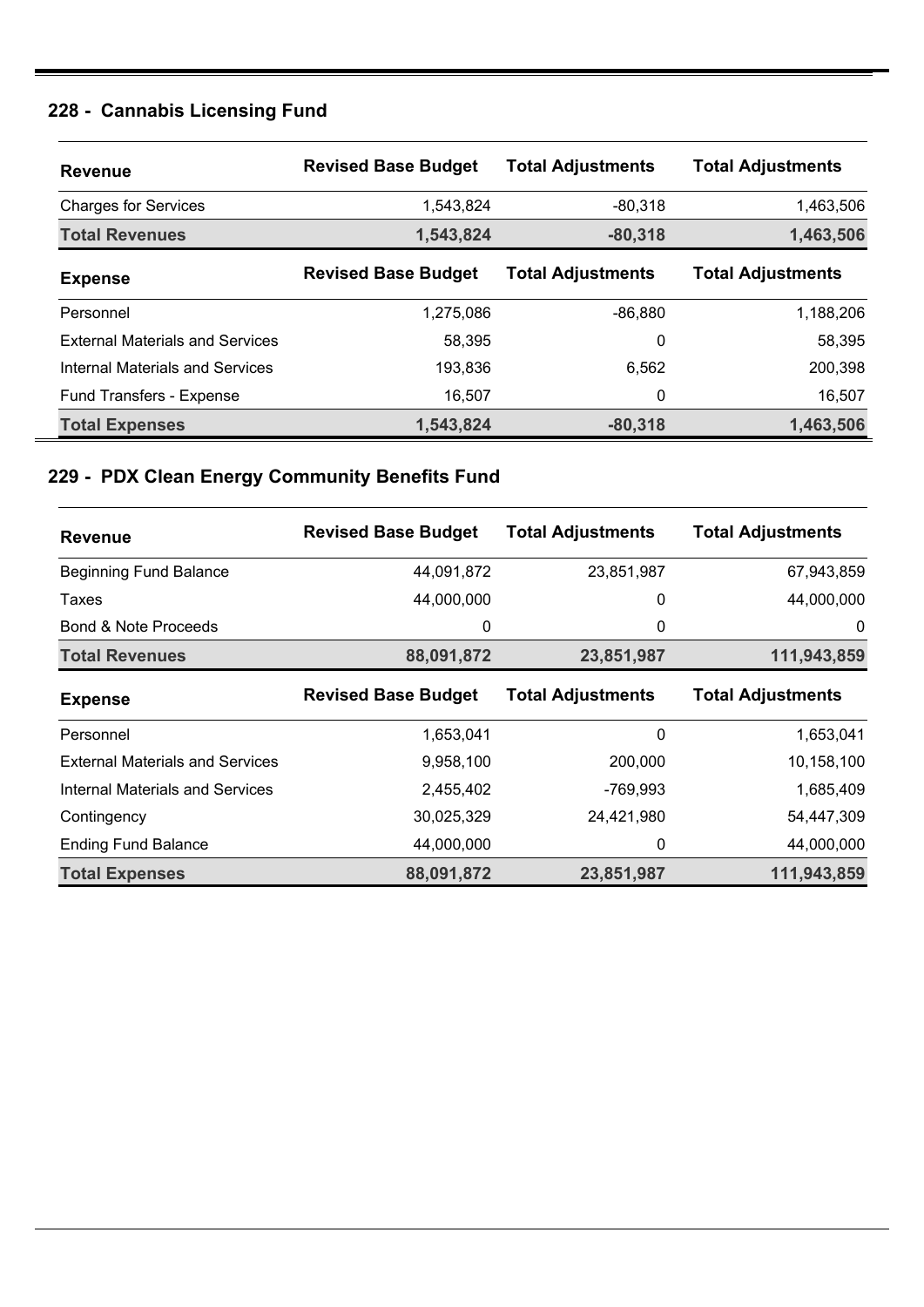## 228 - Cannabis Licensing Fund

| Revenue | Revised Base Budget | Total Adjustments | Total Adjustments |
|---|---|---|---|
| Charges for Services | 1,543,824 | -80,318 | 1,463,506 |
| **Total Revenues** | **1,543,824** | **-80,318** | **1,463,506** |
| **Expense** | **Revised Base Budget** | **Total Adjustments** | **Total Adjustments** |
| Personnel | 1,275,086 | -86,880 | 1,188,206 |
| External Materials and Services | 58,395 | 0 | 58,395 |
| Internal Materials and Services | 193,836 | 6,562 | 200,398 |
| Fund Transfers - Expense | 16,507 | 0 | 16,507 |
| **Total Expenses** | **1,543,824** | **-80,318** | **1,463,506** |

## 229 - PDX Clean Energy Community Benefits Fund

| Revenue | Revised Base Budget | Total Adjustments | Total Adjustments |
|---|---|---|---|
| Beginning Fund Balance | 44,091,872 | 23,851,987 | 67,943,859 |
| Taxes | 44,000,000 | 0 | 44,000,000 |
| Bond & Note Proceeds | 0 | 0 | 0 |
| **Total Revenues** | **88,091,872** | **23,851,987** | **111,943,859** |
| **Expense** | **Revised Base Budget** | **Total Adjustments** | **Total Adjustments** |
| Personnel | 1,653,041 | 0 | 1,653,041 |
| External Materials and Services | 9,958,100 | 200,000 | 10,158,100 |
| Internal Materials and Services | 2,455,402 | -769,993 | 1,685,409 |
| Contingency | 30,025,329 | 24,421,980 | 54,447,309 |
| Ending Fund Balance | 44,000,000 | 0 | 44,000,000 |
| **Total Expenses** | **88,091,872** | **23,851,987** | **111,943,859** |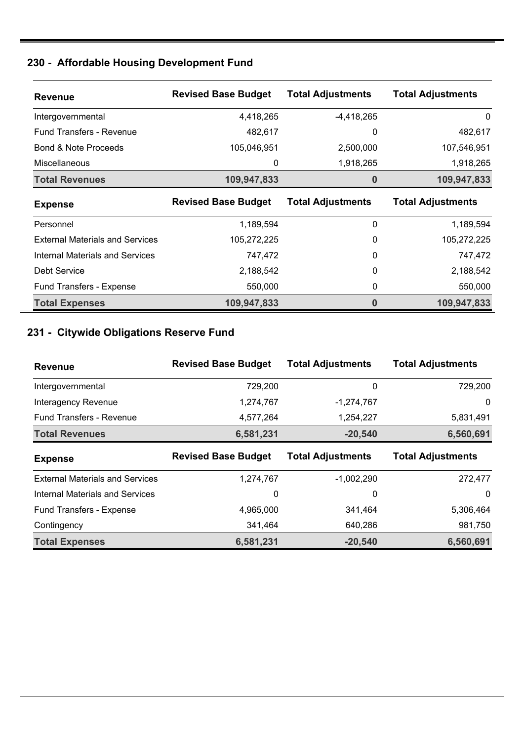## 230 - Affordable Housing Development Fund

| Revenue | Revised Base Budget | Total Adjustments | Total Adjustments |
|---|---|---|---|
| Intergovernmental | 4,418,265 | -4,418,265 | 0 |
| Fund Transfers - Revenue | 482,617 | 0 | 482,617 |
| Bond & Note Proceeds | 105,046,951 | 2,500,000 | 107,546,951 |
| Miscellaneous | 0 | 1,918,265 | 1,918,265 |
| **Total Revenues** | **109,947,833** | **0** | **109,947,833** |

| Expense | Revised Base Budget | Total Adjustments | Total Adjustments |
|---|---|---|---|
| Personnel | 1,189,594 | 0 | 1,189,594 |
| External Materials and Services | 105,272,225 | 0 | 105,272,225 |
| Internal Materials and Services | 747,472 | 0 | 747,472 |
| Debt Service | 2,188,542 | 0 | 2,188,542 |
| Fund Transfers - Expense | 550,000 | 0 | 550,000 |
| **Total Expenses** | **109,947,833** | **0** | **109,947,833** |

## 231 - Citywide Obligations Reserve Fund

| Revenue | Revised Base Budget | Total Adjustments | Total Adjustments |
|---|---|---|---|
| Intergovernmental | 729,200 | 0 | 729,200 |
| Interagency Revenue | 1,274,767 | -1,274,767 | 0 |
| Fund Transfers - Revenue | 4,577,264 | 1,254,227 | 5,831,491 |
| **Total Revenues** | **6,581,231** | **-20,540** | **6,560,691** |

| Expense | Revised Base Budget | Total Adjustments | Total Adjustments |
|---|---|---|---|
| External Materials and Services | 1,274,767 | -1,002,290 | 272,477 |
| Internal Materials and Services | 0 | 0 | 0 |
| Fund Transfers - Expense | 4,965,000 | 341,464 | 5,306,464 |
| Contingency | 341,464 | 640,286 | 981,750 |
| **Total Expenses** | **6,581,231** | **-20,540** | **6,560,691** |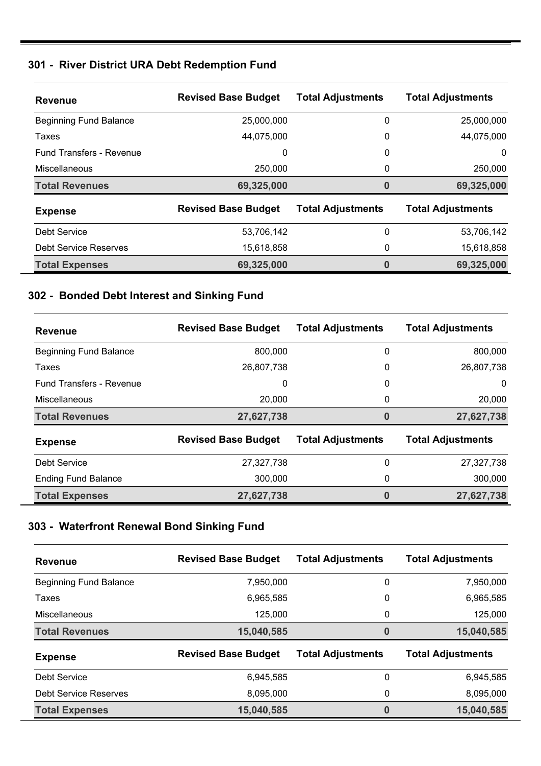### 301 - River District URA Debt Redemption Fund

| Revenue | Revised Base Budget | Total Adjustments | Total Adjustments |
|---|---|---|---|
| Beginning Fund Balance | 25,000,000 | 0 | 25,000,000 |
| Taxes | 44,075,000 | 0 | 44,075,000 |
| Fund Transfers - Revenue | 0 | 0 | 0 |
| Miscellaneous | 250,000 | 0 | 250,000 |
| **Total Revenues** | **69,325,000** | **0** | **69,325,000** |
| **Expense** | **Revised Base Budget** | **Total Adjustments** | **Total Adjustments** |
| Debt Service | 53,706,142 | 0 | 53,706,142 |
| Debt Service Reserves | 15,618,858 | 0 | 15,618,858 |
| **Total Expenses** | **69,325,000** | **0** | **69,325,000** |

### 302 - Bonded Debt Interest and Sinking Fund

| Revenue | Revised Base Budget | Total Adjustments | Total Adjustments |
|---|---|---|---|
| Beginning Fund Balance | 800,000 | 0 | 800,000 |
| Taxes | 26,807,738 | 0 | 26,807,738 |
| Fund Transfers - Revenue | 0 | 0 | 0 |
| Miscellaneous | 20,000 | 0 | 20,000 |
| **Total Revenues** | **27,627,738** | **0** | **27,627,738** |
| **Expense** | **Revised Base Budget** | **Total Adjustments** | **Total Adjustments** |
| Debt Service | 27,327,738 | 0 | 27,327,738 |
| Ending Fund Balance | 300,000 | 0 | 300,000 |
| **Total Expenses** | **27,627,738** | **0** | **27,627,738** |

### 303 - Waterfront Renewal Bond Sinking Fund

| Revenue | Revised Base Budget | Total Adjustments | Total Adjustments |
|---|---|---|---|
| Beginning Fund Balance | 7,950,000 | 0 | 7,950,000 |
| Taxes | 6,965,585 | 0 | 6,965,585 |
| Miscellaneous | 125,000 | 0 | 125,000 |
| **Total Revenues** | **15,040,585** | **0** | **15,040,585** |
| **Expense** | **Revised Base Budget** | **Total Adjustments** | **Total Adjustments** |
| Debt Service | 6,945,585 | 0 | 6,945,585 |
| Debt Service Reserves | 8,095,000 | 0 | 8,095,000 |
| **Total Expenses** | **15,040,585** | **0** | **15,040,585** |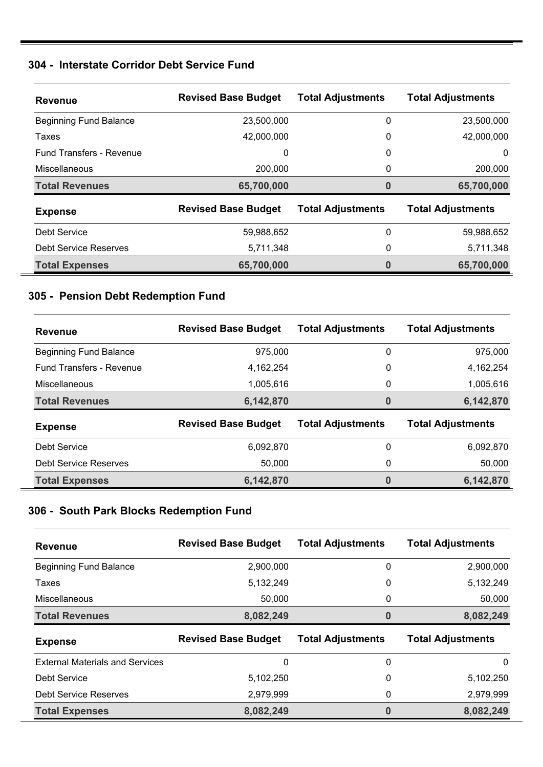## 304 - Interstate Corridor Debt Service Fund

| Revenue | Revised Base Budget | Total Adjustments | Total Adjustments |
|---|---|---|---|
| Beginning Fund Balance | 23,500,000 | 0 | 23,500,000 |
| Taxes | 42,000,000 | 0 | 42,000,000 |
| Fund Transfers - Revenue | 0 | 0 | 0 |
| Miscellaneous | 200,000 | 0 | 200,000 |
| **Total Revenues** | **65,700,000** | **0** | **65,700,000** |
| **Expense** | **Revised Base Budget** | **Total Adjustments** | **Total Adjustments** |
| Debt Service | 59,988,652 | 0 | 59,988,652 |
| Debt Service Reserves | 5,711,348 | 0 | 5,711,348 |
| **Total Expenses** | **65,700,000** | **0** | **65,700,000** |

## 305 - Pension Debt Redemption Fund

| Revenue | Revised Base Budget | Total Adjustments | Total Adjustments |
|---|---|---|---|
| Beginning Fund Balance | 975,000 | 0 | 975,000 |
| Fund Transfers - Revenue | 4,162,254 | 0 | 4,162,254 |
| Miscellaneous | 1,005,616 | 0 | 1,005,616 |
| **Total Revenues** | **6,142,870** | **0** | **6,142,870** |
| **Expense** | **Revised Base Budget** | **Total Adjustments** | **Total Adjustments** |
| Debt Service | 6,092,870 | 0 | 6,092,870 |
| Debt Service Reserves | 50,000 | 0 | 50,000 |
| **Total Expenses** | **6,142,870** | **0** | **6,142,870** |

## 306 - South Park Blocks Redemption Fund

| Revenue | Revised Base Budget | Total Adjustments | Total Adjustments |
|---|---|---|---|
| Beginning Fund Balance | 2,900,000 | 0 | 2,900,000 |
| Taxes | 5,132,249 | 0 | 5,132,249 |
| Miscellaneous | 50,000 | 0 | 50,000 |
| **Total Revenues** | **8,082,249** | **0** | **8,082,249** |
| **Expense** | **Revised Base Budget** | **Total Adjustments** | **Total Adjustments** |
| External Materials and Services | 0 | 0 | 0 |
| Debt Service | 5,102,250 | 0 | 5,102,250 |
| Debt Service Reserves | 2,979,999 | 0 | 2,979,999 |
| **Total Expenses** | **8,082,249** | **0** | **8,082,249** |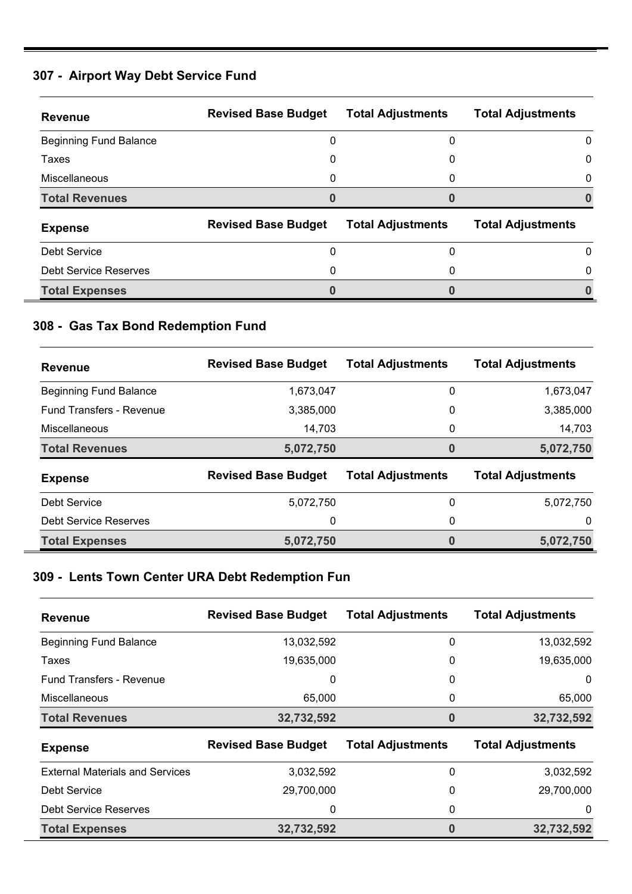## 307 - Airport Way Debt Service Fund

| Revenue | Revised Base Budget | Total Adjustments | Total Adjustments |
|---|---|---|---|
| Beginning Fund Balance | 0 | 0 | 0 |
| Taxes | 0 | 0 | 0 |
| Miscellaneous | 0 | 0 | 0 |
| **Total Revenues** | **0** | **0** | **0** |
| **Expense** | **Revised Base Budget** | **Total Adjustments** | **Total Adjustments** |
| Debt Service | 0 | 0 | 0 |
| Debt Service Reserves | 0 | 0 | 0 |
| **Total Expenses** | **0** | **0** | **0** |

## 308 - Gas Tax Bond Redemption Fund

| Revenue | Revised Base Budget | Total Adjustments | Total Adjustments |
|---|---|---|---|
| Beginning Fund Balance | 1,673,047 | 0 | 1,673,047 |
| Fund Transfers - Revenue | 3,385,000 | 0 | 3,385,000 |
| Miscellaneous | 14,703 | 0 | 14,703 |
| **Total Revenues** | **5,072,750** | **0** | **5,072,750** |
| **Expense** | **Revised Base Budget** | **Total Adjustments** | **Total Adjustments** |
| Debt Service | 5,072,750 | 0 | 5,072,750 |
| Debt Service Reserves | 0 | 0 | 0 |
| **Total Expenses** | **5,072,750** | **0** | **5,072,750** |

## 309 - Lents Town Center URA Debt Redemption Fun

| Revenue | Revised Base Budget | Total Adjustments | Total Adjustments |
|---|---|---|---|
| Beginning Fund Balance | 13,032,592 | 0 | 13,032,592 |
| Taxes | 19,635,000 | 0 | 19,635,000 |
| Fund Transfers - Revenue | 0 | 0 | 0 |
| Miscellaneous | 65,000 | 0 | 65,000 |
| **Total Revenues** | **32,732,592** | **0** | **32,732,592** |
| **Expense** | **Revised Base Budget** | **Total Adjustments** | **Total Adjustments** |
| External Materials and Services | 3,032,592 | 0 | 3,032,592 |
| Debt Service | 29,700,000 | 0 | 29,700,000 |
| Debt Service Reserves | 0 | 0 | 0 |
| **Total Expenses** | **32,732,592** | **0** | **32,732,592** |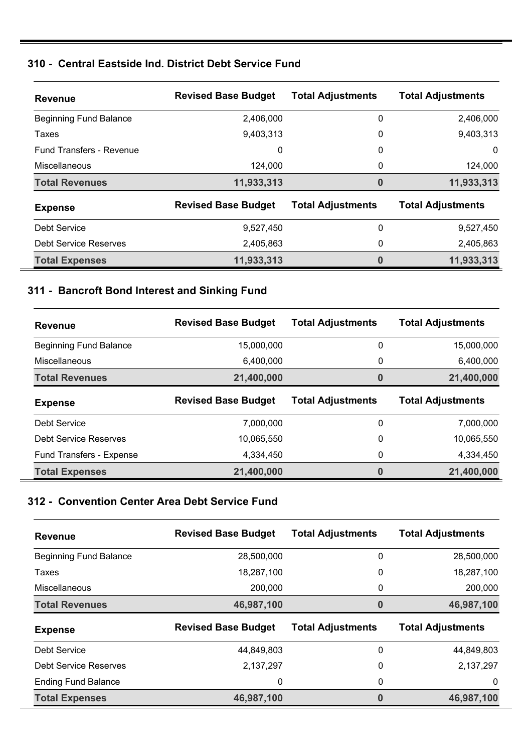## 310 - Central Eastside Ind. District Debt Service Fund

| Revenue | Revised Base Budget | Total Adjustments | Total Adjustments |
|---|---|---|---|
| Beginning Fund Balance | 2,406,000 | 0 | 2,406,000 |
| Taxes | 9,403,313 | 0 | 9,403,313 |
| Fund Transfers - Revenue | 0 | 0 | 0 |
| Miscellaneous | 124,000 | 0 | 124,000 |
| **Total Revenues** | **11,933,313** | **0** | **11,933,313** |
| **Expense** | **Revised Base Budget** | **Total Adjustments** | **Total Adjustments** |
| Debt Service | 9,527,450 | 0 | 9,527,450 |
| Debt Service Reserves | 2,405,863 | 0 | 2,405,863 |
| **Total Expenses** | **11,933,313** | **0** | **11,933,313** |

## 311 - Bancroft Bond Interest and Sinking Fund

| Revenue | Revised Base Budget | Total Adjustments | Total Adjustments |
|---|---|---|---|
| Beginning Fund Balance | 15,000,000 | 0 | 15,000,000 |
| Miscellaneous | 6,400,000 | 0 | 6,400,000 |
| **Total Revenues** | **21,400,000** | **0** | **21,400,000** |
| **Expense** | **Revised Base Budget** | **Total Adjustments** | **Total Adjustments** |
| Debt Service | 7,000,000 | 0 | 7,000,000 |
| Debt Service Reserves | 10,065,550 | 0 | 10,065,550 |
| Fund Transfers - Expense | 4,334,450 | 0 | 4,334,450 |
| **Total Expenses** | **21,400,000** | **0** | **21,400,000** |

## 312 - Convention Center Area Debt Service Fund

| Revenue | Revised Base Budget | Total Adjustments | Total Adjustments |
|---|---|---|---|
| Beginning Fund Balance | 28,500,000 | 0 | 28,500,000 |
| Taxes | 18,287,100 | 0 | 18,287,100 |
| Miscellaneous | 200,000 | 0 | 200,000 |
| **Total Revenues** | **46,987,100** | **0** | **46,987,100** |
| **Expense** | **Revised Base Budget** | **Total Adjustments** | **Total Adjustments** |
| Debt Service | 44,849,803 | 0 | 44,849,803 |
| Debt Service Reserves | 2,137,297 | 0 | 2,137,297 |
| Ending Fund Balance | 0 | 0 | 0 |
| **Total Expenses** | **46,987,100** | **0** | **46,987,100** |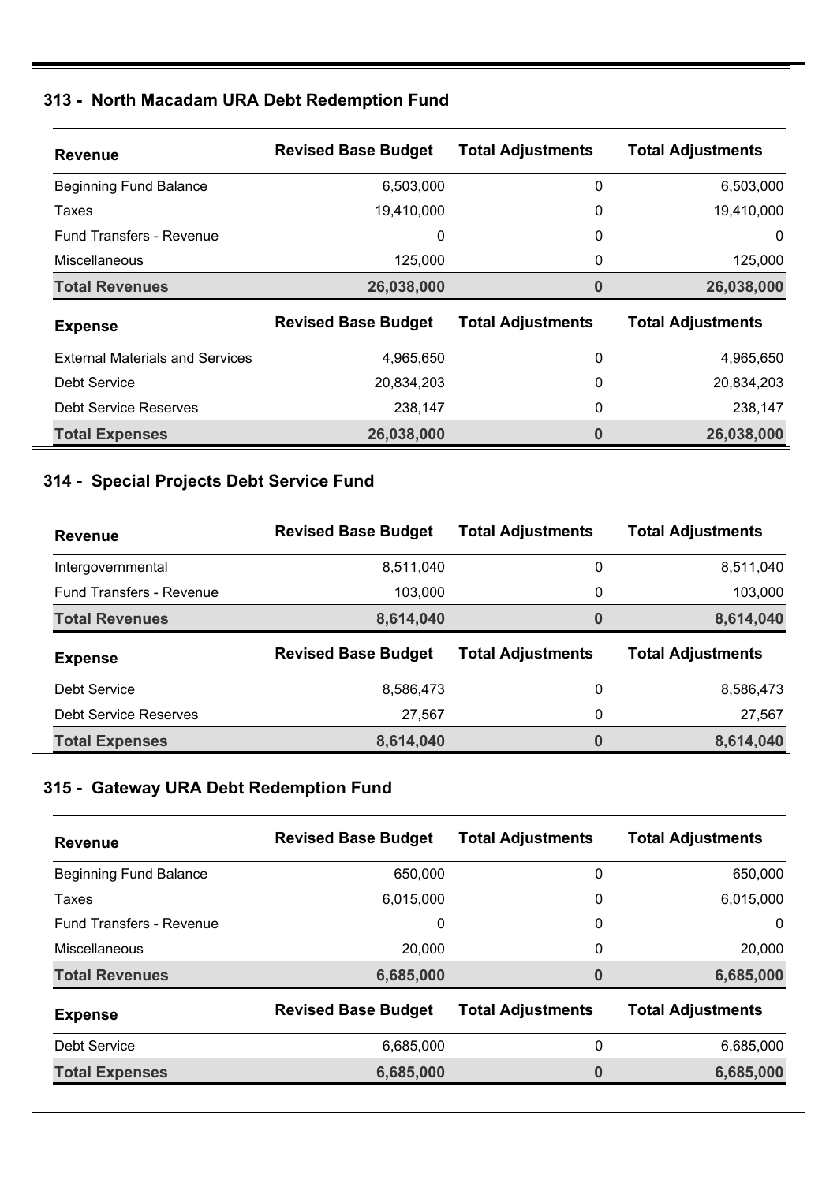## 313 - North Macadam URA Debt Redemption Fund

| Revenue | Revised Base Budget | Total Adjustments | Total Adjustments |
|---|---|---|---|
| Beginning Fund Balance | 6,503,000 | 0 | 6,503,000 |
| Taxes | 19,410,000 | 0 | 19,410,000 |
| Fund Transfers - Revenue | 0 | 0 | 0 |
| Miscellaneous | 125,000 | 0 | 125,000 |
| **Total Revenues** | **26,038,000** | **0** | **26,038,000** |

| Expense | Revised Base Budget | Total Adjustments | Total Adjustments |
|---|---|---|---|
| External Materials and Services | 4,965,650 | 0 | 4,965,650 |
| Debt Service | 20,834,203 | 0 | 20,834,203 |
| Debt Service Reserves | 238,147 | 0 | 238,147 |
| **Total Expenses** | **26,038,000** | **0** | **26,038,000** |

## 314 - Special Projects Debt Service Fund

| Revenue | Revised Base Budget | Total Adjustments | Total Adjustments |
|---|---|---|---|
| Intergovernmental | 8,511,040 | 0 | 8,511,040 |
| Fund Transfers - Revenue | 103,000 | 0 | 103,000 |
| **Total Revenues** | **8,614,040** | **0** | **8,614,040** |

| Expense | Revised Base Budget | Total Adjustments | Total Adjustments |
|---|---|---|---|
| Debt Service | 8,586,473 | 0 | 8,586,473 |
| Debt Service Reserves | 27,567 | 0 | 27,567 |
| **Total Expenses** | **8,614,040** | **0** | **8,614,040** |

## 315 - Gateway URA Debt Redemption Fund

| Revenue | Revised Base Budget | Total Adjustments | Total Adjustments |
|---|---|---|---|
| Beginning Fund Balance | 650,000 | 0 | 650,000 |
| Taxes | 6,015,000 | 0 | 6,015,000 |
| Fund Transfers - Revenue | 0 | 0 | 0 |
| Miscellaneous | 20,000 | 0 | 20,000 |
| **Total Revenues** | **6,685,000** | **0** | **6,685,000** |

| Expense | Revised Base Budget | Total Adjustments | Total Adjustments |
|---|---|---|---|
| Debt Service | 6,685,000 | 0 | 6,685,000 |
| **Total Expenses** | **6,685,000** | **0** | **6,685,000** |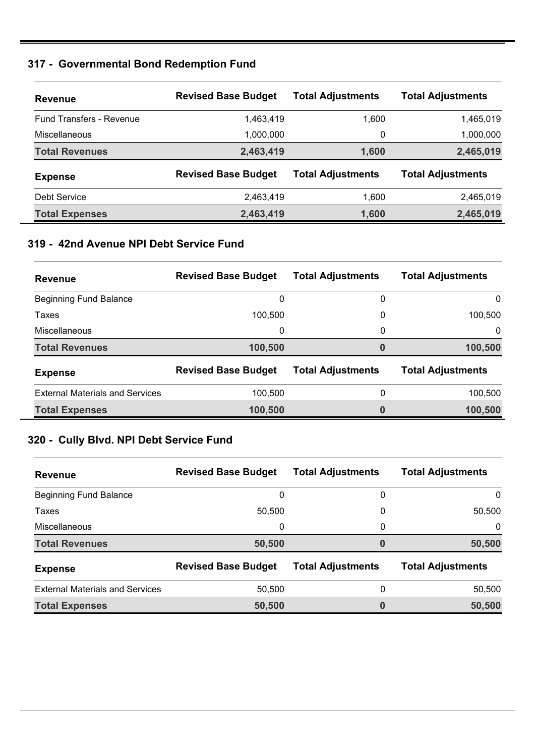## 317 - Governmental Bond Redemption Fund

| Revenue | Revised Base Budget | Total Adjustments | Total Adjustments |
|---|---|---|---|
| Fund Transfers - Revenue | 1,463,419 | 1,600 | 1,465,019 |
| Miscellaneous | 1,000,000 | 0 | 1,000,000 |
| **Total Revenues** | **2,463,419** | **1,600** | **2,465,019** |

| Expense | Revised Base Budget | Total Adjustments | Total Adjustments |
|---|---|---|---|
| Debt Service | 2,463,419 | 1,600 | 2,465,019 |
| **Total Expenses** | **2,463,419** | **1,600** | **2,465,019** |

## 319 - 42nd Avenue NPI Debt Service Fund

| Revenue | Revised Base Budget | Total Adjustments | Total Adjustments |
|---|---|---|---|
| Beginning Fund Balance | 0 | 0 | 0 |
| Taxes | 100,500 | 0 | 100,500 |
| Miscellaneous | 0 | 0 | 0 |
| **Total Revenues** | **100,500** | **0** | **100,500** |

| Expense | Revised Base Budget | Total Adjustments | Total Adjustments |
|---|---|---|---|
| External Materials and Services | 100,500 | 0 | 100,500 |
| **Total Expenses** | **100,500** | **0** | **100,500** |

## 320 - Cully Blvd. NPI Debt Service Fund

| Revenue | Revised Base Budget | Total Adjustments | Total Adjustments |
|---|---|---|---|
| Beginning Fund Balance | 0 | 0 | 0 |
| Taxes | 50,500 | 0 | 50,500 |
| Miscellaneous | 0 | 0 | 0 |
| **Total Revenues** | **50,500** | **0** | **50,500** |

| Expense | Revised Base Budget | Total Adjustments | Total Adjustments |
|---|---|---|---|
| External Materials and Services | 50,500 | 0 | 50,500 |
| **Total Expenses** | **50,500** | **0** | **50,500** |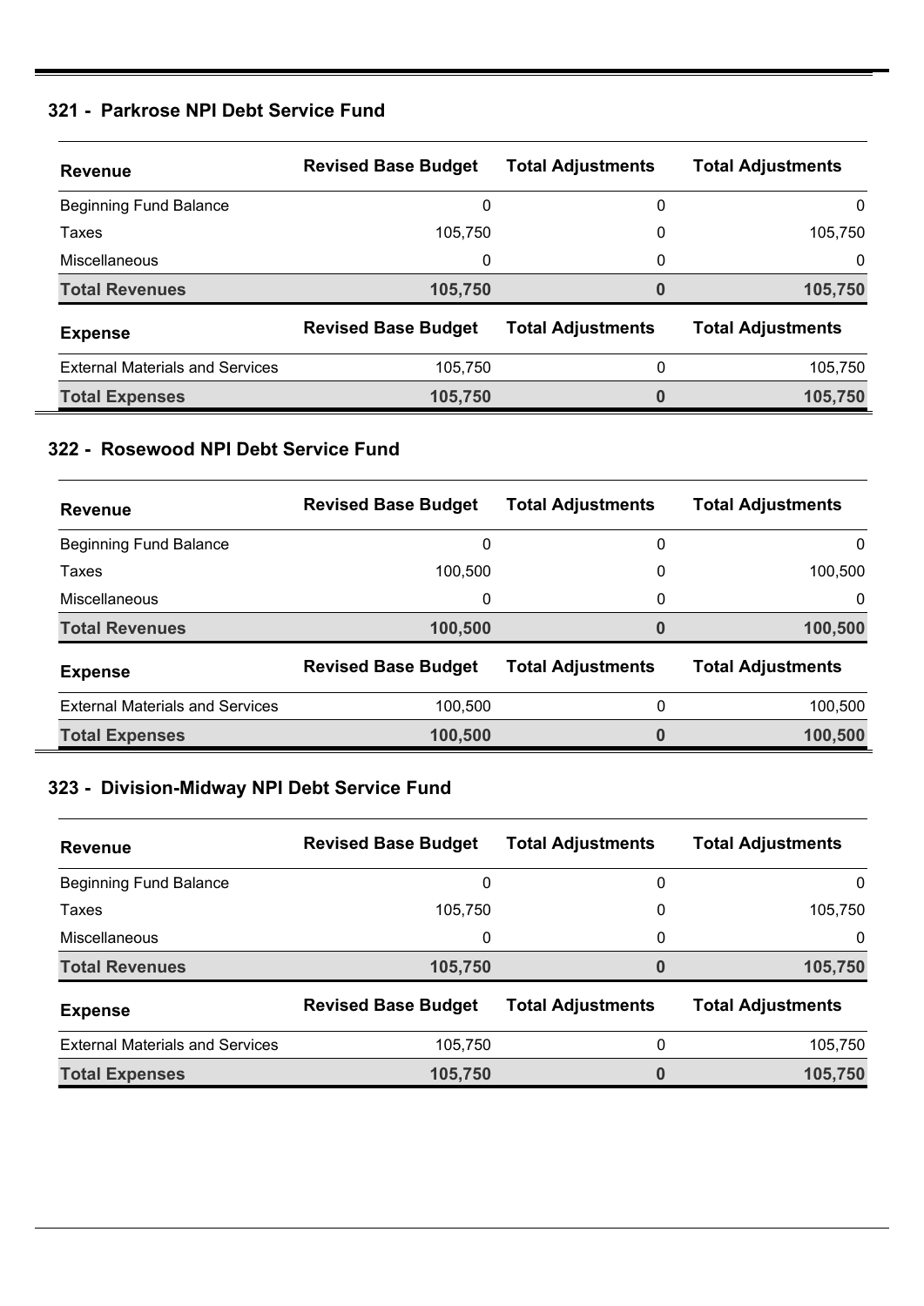## 321 - Parkrose NPI Debt Service Fund

| Revenue | Revised Base Budget | Total Adjustments | Total Adjustments |
|---|---|---|---|
| Beginning Fund Balance | 0 | 0 | 0 |
| Taxes | 105,750 | 0 | 105,750 |
| Miscellaneous | 0 | 0 | 0 |
| **Total Revenues** | **105,750** | **0** | **105,750** |
| **Expense** | **Revised Base Budget** | **Total Adjustments** | **Total Adjustments** |
| External Materials and Services | 105,750 | 0 | 105,750 |
| **Total Expenses** | **105,750** | **0** | **105,750** |

## 322 - Rosewood NPI Debt Service Fund

| Revenue | Revised Base Budget | Total Adjustments | Total Adjustments |
|---|---|---|---|
| Beginning Fund Balance | 0 | 0 | 0 |
| Taxes | 100,500 | 0 | 100,500 |
| Miscellaneous | 0 | 0 | 0 |
| **Total Revenues** | **100,500** | **0** | **100,500** |
| **Expense** | **Revised Base Budget** | **Total Adjustments** | **Total Adjustments** |
| External Materials and Services | 100,500 | 0 | 100,500 |
| **Total Expenses** | **100,500** | **0** | **100,500** |

## 323 - Division-Midway NPI Debt Service Fund

| Revenue | Revised Base Budget | Total Adjustments | Total Adjustments |
|---|---|---|---|
| Beginning Fund Balance | 0 | 0 | 0 |
| Taxes | 105,750 | 0 | 105,750 |
| Miscellaneous | 0 | 0 | 0 |
| **Total Revenues** | **105,750** | **0** | **105,750** |
| **Expense** | **Revised Base Budget** | **Total Adjustments** | **Total Adjustments** |
| External Materials and Services | 105,750 | 0 | 105,750 |
| **Total Expenses** | **105,750** | **0** | **105,750** |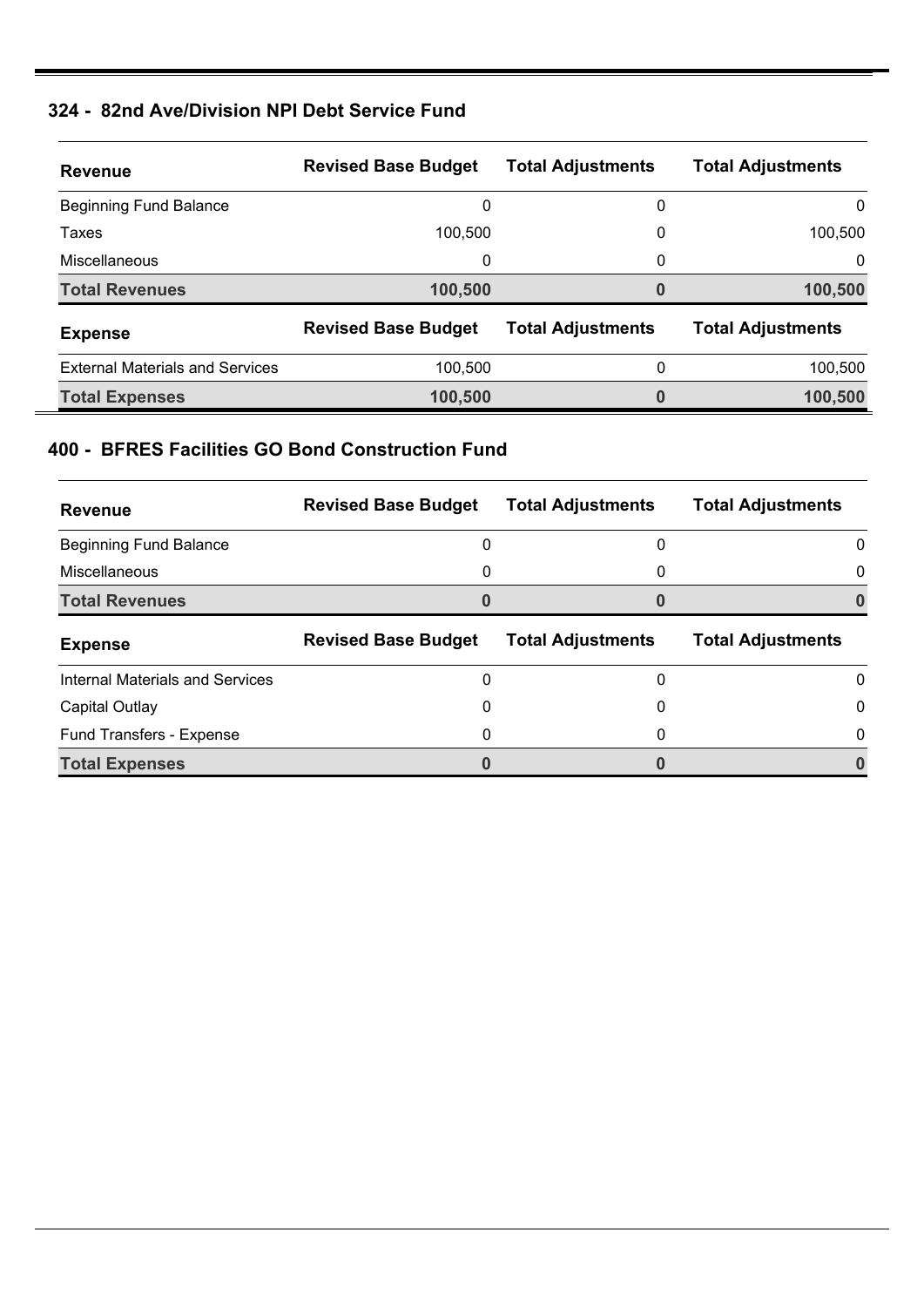## 324 - 82nd Ave/Division NPI Debt Service Fund

| Revenue | Revised Base Budget | Total Adjustments | Total Adjustments |
|---|---|---|---|
| Beginning Fund Balance | 0 | 0 | 0 |
| Taxes | 100,500 | 0 | 100,500 |
| Miscellaneous | 0 | 0 | 0 |
| **Total Revenues** | **100,500** | **0** | **100,500** |
| **Expense** | **Revised Base Budget** | **Total Adjustments** | **Total Adjustments** |
| External Materials and Services | 100,500 | 0 | 100,500 |
| **Total Expenses** | **100,500** | **0** | **100,500** |

## 400 - BFRES Facilities GO Bond Construction Fund

| Revenue | Revised Base Budget | Total Adjustments | Total Adjustments |
|---|---|---|---|
| Beginning Fund Balance | 0 | 0 | 0 |
| Miscellaneous | 0 | 0 | 0 |
| **Total Revenues** | **0** | **0** | **0** |
| **Expense** | **Revised Base Budget** | **Total Adjustments** | **Total Adjustments** |
| Internal Materials and Services | 0 | 0 | 0 |
| Capital Outlay | 0 | 0 | 0 |
| Fund Transfers - Expense | 0 | 0 | 0 |
| **Total Expenses** | **0** | **0** | **0** |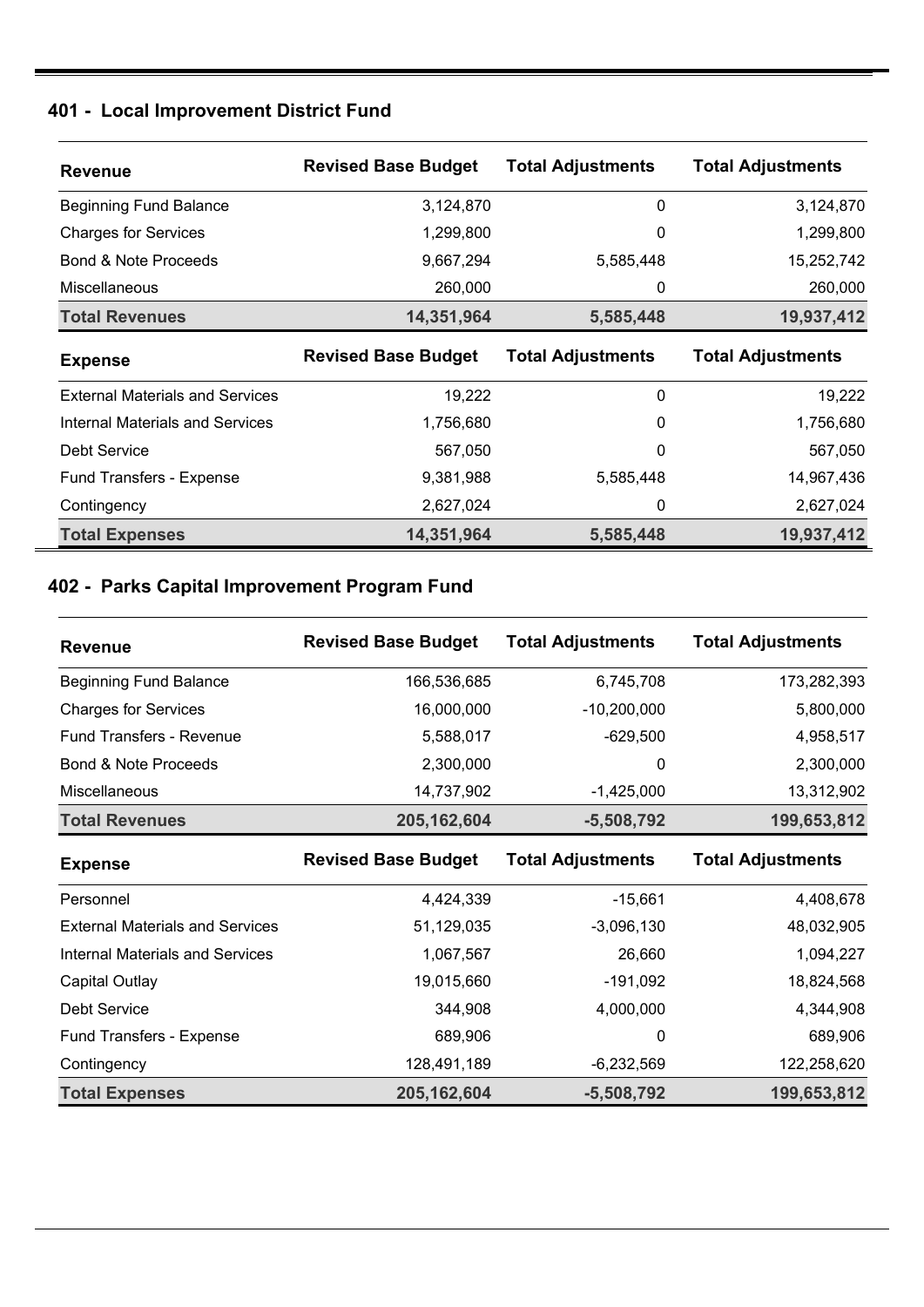## 401 - Local Improvement District Fund

| Revenue | Revised Base Budget | Total Adjustments | Total Adjustments |
|---|---|---|---|
| Beginning Fund Balance | 3,124,870 | 0 | 3,124,870 |
| Charges for Services | 1,299,800 | 0 | 1,299,800 |
| Bond & Note Proceeds | 9,667,294 | 5,585,448 | 15,252,742 |
| Miscellaneous | 260,000 | 0 | 260,000 |
| **Total Revenues** | **14,351,964** | **5,585,448** | **19,937,412** |

| Expense | Revised Base Budget | Total Adjustments | Total Adjustments |
|---|---|---|---|
| External Materials and Services | 19,222 | 0 | 19,222 |
| Internal Materials and Services | 1,756,680 | 0 | 1,756,680 |
| Debt Service | 567,050 | 0 | 567,050 |
| Fund Transfers - Expense | 9,381,988 | 5,585,448 | 14,967,436 |
| Contingency | 2,627,024 | 0 | 2,627,024 |
| **Total Expenses** | **14,351,964** | **5,585,448** | **19,937,412** |

## 402 - Parks Capital Improvement Program Fund

| Revenue | Revised Base Budget | Total Adjustments | Total Adjustments |
|---|---|---|---|
| Beginning Fund Balance | 166,536,685 | 6,745,708 | 173,282,393 |
| Charges for Services | 16,000,000 | -10,200,000 | 5,800,000 |
| Fund Transfers - Revenue | 5,588,017 | -629,500 | 4,958,517 |
| Bond & Note Proceeds | 2,300,000 | 0 | 2,300,000 |
| Miscellaneous | 14,737,902 | -1,425,000 | 13,312,902 |
| **Total Revenues** | **205,162,604** | **-5,508,792** | **199,653,812** |

| Expense | Revised Base Budget | Total Adjustments | Total Adjustments |
|---|---|---|---|
| Personnel | 4,424,339 | -15,661 | 4,408,678 |
| External Materials and Services | 51,129,035 | -3,096,130 | 48,032,905 |
| Internal Materials and Services | 1,067,567 | 26,660 | 1,094,227 |
| Capital Outlay | 19,015,660 | -191,092 | 18,824,568 |
| Debt Service | 344,908 | 4,000,000 | 4,344,908 |
| Fund Transfers - Expense | 689,906 | 0 | 689,906 |
| Contingency | 128,491,189 | -6,232,569 | 122,258,620 |
| **Total Expenses** | **205,162,604** | **-5,508,792** | **199,653,812** |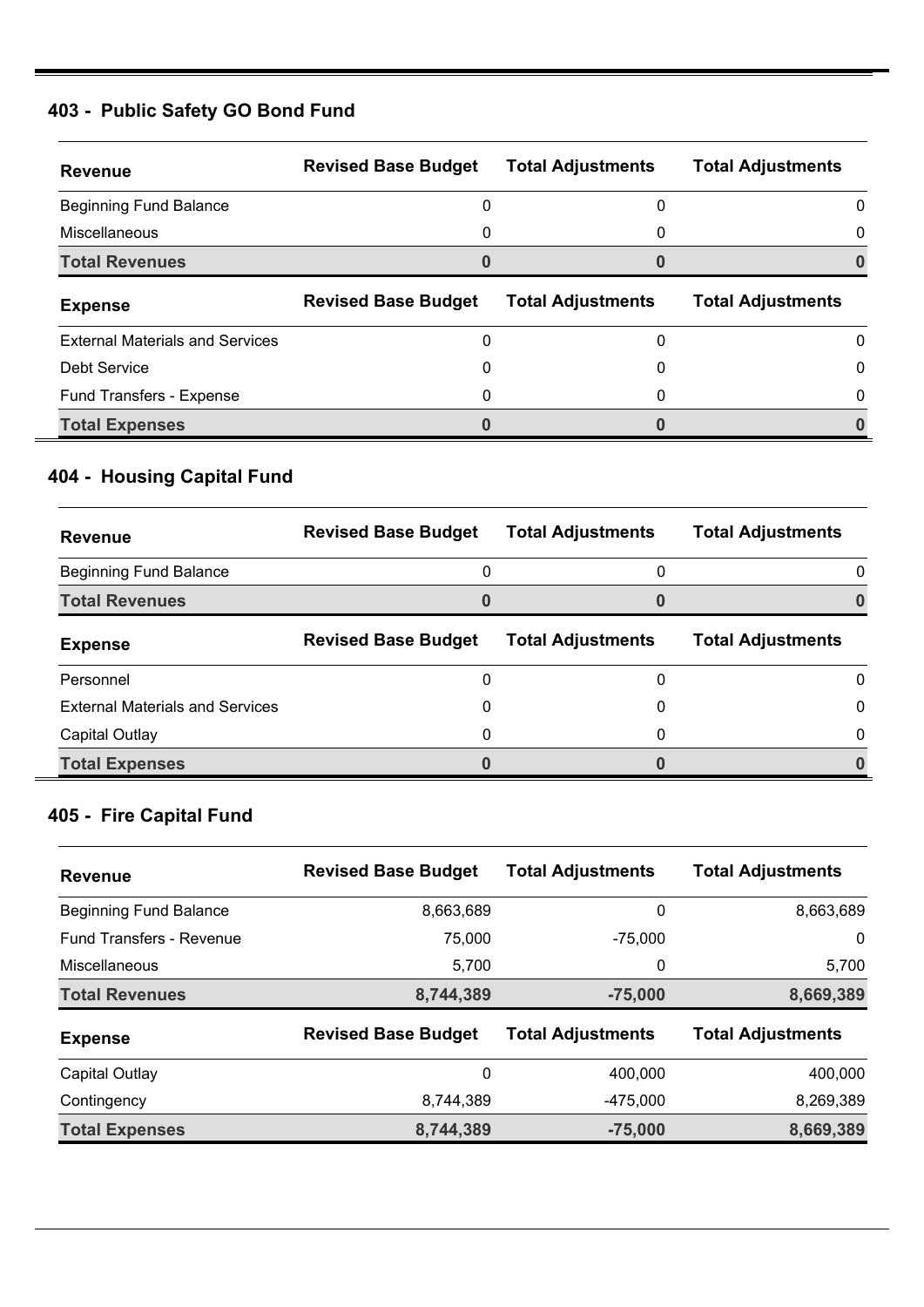## 403 - Public Safety GO Bond Fund

| Revenue | Revised Base Budget | Total Adjustments | Total Adjustments |
|---|---|---|---|
| Beginning Fund Balance | 0 | 0 | 0 |
| Miscellaneous | 0 | 0 | 0 |
| **Total Revenues** | **0** | **0** | **0** |

| Expense | Revised Base Budget | Total Adjustments | Total Adjustments |
|---|---|---|---|
| External Materials and Services | 0 | 0 | 0 |
| Debt Service | 0 | 0 | 0 |
| Fund Transfers - Expense | 0 | 0 | 0 |
| **Total Expenses** | **0** | **0** | **0** |

## 404 - Housing Capital Fund

| Revenue | Revised Base Budget | Total Adjustments | Total Adjustments |
|---|---|---|---|
| Beginning Fund Balance | 0 | 0 | 0 |
| **Total Revenues** | **0** | **0** | **0** |

| Expense | Revised Base Budget | Total Adjustments | Total Adjustments |
|---|---|---|---|
| Personnel | 0 | 0 | 0 |
| External Materials and Services | 0 | 0 | 0 |
| Capital Outlay | 0 | 0 | 0 |
| **Total Expenses** | **0** | **0** | **0** |

## 405 - Fire Capital Fund

| Revenue | Revised Base Budget | Total Adjustments | Total Adjustments |
|---|---|---|---|
| Beginning Fund Balance | 8,663,689 | 0 | 8,663,689 |
| Fund Transfers - Revenue | 75,000 | -75,000 | 0 |
| Miscellaneous | 5,700 | 0 | 5,700 |
| **Total Revenues** | **8,744,389** | **-75,000** | **8,669,389** |

| Expense | Revised Base Budget | Total Adjustments | Total Adjustments |
|---|---|---|---|
| Capital Outlay | 0 | 400,000 | 400,000 |
| Contingency | 8,744,389 | -475,000 | 8,269,389 |
| **Total Expenses** | **8,744,389** | **-75,000** | **8,669,389** |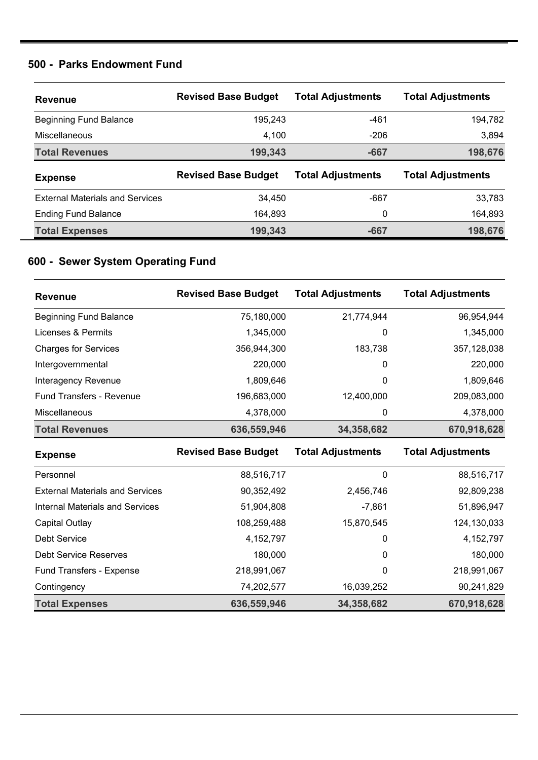## 500 - Parks Endowment Fund

| Revenue | Revised Base Budget | Total Adjustments | Total Adjustments |
|---|---|---|---|
| Beginning Fund Balance | 195,243 | -461 | 194,782 |
| Miscellaneous | 4,100 | -206 | 3,894 |
| **Total Revenues** | **199,343** | **-667** | **198,676** |
| **Expense** | **Revised Base Budget** | **Total Adjustments** | **Total Adjustments** |
| External Materials and Services | 34,450 | -667 | 33,783 |
| Ending Fund Balance | 164,893 | 0 | 164,893 |
| **Total Expenses** | **199,343** | **-667** | **198,676** |

## 600 - Sewer System Operating Fund

| Revenue | Revised Base Budget | Total Adjustments | Total Adjustments |
|---|---|---|---|
| Beginning Fund Balance | 75,180,000 | 21,774,944 | 96,954,944 |
| Licenses & Permits | 1,345,000 | 0 | 1,345,000 |
| Charges for Services | 356,944,300 | 183,738 | 357,128,038 |
| Intergovernmental | 220,000 | 0 | 220,000 |
| Interagency Revenue | 1,809,646 | 0 | 1,809,646 |
| Fund Transfers - Revenue | 196,683,000 | 12,400,000 | 209,083,000 |
| Miscellaneous | 4,378,000 | 0 | 4,378,000 |
| **Total Revenues** | **636,559,946** | **34,358,682** | **670,918,628** |
| **Expense** | **Revised Base Budget** | **Total Adjustments** | **Total Adjustments** |
| Personnel | 88,516,717 | 0 | 88,516,717 |
| External Materials and Services | 90,352,492 | 2,456,746 | 92,809,238 |
| Internal Materials and Services | 51,904,808 | -7,861 | 51,896,947 |
| Capital Outlay | 108,259,488 | 15,870,545 | 124,130,033 |
| Debt Service | 4,152,797 | 0 | 4,152,797 |
| Debt Service Reserves | 180,000 | 0 | 180,000 |
| Fund Transfers - Expense | 218,991,067 | 0 | 218,991,067 |
| Contingency | 74,202,577 | 16,039,252 | 90,241,829 |
| **Total Expenses** | **636,559,946** | **34,358,682** | **670,918,628** |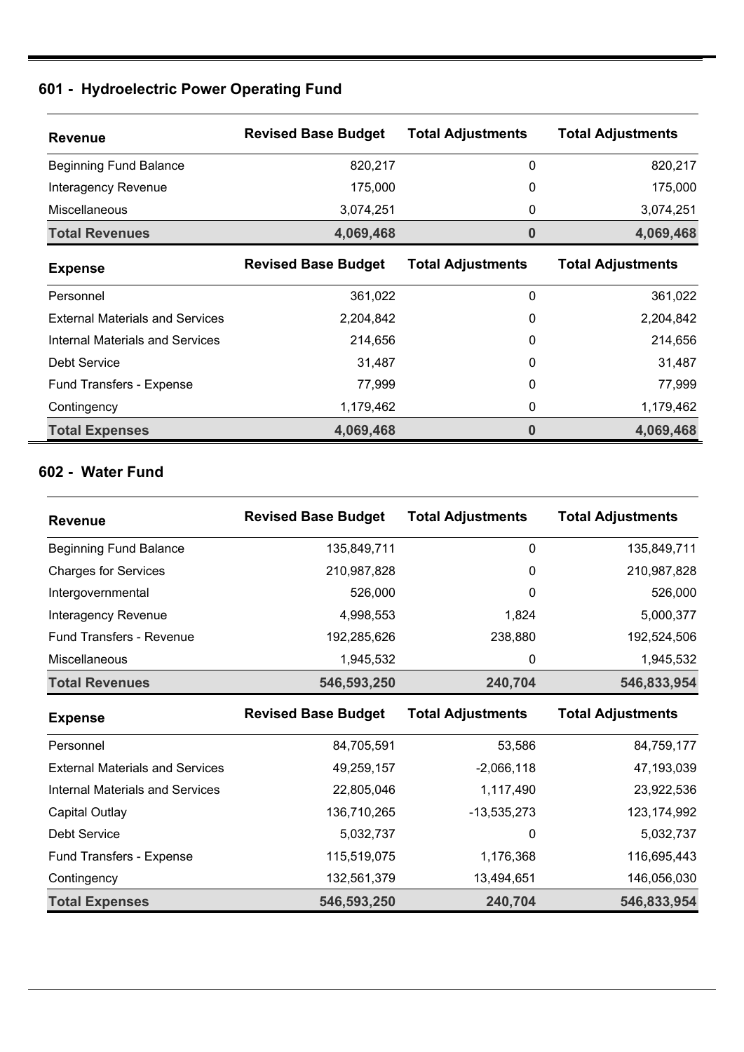## 601 - Hydroelectric Power Operating Fund

| Revenue | Revised Base Budget | Total Adjustments | Total Adjustments |
|---|---|---|---|
| Beginning Fund Balance | 820,217 | 0 | 820,217 |
| Interagency Revenue | 175,000 | 0 | 175,000 |
| Miscellaneous | 3,074,251 | 0 | 3,074,251 |
| **Total Revenues** | **4,069,468** | **0** | **4,069,468** |
| **Expense** | **Revised Base Budget** | **Total Adjustments** | **Total Adjustments** |
| Personnel | 361,022 | 0 | 361,022 |
| External Materials and Services | 2,204,842 | 0 | 2,204,842 |
| Internal Materials and Services | 214,656 | 0 | 214,656 |
| Debt Service | 31,487 | 0 | 31,487 |
| Fund Transfers - Expense | 77,999 | 0 | 77,999 |
| Contingency | 1,179,462 | 0 | 1,179,462 |
| **Total Expenses** | **4,069,468** | **0** | **4,069,468** |

## 602 - Water Fund

| Revenue | Revised Base Budget | Total Adjustments | Total Adjustments |
|---|---|---|---|
| Beginning Fund Balance | 135,849,711 | 0 | 135,849,711 |
| Charges for Services | 210,987,828 | 0 | 210,987,828 |
| Intergovernmental | 526,000 | 0 | 526,000 |
| Interagency Revenue | 4,998,553 | 1,824 | 5,000,377 |
| Fund Transfers - Revenue | 192,285,626 | 238,880 | 192,524,506 |
| Miscellaneous | 1,945,532 | 0 | 1,945,532 |
| **Total Revenues** | **546,593,250** | **240,704** | **546,833,954** |
| **Expense** | **Revised Base Budget** | **Total Adjustments** | **Total Adjustments** |
| Personnel | 84,705,591 | 53,586 | 84,759,177 |
| External Materials and Services | 49,259,157 | -2,066,118 | 47,193,039 |
| Internal Materials and Services | 22,805,046 | 1,117,490 | 23,922,536 |
| Capital Outlay | 136,710,265 | -13,535,273 | 123,174,992 |
| Debt Service | 5,032,737 | 0 | 5,032,737 |
| Fund Transfers - Expense | 115,519,075 | 1,176,368 | 116,695,443 |
| Contingency | 132,561,379 | 13,494,651 | 146,056,030 |
| **Total Expenses** | **546,593,250** | **240,704** | **546,833,954** |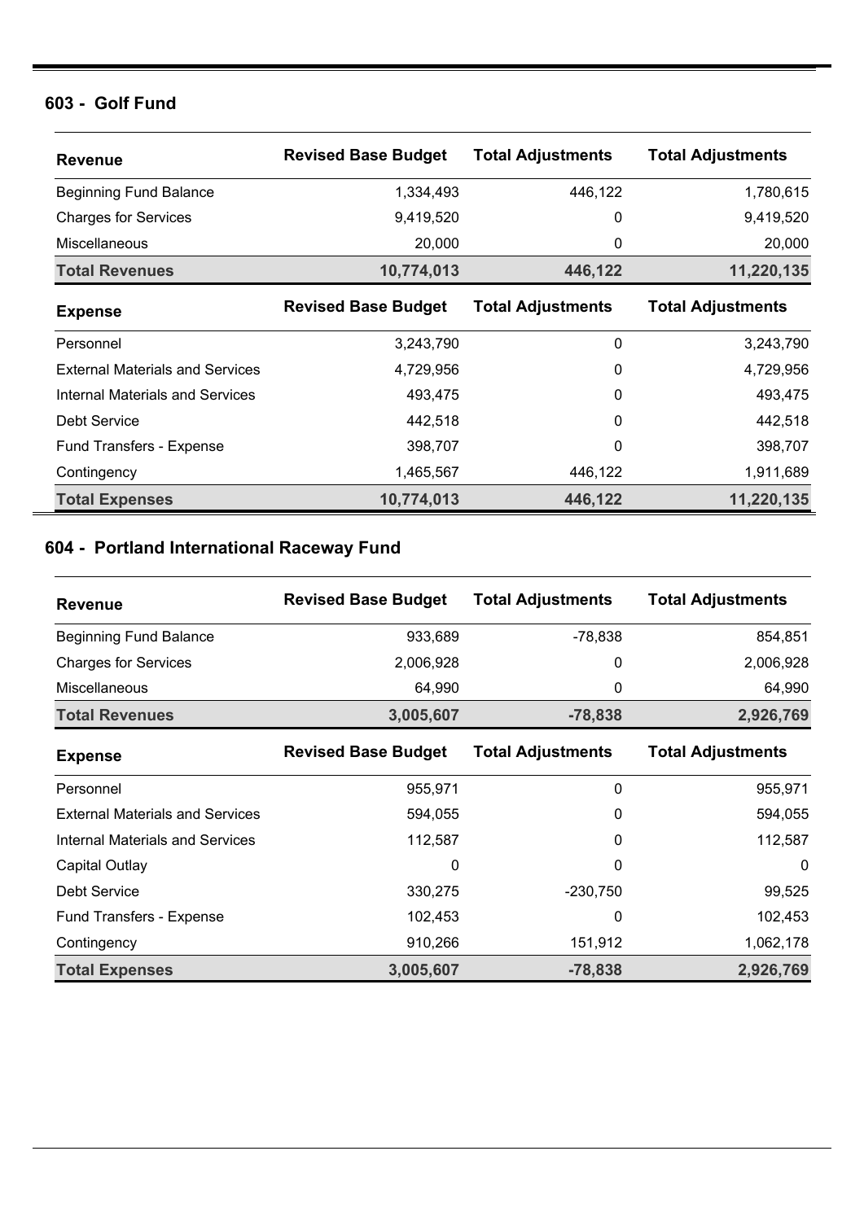## 603 - Golf Fund

| Revenue | Revised Base Budget | Total Adjustments | Total Adjustments |
|---|---|---|---|
| Beginning Fund Balance | 1,334,493 | 446,122 | 1,780,615 |
| Charges for Services | 9,419,520 | 0 | 9,419,520 |
| Miscellaneous | 20,000 | 0 | 20,000 |
| **Total Revenues** | **10,774,013** | **446,122** | **11,220,135** |
| **Expense** | **Revised Base Budget** | **Total Adjustments** | **Total Adjustments** |
| Personnel | 3,243,790 | 0 | 3,243,790 |
| External Materials and Services | 4,729,956 | 0 | 4,729,956 |
| Internal Materials and Services | 493,475 | 0 | 493,475 |
| Debt Service | 442,518 | 0 | 442,518 |
| Fund Transfers - Expense | 398,707 | 0 | 398,707 |
| Contingency | 1,465,567 | 446,122 | 1,911,689 |
| **Total Expenses** | **10,774,013** | **446,122** | **11,220,135** |

## 604 - Portland International Raceway Fund

| Revenue | Revised Base Budget | Total Adjustments | Total Adjustments |
|---|---|---|---|
| Beginning Fund Balance | 933,689 | -78,838 | 854,851 |
| Charges for Services | 2,006,928 | 0 | 2,006,928 |
| Miscellaneous | 64,990 | 0 | 64,990 |
| **Total Revenues** | **3,005,607** | **-78,838** | **2,926,769** |
| **Expense** | **Revised Base Budget** | **Total Adjustments** | **Total Adjustments** |
| Personnel | 955,971 | 0 | 955,971 |
| External Materials and Services | 594,055 | 0 | 594,055 |
| Internal Materials and Services | 112,587 | 0 | 112,587 |
| Capital Outlay | 0 | 0 | 0 |
| Debt Service | 330,275 | -230,750 | 99,525 |
| Fund Transfers - Expense | 102,453 | 0 | 102,453 |
| Contingency | 910,266 | 151,912 | 1,062,178 |
| **Total Expenses** | **3,005,607** | **-78,838** | **2,926,769** |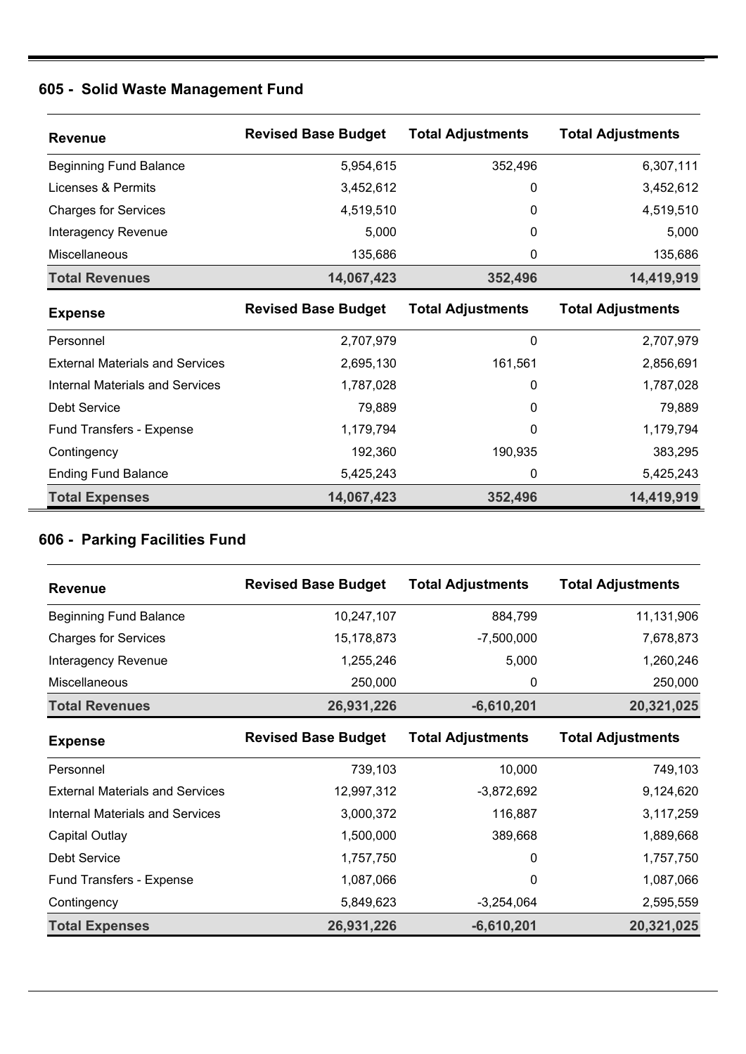## 605 - Solid Waste Management Fund

| Revenue | Revised Base Budget | Total Adjustments | Total Adjustments |
|---|---|---|---|
| Beginning Fund Balance | 5,954,615 | 352,496 | 6,307,111 |
| Licenses & Permits | 3,452,612 | 0 | 3,452,612 |
| Charges for Services | 4,519,510 | 0 | 4,519,510 |
| Interagency Revenue | 5,000 | 0 | 5,000 |
| Miscellaneous | 135,686 | 0 | 135,686 |
| **Total Revenues** | **14,067,423** | **352,496** | **14,419,919** |

| Expense | Revised Base Budget | Total Adjustments | Total Adjustments |
|---|---|---|---|
| Personnel | 2,707,979 | 0 | 2,707,979 |
| External Materials and Services | 2,695,130 | 161,561 | 2,856,691 |
| Internal Materials and Services | 1,787,028 | 0 | 1,787,028 |
| Debt Service | 79,889 | 0 | 79,889 |
| Fund Transfers - Expense | 1,179,794 | 0 | 1,179,794 |
| Contingency | 192,360 | 190,935 | 383,295 |
| Ending Fund Balance | 5,425,243 | 0 | 5,425,243 |
| **Total Expenses** | **14,067,423** | **352,496** | **14,419,919** |

## 606 - Parking Facilities Fund

| Revenue | Revised Base Budget | Total Adjustments | Total Adjustments |
|---|---|---|---|
| Beginning Fund Balance | 10,247,107 | 884,799 | 11,131,906 |
| Charges for Services | 15,178,873 | -7,500,000 | 7,678,873 |
| Interagency Revenue | 1,255,246 | 5,000 | 1,260,246 |
| Miscellaneous | 250,000 | 0 | 250,000 |
| **Total Revenues** | **26,931,226** | **-6,610,201** | **20,321,025** |

| Expense | Revised Base Budget | Total Adjustments | Total Adjustments |
|---|---|---|---|
| Personnel | 739,103 | 10,000 | 749,103 |
| External Materials and Services | 12,997,312 | -3,872,692 | 9,124,620 |
| Internal Materials and Services | 3,000,372 | 116,887 | 3,117,259 |
| Capital Outlay | 1,500,000 | 389,668 | 1,889,668 |
| Debt Service | 1,757,750 | 0 | 1,757,750 |
| Fund Transfers - Expense | 1,087,066 | 0 | 1,087,066 |
| Contingency | 5,849,623 | -3,254,064 | 2,595,559 |
| **Total Expenses** | **26,931,226** | **-6,610,201** | **20,321,025** |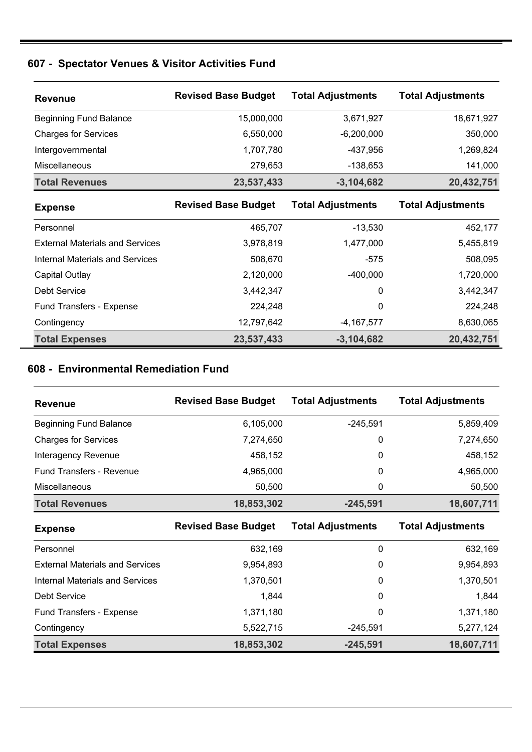## 607 - Spectator Venues & Visitor Activities Fund

| Revenue | Revised Base Budget | Total Adjustments | Total Adjustments |
|---|---|---|---|
| Beginning Fund Balance | 15,000,000 | 3,671,927 | 18,671,927 |
| Charges for Services | 6,550,000 | -6,200,000 | 350,000 |
| Intergovernmental | 1,707,780 | -437,956 | 1,269,824 |
| Miscellaneous | 279,653 | -138,653 | 141,000 |
| **Total Revenues** | **23,537,433** | **-3,104,682** | **20,432,751** |
| **Expense** | **Revised Base Budget** | **Total Adjustments** | **Total Adjustments** |
| Personnel | 465,707 | -13,530 | 452,177 |
| External Materials and Services | 3,978,819 | 1,477,000 | 5,455,819 |
| Internal Materials and Services | 508,670 | -575 | 508,095 |
| Capital Outlay | 2,120,000 | -400,000 | 1,720,000 |
| Debt Service | 3,442,347 | 0 | 3,442,347 |
| Fund Transfers - Expense | 224,248 | 0 | 224,248 |
| Contingency | 12,797,642 | -4,167,577 | 8,630,065 |
| **Total Expenses** | **23,537,433** | **-3,104,682** | **20,432,751** |

## 608 - Environmental Remediation Fund

| Revenue | Revised Base Budget | Total Adjustments | Total Adjustments |
|---|---|---|---|
| Beginning Fund Balance | 6,105,000 | -245,591 | 5,859,409 |
| Charges for Services | 7,274,650 | 0 | 7,274,650 |
| Interagency Revenue | 458,152 | 0 | 458,152 |
| Fund Transfers - Revenue | 4,965,000 | 0 | 4,965,000 |
| Miscellaneous | 50,500 | 0 | 50,500 |
| **Total Revenues** | **18,853,302** | **-245,591** | **18,607,711** |
| **Expense** | **Revised Base Budget** | **Total Adjustments** | **Total Adjustments** |
| Personnel | 632,169 | 0 | 632,169 |
| External Materials and Services | 9,954,893 | 0 | 9,954,893 |
| Internal Materials and Services | 1,370,501 | 0 | 1,370,501 |
| Debt Service | 1,844 | 0 | 1,844 |
| Fund Transfers - Expense | 1,371,180 | 0 | 1,371,180 |
| Contingency | 5,522,715 | -245,591 | 5,277,124 |
| **Total Expenses** | **18,853,302** | **-245,591** | **18,607,711** |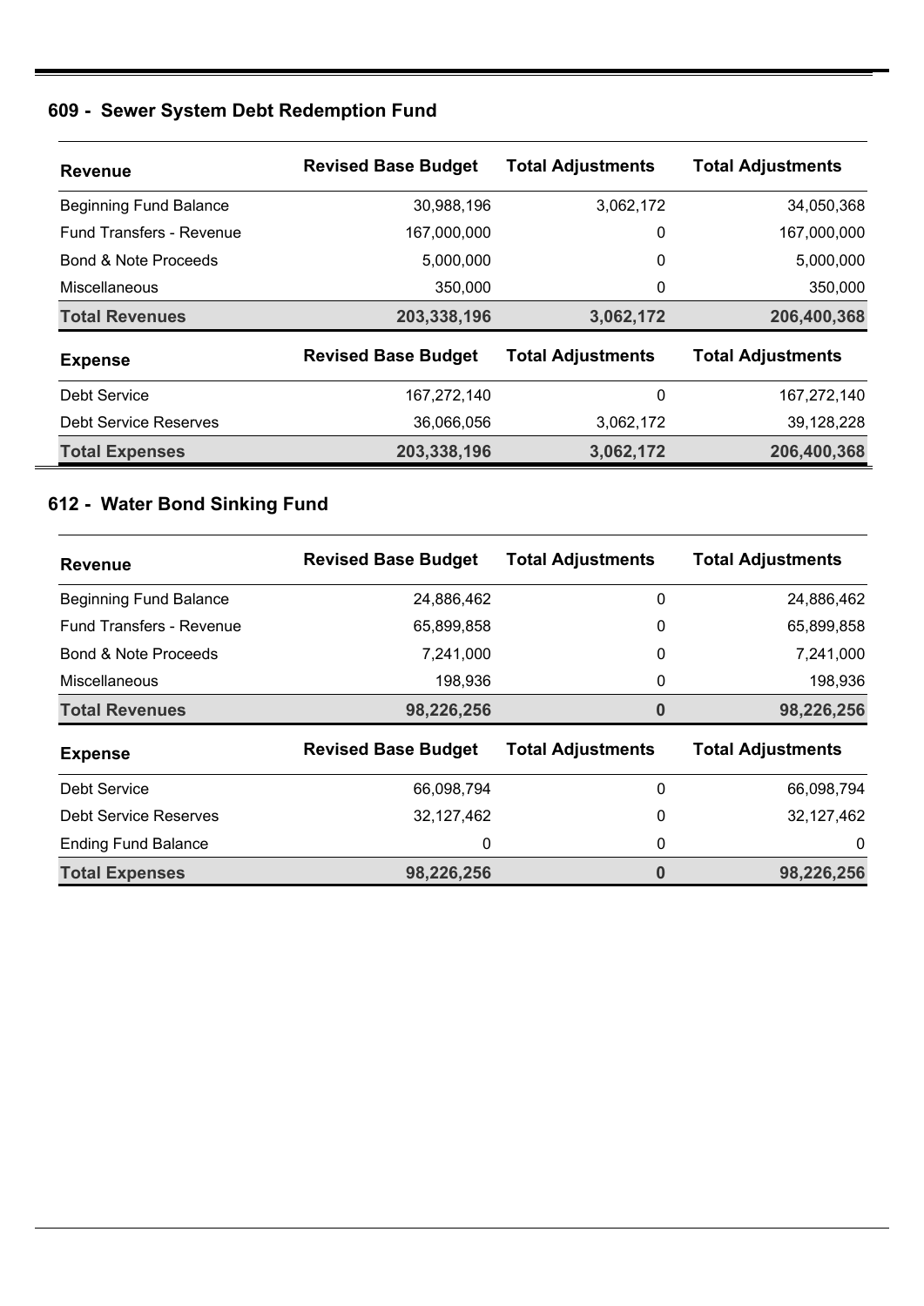## 609 - Sewer System Debt Redemption Fund

| Revenue | Revised Base Budget | Total Adjustments | Total Adjustments |
|---|---|---|---|
| Beginning Fund Balance | 30,988,196 | 3,062,172 | 34,050,368 |
| Fund Transfers - Revenue | 167,000,000 | 0 | 167,000,000 |
| Bond & Note Proceeds | 5,000,000 | 0 | 5,000,000 |
| Miscellaneous | 350,000 | 0 | 350,000 |
| **Total Revenues** | **203,338,196** | **3,062,172** | **206,400,368** |
| **Expense** | **Revised Base Budget** | **Total Adjustments** | **Total Adjustments** |
| Debt Service | 167,272,140 | 0 | 167,272,140 |
| Debt Service Reserves | 36,066,056 | 3,062,172 | 39,128,228 |
| **Total Expenses** | **203,338,196** | **3,062,172** | **206,400,368** |

## 612 - Water Bond Sinking Fund

| Revenue | Revised Base Budget | Total Adjustments | Total Adjustments |
|---|---|---|---|
| Beginning Fund Balance | 24,886,462 | 0 | 24,886,462 |
| Fund Transfers - Revenue | 65,899,858 | 0 | 65,899,858 |
| Bond & Note Proceeds | 7,241,000 | 0 | 7,241,000 |
| Miscellaneous | 198,936 | 0 | 198,936 |
| **Total Revenues** | **98,226,256** | **0** | **98,226,256** |
| **Expense** | **Revised Base Budget** | **Total Adjustments** | **Total Adjustments** |
| Debt Service | 66,098,794 | 0 | 66,098,794 |
| Debt Service Reserves | 32,127,462 | 0 | 32,127,462 |
| Ending Fund Balance | 0 | 0 | 0 |
| **Total Expenses** | **98,226,256** | **0** | **98,226,256** |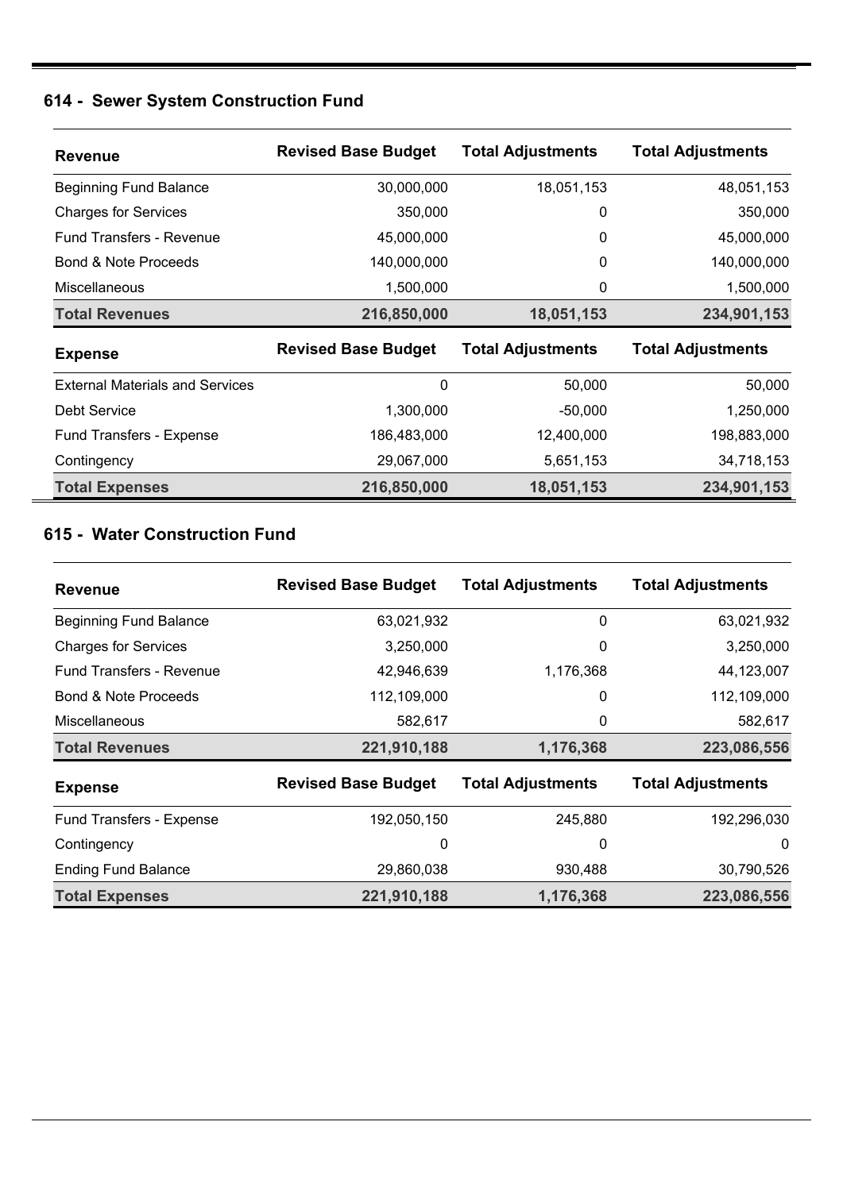## 614 - Sewer System Construction Fund

| Revenue | Revised Base Budget | Total Adjustments | Total Adjustments |
|---|---|---|---|
| Beginning Fund Balance | 30,000,000 | 18,051,153 | 48,051,153 |
| Charges for Services | 350,000 | 0 | 350,000 |
| Fund Transfers - Revenue | 45,000,000 | 0 | 45,000,000 |
| Bond & Note Proceeds | 140,000,000 | 0 | 140,000,000 |
| Miscellaneous | 1,500,000 | 0 | 1,500,000 |
| **Total Revenues** | **216,850,000** | **18,051,153** | **234,901,153** |

| Expense | Revised Base Budget | Total Adjustments | Total Adjustments |
|---|---|---|---|
| External Materials and Services | 0 | 50,000 | 50,000 |
| Debt Service | 1,300,000 | -50,000 | 1,250,000 |
| Fund Transfers - Expense | 186,483,000 | 12,400,000 | 198,883,000 |
| Contingency | 29,067,000 | 5,651,153 | 34,718,153 |
| **Total Expenses** | **216,850,000** | **18,051,153** | **234,901,153** |

## 615 - Water Construction Fund

| Revenue | Revised Base Budget | Total Adjustments | Total Adjustments |
|---|---|---|---|
| Beginning Fund Balance | 63,021,932 | 0 | 63,021,932 |
| Charges for Services | 3,250,000 | 0 | 3,250,000 |
| Fund Transfers - Revenue | 42,946,639 | 1,176,368 | 44,123,007 |
| Bond & Note Proceeds | 112,109,000 | 0 | 112,109,000 |
| Miscellaneous | 582,617 | 0 | 582,617 |
| **Total Revenues** | **221,910,188** | **1,176,368** | **223,086,556** |

| Expense | Revised Base Budget | Total Adjustments | Total Adjustments |
|---|---|---|---|
| Fund Transfers - Expense | 192,050,150 | 245,880 | 192,296,030 |
| Contingency | 0 | 0 | 0 |
| Ending Fund Balance | 29,860,038 | 930,488 | 30,790,526 |
| **Total Expenses** | **221,910,188** | **1,176,368** | **223,086,556** |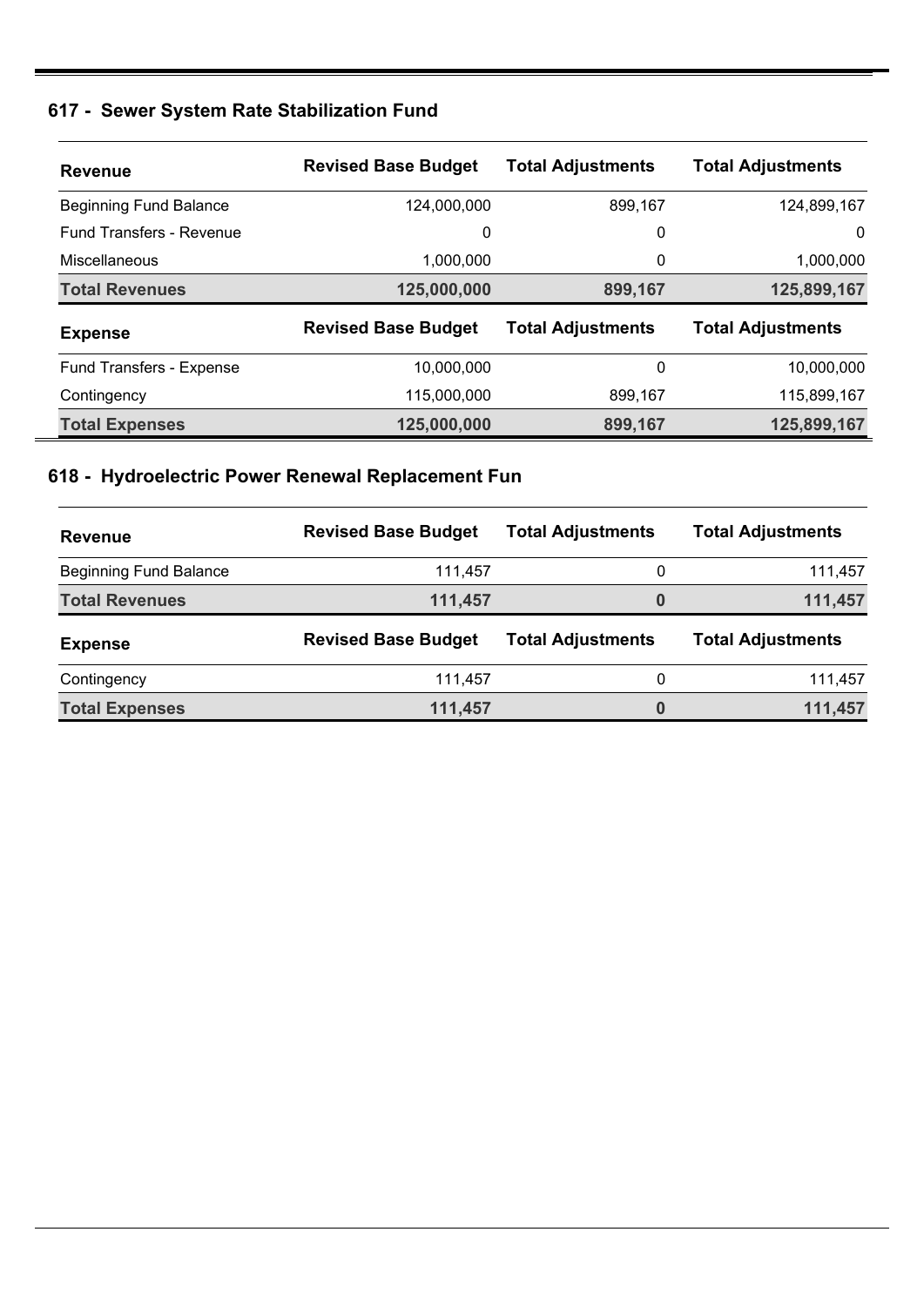## 617 - Sewer System Rate Stabilization Fund

| Revenue | Revised Base Budget | Total Adjustments | Total Adjustments |
|---|---|---|---|
| Beginning Fund Balance | 124,000,000 | 899,167 | 124,899,167 |
| Fund Transfers - Revenue | 0 | 0 | 0 |
| Miscellaneous | 1,000,000 | 0 | 1,000,000 |
| **Total Revenues** | **125,000,000** | **899,167** | **125,899,167** |

| Expense | Revised Base Budget | Total Adjustments | Total Adjustments |
|---|---|---|---|
| Fund Transfers - Expense | 10,000,000 | 0 | 10,000,000 |
| Contingency | 115,000,000 | 899,167 | 115,899,167 |
| **Total Expenses** | **125,000,000** | **899,167** | **125,899,167** |

## 618 - Hydroelectric Power Renewal Replacement Fun

| Revenue | Revised Base Budget | Total Adjustments | Total Adjustments |
|---|---|---|---|
| Beginning Fund Balance | 111,457 | 0 | 111,457 |
| **Total Revenues** | **111,457** | **0** | **111,457** |

| Expense | Revised Base Budget | Total Adjustments | Total Adjustments |
|---|---|---|---|
| Contingency | 111,457 | 0 | 111,457 |
| **Total Expenses** | **111,457** | **0** | **111,457** |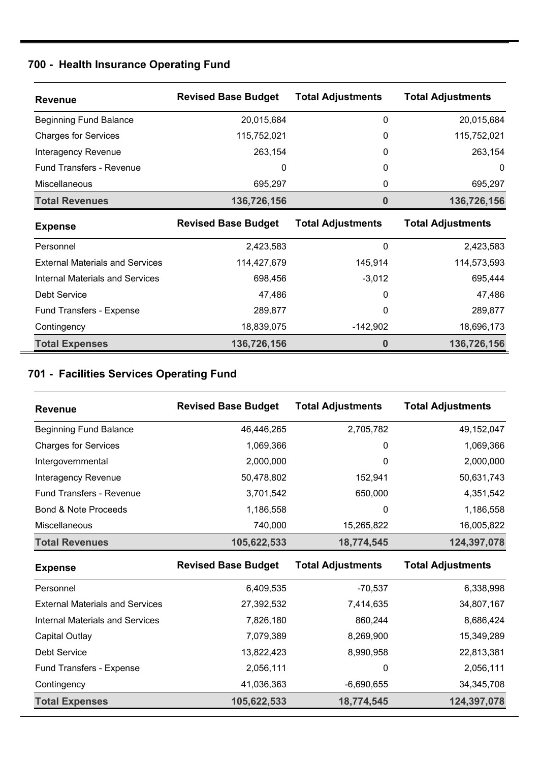## 700 - Health Insurance Operating Fund

| Revenue | Revised Base Budget | Total Adjustments | Total Adjustments |
|---|---|---|---|
| Beginning Fund Balance | 20,015,684 | 0 | 20,015,684 |
| Charges for Services | 115,752,021 | 0 | 115,752,021 |
| Interagency Revenue | 263,154 | 0 | 263,154 |
| Fund Transfers - Revenue | 0 | 0 | 0 |
| Miscellaneous | 695,297 | 0 | 695,297 |
| **Total Revenues** | **136,726,156** | **0** | **136,726,156** |

| Expense | Revised Base Budget | Total Adjustments | Total Adjustments |
|---|---|---|---|
| Personnel | 2,423,583 | 0 | 2,423,583 |
| External Materials and Services | 114,427,679 | 145,914 | 114,573,593 |
| Internal Materials and Services | 698,456 | -3,012 | 695,444 |
| Debt Service | 47,486 | 0 | 47,486 |
| Fund Transfers - Expense | 289,877 | 0 | 289,877 |
| Contingency | 18,839,075 | -142,902 | 18,696,173 |
| **Total Expenses** | **136,726,156** | **0** | **136,726,156** |

## 701 - Facilities Services Operating Fund

| Revenue | Revised Base Budget | Total Adjustments | Total Adjustments |
|---|---|---|---|
| Beginning Fund Balance | 46,446,265 | 2,705,782 | 49,152,047 |
| Charges for Services | 1,069,366 | 0 | 1,069,366 |
| Intergovernmental | 2,000,000 | 0 | 2,000,000 |
| Interagency Revenue | 50,478,802 | 152,941 | 50,631,743 |
| Fund Transfers - Revenue | 3,701,542 | 650,000 | 4,351,542 |
| Bond & Note Proceeds | 1,186,558 | 0 | 1,186,558 |
| Miscellaneous | 740,000 | 15,265,822 | 16,005,822 |
| **Total Revenues** | **105,622,533** | **18,774,545** | **124,397,078** |

| Expense | Revised Base Budget | Total Adjustments | Total Adjustments |
|---|---|---|---|
| Personnel | 6,409,535 | -70,537 | 6,338,998 |
| External Materials and Services | 27,392,532 | 7,414,635 | 34,807,167 |
| Internal Materials and Services | 7,826,180 | 860,244 | 8,686,424 |
| Capital Outlay | 7,079,389 | 8,269,900 | 15,349,289 |
| Debt Service | 13,822,423 | 8,990,958 | 22,813,381 |
| Fund Transfers - Expense | 2,056,111 | 0 | 2,056,111 |
| Contingency | 41,036,363 | -6,690,655 | 34,345,708 |
| **Total Expenses** | **105,622,533** | **18,774,545** | **124,397,078** |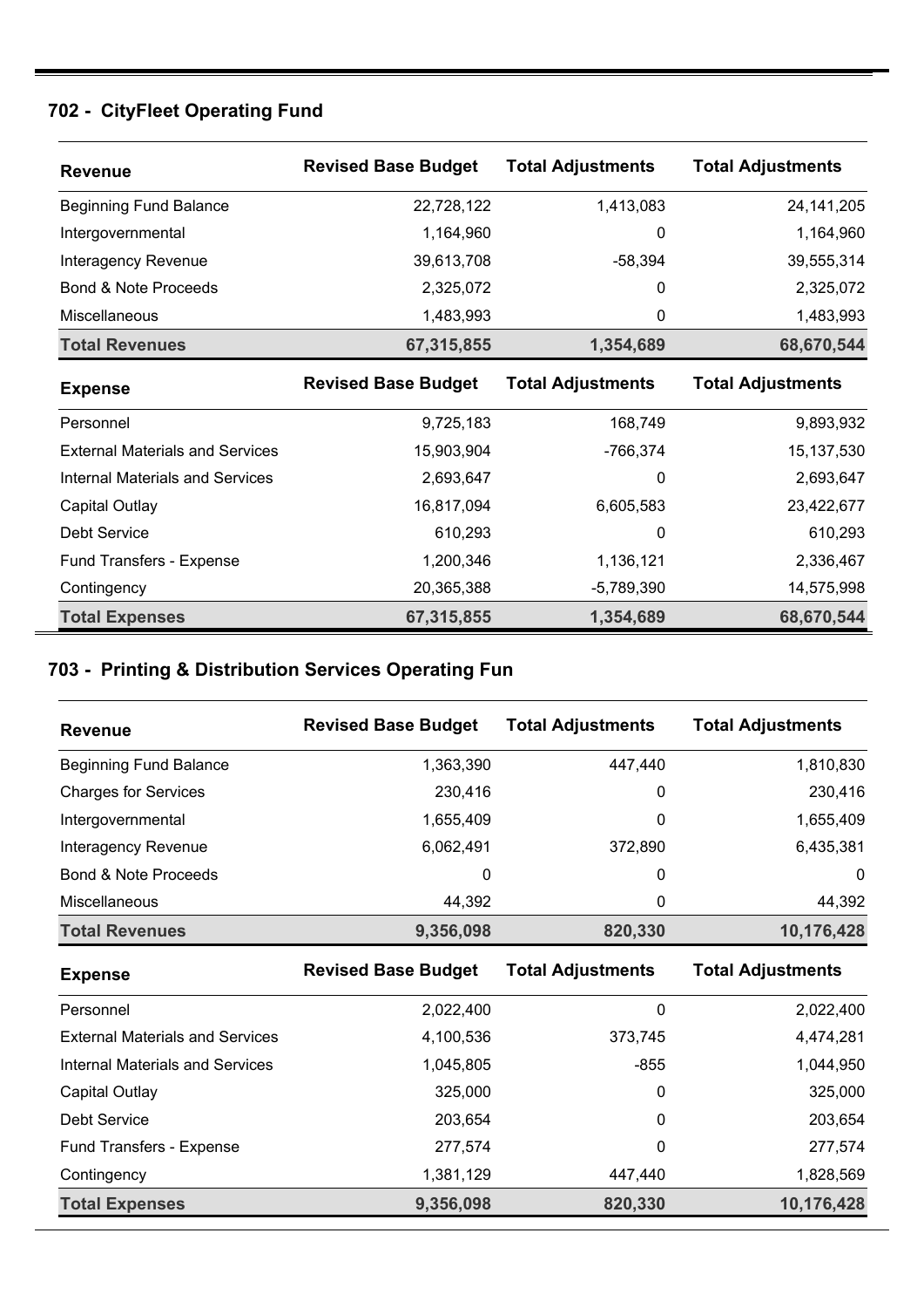## 702 - CityFleet Operating Fund

| Revenue | Revised Base Budget | Total Adjustments | Total Adjustments |
|---|---|---|---|
| Beginning Fund Balance | 22,728,122 | 1,413,083 | 24,141,205 |
| Intergovernmental | 1,164,960 | 0 | 1,164,960 |
| Interagency Revenue | 39,613,708 | -58,394 | 39,555,314 |
| Bond & Note Proceeds | 2,325,072 | 0 | 2,325,072 |
| Miscellaneous | 1,483,993 | 0 | 1,483,993 |
| **Total Revenues** | **67,315,855** | **1,354,689** | **68,670,544** |

| Expense | Revised Base Budget | Total Adjustments | Total Adjustments |
|---|---|---|---|
| Personnel | 9,725,183 | 168,749 | 9,893,932 |
| External Materials and Services | 15,903,904 | -766,374 | 15,137,530 |
| Internal Materials and Services | 2,693,647 | 0 | 2,693,647 |
| Capital Outlay | 16,817,094 | 6,605,583 | 23,422,677 |
| Debt Service | 610,293 | 0 | 610,293 |
| Fund Transfers - Expense | 1,200,346 | 1,136,121 | 2,336,467 |
| Contingency | 20,365,388 | -5,789,390 | 14,575,998 |
| **Total Expenses** | **67,315,855** | **1,354,689** | **68,670,544** |

## 703 - Printing & Distribution Services Operating Fun

| Revenue | Revised Base Budget | Total Adjustments | Total Adjustments |
|---|---|---|---|
| Beginning Fund Balance | 1,363,390 | 447,440 | 1,810,830 |
| Charges for Services | 230,416 | 0 | 230,416 |
| Intergovernmental | 1,655,409 | 0 | 1,655,409 |
| Interagency Revenue | 6,062,491 | 372,890 | 6,435,381 |
| Bond & Note Proceeds | 0 | 0 | 0 |
| Miscellaneous | 44,392 | 0 | 44,392 |
| **Total Revenues** | **9,356,098** | **820,330** | **10,176,428** |

| Expense | Revised Base Budget | Total Adjustments | Total Adjustments |
|---|---|---|---|
| Personnel | 2,022,400 | 0 | 2,022,400 |
| External Materials and Services | 4,100,536 | 373,745 | 4,474,281 |
| Internal Materials and Services | 1,045,805 | -855 | 1,044,950 |
| Capital Outlay | 325,000 | 0 | 325,000 |
| Debt Service | 203,654 | 0 | 203,654 |
| Fund Transfers - Expense | 277,574 | 0 | 277,574 |
| Contingency | 1,381,129 | 447,440 | 1,828,569 |
| **Total Expenses** | **9,356,098** | **820,330** | **10,176,428** |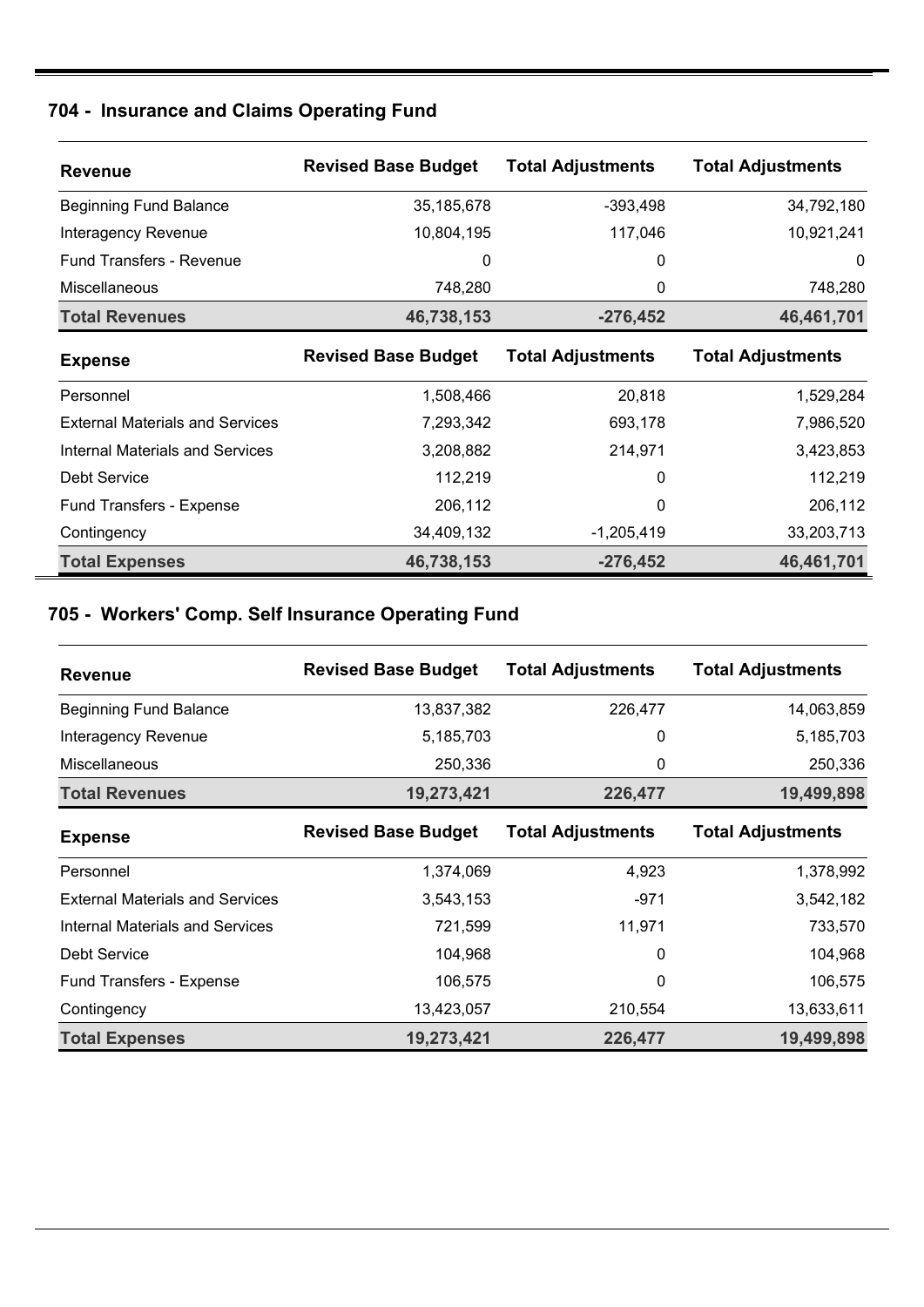## 704 - Insurance and Claims Operating Fund

| Revenue | Revised Base Budget | Total Adjustments | Total Adjustments |
|---|---|---|---|
| Beginning Fund Balance | 35,185,678 | -393,498 | 34,792,180 |
| Interagency Revenue | 10,804,195 | 117,046 | 10,921,241 |
| Fund Transfers - Revenue | 0 | 0 | 0 |
| Miscellaneous | 748,280 | 0 | 748,280 |
| **Total Revenues** | **46,738,153** | **-276,452** | **46,461,701** |
| **Expense** | **Revised Base Budget** | **Total Adjustments** | **Total Adjustments** |
| Personnel | 1,508,466 | 20,818 | 1,529,284 |
| External Materials and Services | 7,293,342 | 693,178 | 7,986,520 |
| Internal Materials and Services | 3,208,882 | 214,971 | 3,423,853 |
| Debt Service | 112,219 | 0 | 112,219 |
| Fund Transfers - Expense | 206,112 | 0 | 206,112 |
| Contingency | 34,409,132 | -1,205,419 | 33,203,713 |
| **Total Expenses** | **46,738,153** | **-276,452** | **46,461,701** |

## 705 - Workers' Comp. Self Insurance Operating Fund

| Revenue | Revised Base Budget | Total Adjustments | Total Adjustments |
|---|---|---|---|
| Beginning Fund Balance | 13,837,382 | 226,477 | 14,063,859 |
| Interagency Revenue | 5,185,703 | 0 | 5,185,703 |
| Miscellaneous | 250,336 | 0 | 250,336 |
| **Total Revenues** | **19,273,421** | **226,477** | **19,499,898** |
| **Expense** | **Revised Base Budget** | **Total Adjustments** | **Total Adjustments** |
| Personnel | 1,374,069 | 4,923 | 1,378,992 |
| External Materials and Services | 3,543,153 | -971 | 3,542,182 |
| Internal Materials and Services | 721,599 | 11,971 | 733,570 |
| Debt Service | 104,968 | 0 | 104,968 |
| Fund Transfers - Expense | 106,575 | 0 | 106,575 |
| Contingency | 13,423,057 | 210,554 | 13,633,611 |
| **Total Expenses** | **19,273,421** | **226,477** | **19,499,898** |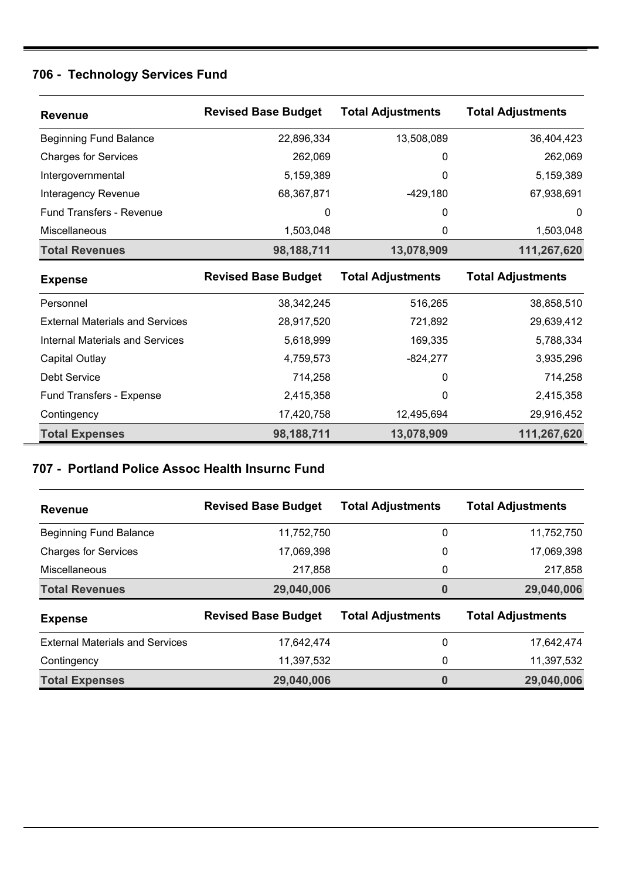## 706 - Technology Services Fund

| Revenue | Revised Base Budget | Total Adjustments | Total Adjustments |
|---|---|---|---|
| Beginning Fund Balance | 22,896,334 | 13,508,089 | 36,404,423 |
| Charges for Services | 262,069 | 0 | 262,069 |
| Intergovernmental | 5,159,389 | 0 | 5,159,389 |
| Interagency Revenue | 68,367,871 | -429,180 | 67,938,691 |
| Fund Transfers - Revenue | 0 | 0 | 0 |
| Miscellaneous | 1,503,048 | 0 | 1,503,048 |
| **Total Revenues** | **98,188,711** | **13,078,909** | **111,267,620** |
| **Expense** | **Revised Base Budget** | **Total Adjustments** | **Total Adjustments** |
| Personnel | 38,342,245 | 516,265 | 38,858,510 |
| External Materials and Services | 28,917,520 | 721,892 | 29,639,412 |
| Internal Materials and Services | 5,618,999 | 169,335 | 5,788,334 |
| Capital Outlay | 4,759,573 | -824,277 | 3,935,296 |
| Debt Service | 714,258 | 0 | 714,258 |
| Fund Transfers - Expense | 2,415,358 | 0 | 2,415,358 |
| Contingency | 17,420,758 | 12,495,694 | 29,916,452 |
| **Total Expenses** | **98,188,711** | **13,078,909** | **111,267,620** |

## 707 - Portland Police Assoc Health Insurnc Fund

| Revenue | Revised Base Budget | Total Adjustments | Total Adjustments |
|---|---|---|---|
| Beginning Fund Balance | 11,752,750 | 0 | 11,752,750 |
| Charges for Services | 17,069,398 | 0 | 17,069,398 |
| Miscellaneous | 217,858 | 0 | 217,858 |
| **Total Revenues** | **29,040,006** | **0** | **29,040,006** |
| **Expense** | **Revised Base Budget** | **Total Adjustments** | **Total Adjustments** |
| External Materials and Services | 17,642,474 | 0 | 17,642,474 |
| Contingency | 11,397,532 | 0 | 11,397,532 |
| **Total Expenses** | **29,040,006** | **0** | **29,040,006** |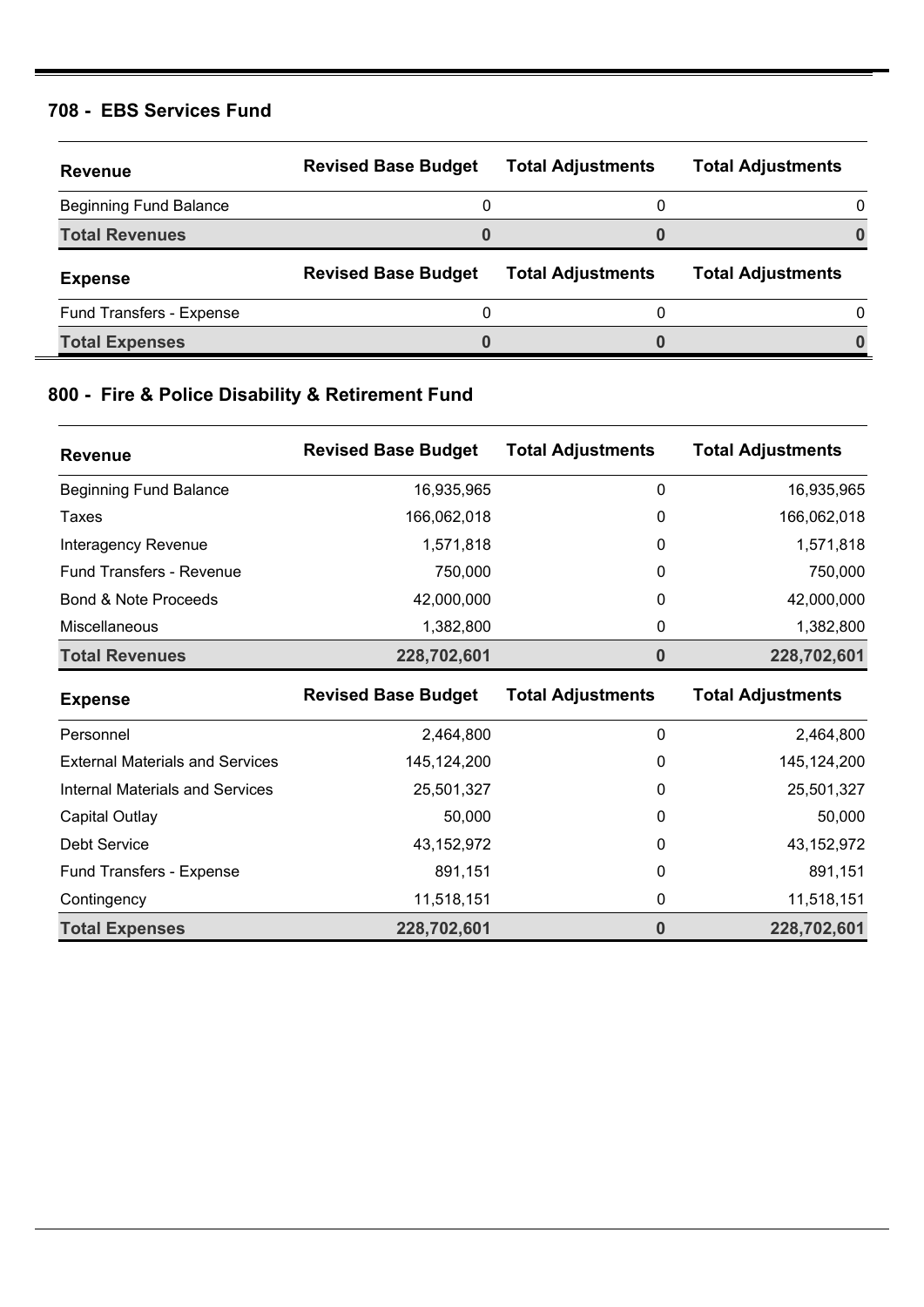### 708 - EBS Services Fund

| Revenue | Revised Base Budget | Total Adjustments | Total Adjustments |
|---|---|---|---|
| Beginning Fund Balance | 0 | 0 | 0 |
| **Total Revenues** | **0** | **0** | **0** |
| **Expense** | **Revised Base Budget** | **Total Adjustments** | **Total Adjustments** |
| Fund Transfers - Expense | 0 | 0 | 0 |
| **Total Expenses** | **0** | **0** | **0** |

### 800 - Fire & Police Disability & Retirement Fund

| Revenue | Revised Base Budget | Total Adjustments | Total Adjustments |
|---|---|---|---|
| Beginning Fund Balance | 16,935,965 | 0 | 16,935,965 |
| Taxes | 166,062,018 | 0 | 166,062,018 |
| Interagency Revenue | 1,571,818 | 0 | 1,571,818 |
| Fund Transfers - Revenue | 750,000 | 0 | 750,000 |
| Bond & Note Proceeds | 42,000,000 | 0 | 42,000,000 |
| Miscellaneous | 1,382,800 | 0 | 1,382,800 |
| **Total Revenues** | **228,702,601** | **0** | **228,702,601** |
| **Expense** | **Revised Base Budget** | **Total Adjustments** | **Total Adjustments** |
| Personnel | 2,464,800 | 0 | 2,464,800 |
| External Materials and Services | 145,124,200 | 0 | 145,124,200 |
| Internal Materials and Services | 25,501,327 | 0 | 25,501,327 |
| Capital Outlay | 50,000 | 0 | 50,000 |
| Debt Service | 43,152,972 | 0 | 43,152,972 |
| Fund Transfers - Expense | 891,151 | 0 | 891,151 |
| Contingency | 11,518,151 | 0 | 11,518,151 |
| **Total Expenses** | **228,702,601** | **0** | **228,702,601** |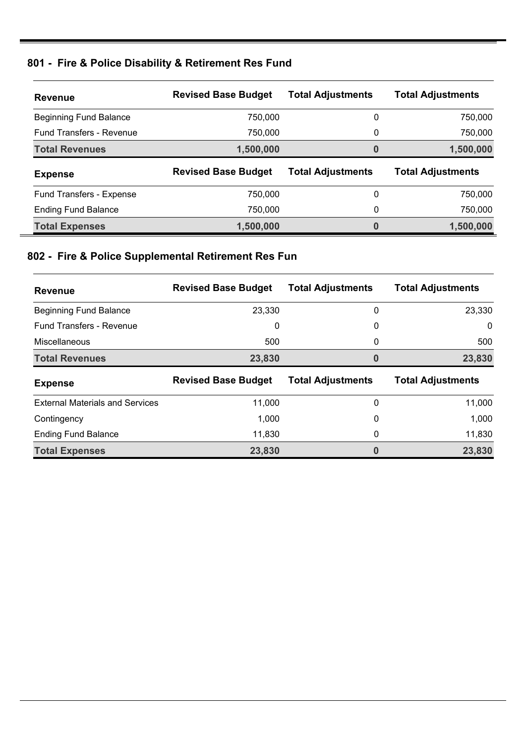## 801 - Fire & Police Disability & Retirement Res Fund

| Revenue | Revised Base Budget | Total Adjustments | Total Adjustments |
|---|---|---|---|
| Beginning Fund Balance | 750,000 | 0 | 750,000 |
| Fund Transfers - Revenue | 750,000 | 0 | 750,000 |
| **Total Revenues** | **1,500,000** | **0** | **1,500,000** |

| Expense | Revised Base Budget | Total Adjustments | Total Adjustments |
|---|---|---|---|
| Fund Transfers - Expense | 750,000 | 0 | 750,000 |
| Ending Fund Balance | 750,000 | 0 | 750,000 |
| **Total Expenses** | **1,500,000** | **0** | **1,500,000** |

## 802 - Fire & Police Supplemental Retirement Res Fun

| Revenue | Revised Base Budget | Total Adjustments | Total Adjustments |
|---|---|---|---|
| Beginning Fund Balance | 23,330 | 0 | 23,330 |
| Fund Transfers - Revenue | 0 | 0 | 0 |
| Miscellaneous | 500 | 0 | 500 |
| **Total Revenues** | **23,830** | **0** | **23,830** |

| Expense | Revised Base Budget | Total Adjustments | Total Adjustments |
|---|---|---|---|
| External Materials and Services | 11,000 | 0 | 11,000 |
| Contingency | 1,000 | 0 | 1,000 |
| Ending Fund Balance | 11,830 | 0 | 11,830 |
| **Total Expenses** | **23,830** | **0** | **23,830** |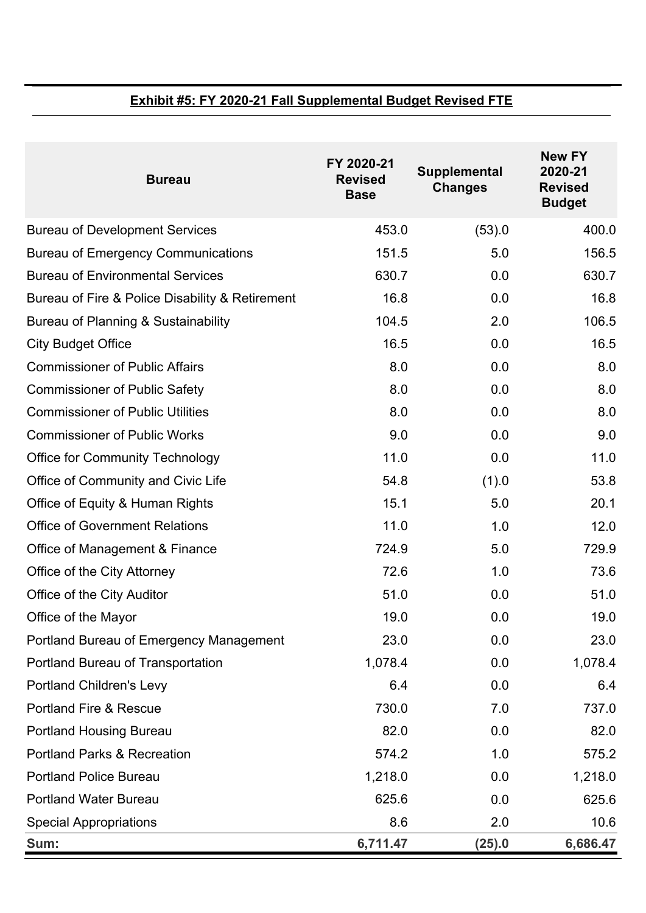**Exhibit #5: FY 2020-21 Fall Supplemental Budget Revised FTE**

| Bureau | FY 2020-21 Revised Base | Supplemental Changes | New FY 2020-21 Revised Budget |
|---|---|---|---|
| Bureau of Development Services | 453.0 | (53).0 | 400.0 |
| Bureau of Emergency Communications | 151.5 | 5.0 | 156.5 |
| Bureau of Environmental Services | 630.7 | 0.0 | 630.7 |
| Bureau of Fire & Police Disability & Retirement | 16.8 | 0.0 | 16.8 |
| Bureau of Planning & Sustainability | 104.5 | 2.0 | 106.5 |
| City Budget Office | 16.5 | 0.0 | 16.5 |
| Commissioner of Public Affairs | 8.0 | 0.0 | 8.0 |
| Commissioner of Public Safety | 8.0 | 0.0 | 8.0 |
| Commissioner of Public Utilities | 8.0 | 0.0 | 8.0 |
| Commissioner of Public Works | 9.0 | 0.0 | 9.0 |
| Office for Community Technology | 11.0 | 0.0 | 11.0 |
| Office of Community and Civic Life | 54.8 | (1).0 | 53.8 |
| Office of Equity & Human Rights | 15.1 | 5.0 | 20.1 |
| Office of Government Relations | 11.0 | 1.0 | 12.0 |
| Office of Management & Finance | 724.9 | 5.0 | 729.9 |
| Office of the City Attorney | 72.6 | 1.0 | 73.6 |
| Office of the City Auditor | 51.0 | 0.0 | 51.0 |
| Office of the Mayor | 19.0 | 0.0 | 19.0 |
| Portland Bureau of Emergency Management | 23.0 | 0.0 | 23.0 |
| Portland Bureau of Transportation | 1,078.4 | 0.0 | 1,078.4 |
| Portland Children's Levy | 6.4 | 0.0 | 6.4 |
| Portland Fire & Rescue | 730.0 | 7.0 | 737.0 |
| Portland Housing Bureau | 82.0 | 0.0 | 82.0 |
| Portland Parks & Recreation | 574.2 | 1.0 | 575.2 |
| Portland Police Bureau | 1,218.0 | 0.0 | 1,218.0 |
| Portland Water Bureau | 625.6 | 0.0 | 625.6 |
| Special Appropriations | 8.6 | 2.0 | 10.6 |
| **Sum:** | **6,711.47** | **(25).0** | **6,686.47** |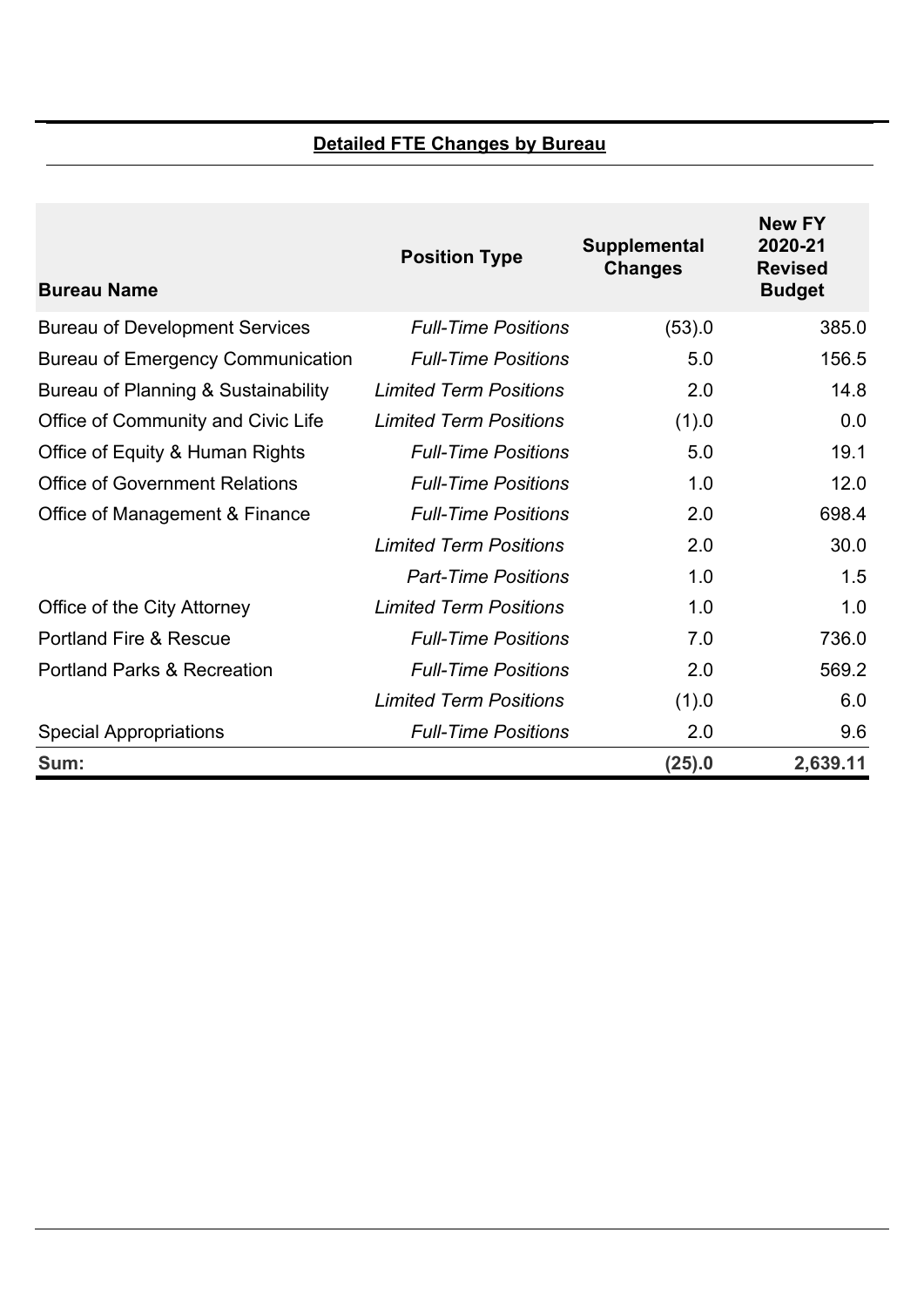**Detailed FTE Changes by Bureau**

| Bureau Name | Position Type | Supplemental Changes | New FY 2020-21 Revised Budget |
|---|---|---|---|
| Bureau of Development Services | *Full-Time Positions* | (53).0 | 385.0 |
| Bureau of Emergency Communication | *Full-Time Positions* | 5.0 | 156.5 |
| Bureau of Planning & Sustainability | *Limited Term Positions* | 2.0 | 14.8 |
| Office of Community and Civic Life | *Limited Term Positions* | (1).0 | 0.0 |
| Office of Equity & Human Rights | *Full-Time Positions* | 5.0 | 19.1 |
| Office of Government Relations | *Full-Time Positions* | 1.0 | 12.0 |
| Office of Management & Finance | *Full-Time Positions* | 2.0 | 698.4 |
| | *Limited Term Positions* | 2.0 | 30.0 |
| | *Part-Time Positions* | 1.0 | 1.5 |
| Office of the City Attorney | *Limited Term Positions* | 1.0 | 1.0 |
| Portland Fire & Rescue | *Full-Time Positions* | 7.0 | 736.0 |
| Portland Parks & Recreation | *Full-Time Positions* | 2.0 | 569.2 |
| | *Limited Term Positions* | (1).0 | 6.0 |
| Special Appropriations | *Full-Time Positions* | 2.0 | 9.6 |
| **Sum:** | | **(25).0** | **2,639.11** |